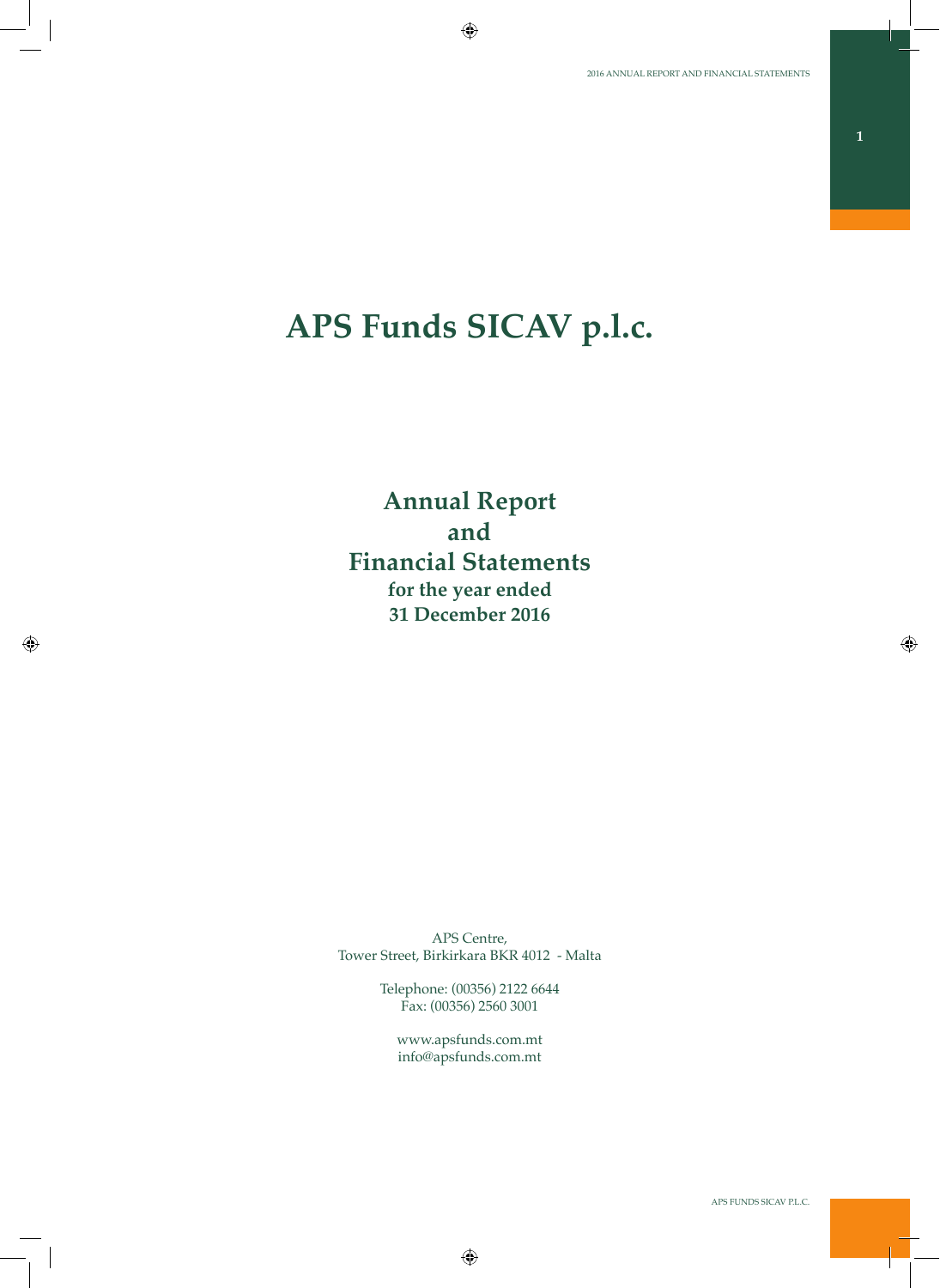# APS Funds SICAV p.l.c.

## Annual Report and Financial Statements

**for the year ended 31 December 2016**

APS Centre,
Tower Street, Birkirkara BKR 4012 - Malta

Telephone: (00356) 2122 6644
Fax: (00356) 2560 3001

www.apsfunds.com.mt
info@apsfunds.com.mt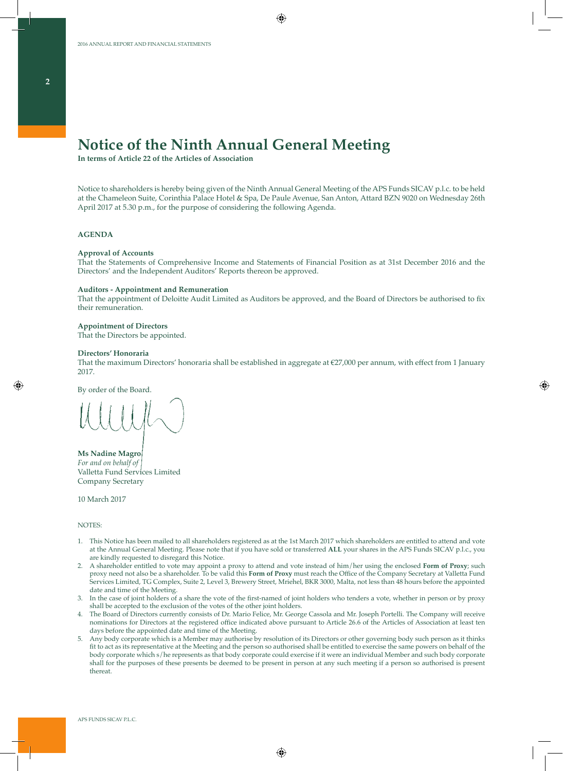# Notice of the Ninth Annual General Meeting

**In terms of Article 22 of the Articles of Association**

Notice to shareholders is hereby being given of the Ninth Annual General Meeting of the APS Funds SICAV p.l.c. to be held at the Chameleon Suite, Corinthia Palace Hotel & Spa, De Paule Avenue, San Anton, Attard BZN 9020 on Wednesday 26th April 2017 at 5.30 p.m., for the purpose of considering the following Agenda.

**AGENDA**

**Approval of Accounts**
That the Statements of Comprehensive Income and Statements of Financial Position as at 31st December 2016 and the Directors' and the Independent Auditors' Reports thereon be approved.

**Auditors - Appointment and Remuneration**
That the appointment of Deloitte Audit Limited as Auditors be approved, and the Board of Directors be authorised to fix their remuneration.

**Appointment of Directors**
That the Directors be appointed.

**Directors' Honoraria**
That the maximum Directors' honoraria shall be established in aggregate at €27,000 per annum, with effect from 1 January 2017.

By order of the Board.

**Ms Nadine Magro**
*For and on behalf of*
Valletta Fund Services Limited
Company Secretary

10 March 2017

NOTES:

1. This Notice has been mailed to all shareholders registered as at the 1st March 2017 which shareholders are entitled to attend and vote at the Annual General Meeting. Please note that if you have sold or transferred **ALL** your shares in the APS Funds SICAV p.l.c., you are kindly requested to disregard this Notice.
2. A shareholder entitled to vote may appoint a proxy to attend and vote instead of him/her using the enclosed **Form of Proxy**; such proxy need not also be a shareholder. To be valid this **Form of Proxy** must reach the Office of the Company Secretary at Valletta Fund Services Limited, TG Complex, Suite 2, Level 3, Brewery Street, Mriehel, BKR 3000, Malta, not less than 48 hours before the appointed date and time of the Meeting.
3. In the case of joint holders of a share the vote of the first-named of joint holders who tenders a vote, whether in person or by proxy shall be accepted to the exclusion of the votes of the other joint holders.
4. The Board of Directors currently consists of Dr. Mario Felice, Mr. George Cassola and Mr. Joseph Portelli. The Company will receive nominations for Directors at the registered office indicated above pursuant to Article 26.6 of the Articles of Association at least ten days before the appointed date and time of the Meeting.
5. Any body corporate which is a Member may authorise by resolution of its Directors or other governing body such person as it thinks fit to act as its representative at the Meeting and the person so authorised shall be entitled to exercise the same powers on behalf of the body corporate which s/he represents as that body corporate could exercise if it were an individual Member and such body corporate shall for the purposes of these presents be deemed to be present in person at any such meeting if a person so authorised is present thereat.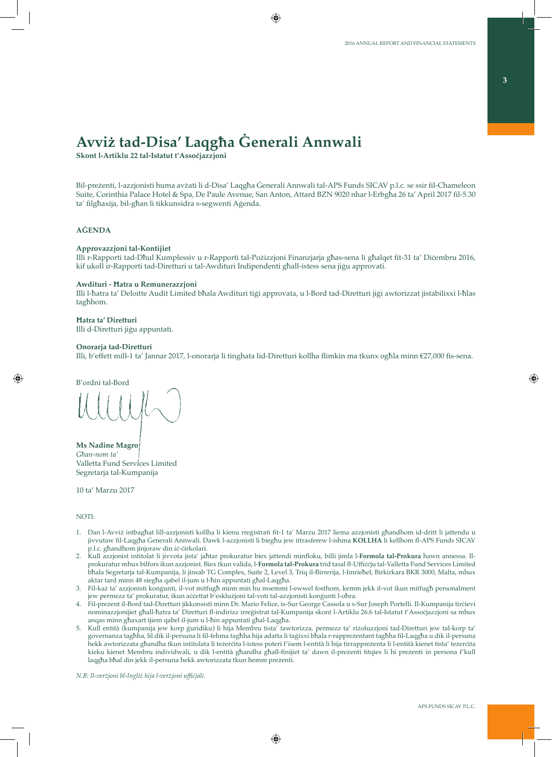# Avviż tad-Disa' Laqgħa Ġenerali Annwali

**Skont l-Artiklu 22 tal-Istatut t'Assoċjazzjoni**

Bil-preżenti, l-azzjonisti huma avżati li d-Disa' Laqgħa Ġenerali Annwali tal-APS Funds SICAV p.l.c. se ssir fil-Chameleon Suite, Corinthia Palace Hotel & Spa, De Paule Avenue, San Anton, Attard BZN 9020 nhar l-Erbgħa 26 ta' April 2017 fil-5.30 ta' filgħaxija, bil-għan li tikkunsidra s-segwenti Aġenda.

## AĠENDA

**Approvazzjoni tal-Kontijiet**
Illi r-Rapporti tad-Dħul Kumplessiv u r-Rapporti tal-Pożizzjoni Finanzjarja għas-sena li għalqet fit-31 ta' Diċembru 2016, kif ukoll ir-Rapporti tad-Diretturi u tal-Awdituri Indipendenti għall-istess sena jiġu approvati.

**Awdituri - Ħatra u Remunerazzjoni**
Illi l-ħatra ta' Deloitte Audit Limited bħala Awdituri tiġi approvata, u l-Bord tad-Diretturi jiġi awtorizzat jistabilixxi l-ħlas tagħhom.

**Ħatra ta' Diretturi**
Illi d-Diretturi jiġu appuntati.

**Onorarja tad-Diretturi**
Illi, b'effett mill-1 ta' Jannar 2017, l-onorarja li tingħata lid-Diretturi kollha flimkin ma tkunx ogħla minn €27,000 fis-sena.

B'ordni tal-Bord

**Ms Nadine Magro**
*Għan-nom ta'*
Valletta Fund Services Limited
Segretarja tal-Kumpanija

10 ta' Marzu 2017

NOTI:

1. Dan l-Avviż intbagħat lill-azzjonisti kollha li kienu rreġistrati fit-1 ta' Marzu 2017 liema azzjonisti għandhom id-dritt li jattendu u jivvutaw fil-Laqgħa Ġenerali Annwali. Dawk l-azzjonisti li biegħu jew ittrasferew l-ishma **KOLLHA** li kellhom fl-APS Funds SICAV p.l.c. għandhom jinjoraw din iċ-ċirkolari.
2. Kull azzjonist intitolat li jivvota jista' jaħtar prokuratur biex jattendi minfloku, billi jimla l-**Formola tal-Prokura** hawn annessa. Il-prokuratur mhux bilfors ikun azzjonist. Biex tkun valida, l-**Formola tal-Prokura** trid tasal fl-Uffiċċju tal-Valletta Fund Services Limited bħala Segretarja tal-Kumpanija, li jinsab TG Complex, Suite 2, Level 3, Triq il-Birrerija, l-Imrieħel, Birkirkara BKR 3000, Malta, mhux aktar tard minn 48 siegħa qabel il-jum u l-ħin appuntati għal-Laqgħa.
3. Fil-każ ta' azzjonisti konġunti, il-vot mitfugħ minn min hu msemmi l-ewwel fosthom, kemm jekk il-vot ikun mitfugħ personalment jew permezz ta' prokuratur, ikun aċċettat b'esklużjoni tal-voti tal-azzjonisti konġunti l-oħra.
4. Fil-preżent il-Bord tad-Diretturi jikkonsisti minn Dr. Mario Felice, is-Sur George Cassola u s-Sur Joseph Portelli. Il-Kumpanija tirċievi nominazzjonijiet għall-ħatra ta' Diretturi fl-indirizz irreġistrat tal-Kumpanija skont l-Artiklu 26.6 tal-Istatut t'Assoċjazzjoni sa mhux anqas minn għaxart ijiem qabel il-jum u l-ħin appuntati għal-Laqgħa.
5. Kull entità (kumpanija jew korp ġuridiku) li hija Membru tista' tawtorizza, permezz ta' riżoluzzjoni tad-Diretturi jew tal-korp ta' governanza tagħha, lil dik il-persuna li fil-fehma tagħha hija adatta li taġixxi bħala r-rappreżentant tagħha fil-Laqgħa u dik il-persuna hekk awtorizzata għandha tkun intitolata li teżerċita l-istess poteri f'isem l-entità li hija tirrappreżenta li l-entità kienet tista' teżerċita kieku kienet Membru individwali, u dik l-entità għandha għall-finijiet ta' dawn il-preżenti titqies li hi preżenti in persona f'kull laqgħa bħal din jekk il-persuna hekk awtorizzata tkun hemm preżenti.

*N.B: Il-verżjoni bl-Ingliż hija l-verżjoni uffiċjali.*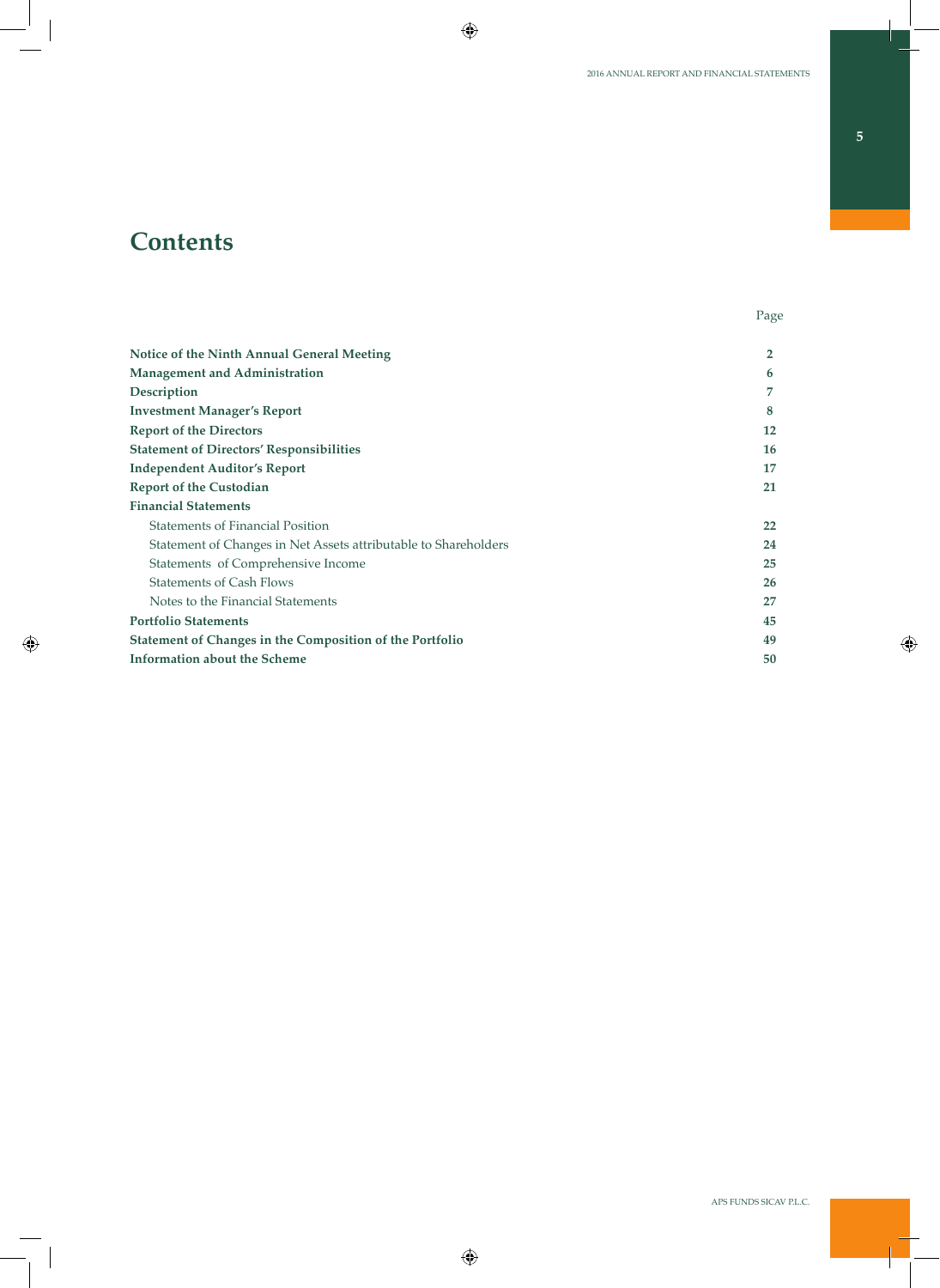# Contents

| | Page |
|---|---|
| **Notice of the Ninth Annual General Meeting** | **2** |
| **Management and Administration** | **6** |
| **Description** | **7** |
| **Investment Manager's Report** | **8** |
| **Report of the Directors** | **12** |
| **Statement of Directors' Responsibilities** | **16** |
| **Independent Auditor's Report** | **17** |
| **Report of the Custodian** | **21** |
| **Financial Statements** | |
| Statements of Financial Position | **22** |
| Statement of Changes in Net Assets attributable to Shareholders | **24** |
| Statements of Comprehensive Income | **25** |
| Statements of Cash Flows | **26** |
| Notes to the Financial Statements | **27** |
| **Portfolio Statements** | **45** |
| **Statement of Changes in the Composition of the Portfolio** | **49** |
| **Information about the Scheme** | **50** |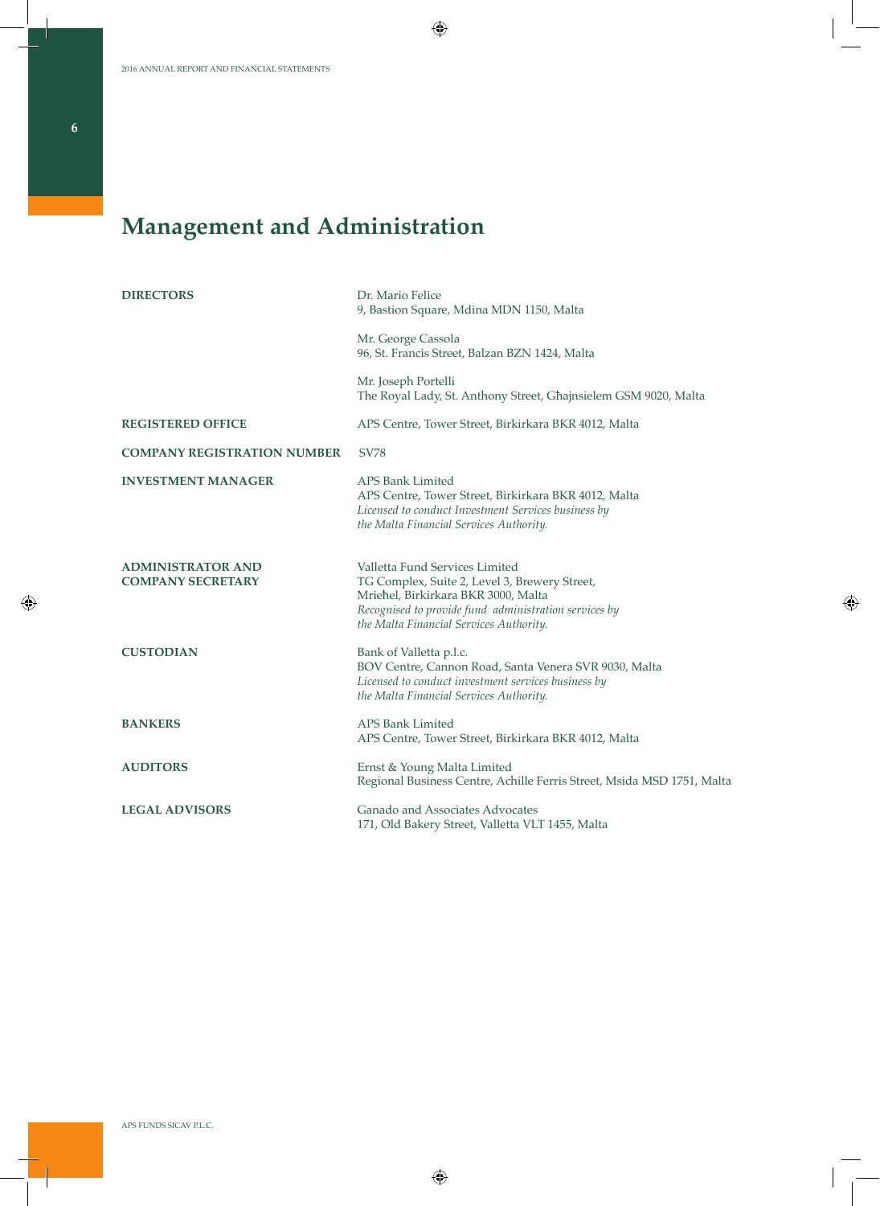# Management and Administration

**DIRECTORS**

Dr. Mario Felice
9, Bastion Square, Mdina MDN 1150, Malta

Mr. George Cassola
96, St. Francis Street, Balzan BZN 1424, Malta

Mr. Joseph Portelli
The Royal Lady, St. Anthony Street, Għajnsielem GSM 9020, Malta

**REGISTERED OFFICE**

APS Centre, Tower Street, Birkirkara BKR 4012, Malta

**COMPANY REGISTRATION NUMBER**

SV78

**INVESTMENT MANAGER**

APS Bank Limited
APS Centre, Tower Street, Birkirkara BKR 4012, Malta
*Licensed to conduct Investment Services business by the Malta Financial Services Authority.*

**ADMINISTRATOR AND COMPANY SECRETARY**

Valletta Fund Services Limited
TG Complex, Suite 2, Level 3, Brewery Street,
Mrieħel, Birkirkara BKR 3000, Malta
*Recognised to provide fund administration services by the Malta Financial Services Authority.*

**CUSTODIAN**

Bank of Valletta p.l.c.
BOV Centre, Cannon Road, Santa Venera SVR 9030, Malta
*Licensed to conduct investment services business by the Malta Financial Services Authority.*

**BANKERS**

APS Bank Limited
APS Centre, Tower Street, Birkirkara BKR 4012, Malta

**AUDITORS**

Ernst & Young Malta Limited
Regional Business Centre, Achille Ferris Street, Msida MSD 1751, Malta

**LEGAL ADVISORS**

Ganado and Associates Advocates
171, Old Bakery Street, Valletta VLT 1455, Malta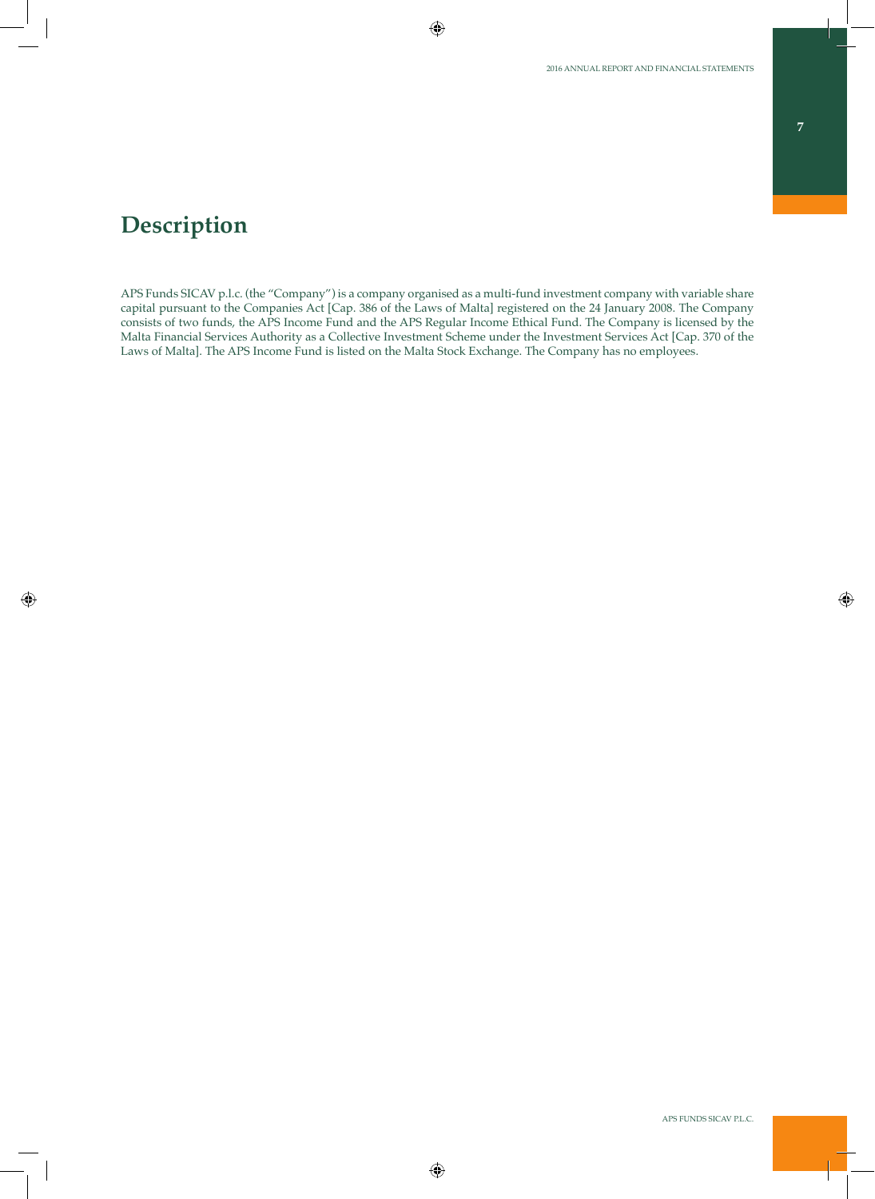# Description

APS Funds SICAV p.l.c. (the "Company") is a company organised as a multi-fund investment company with variable share capital pursuant to the Companies Act [Cap. 386 of the Laws of Malta] registered on the 24 January 2008. The Company consists of two funds, the APS Income Fund and the APS Regular Income Ethical Fund. The Company is licensed by the Malta Financial Services Authority as a Collective Investment Scheme under the Investment Services Act [Cap. 370 of the Laws of Malta]. The APS Income Fund is listed on the Malta Stock Exchange. The Company has no employees.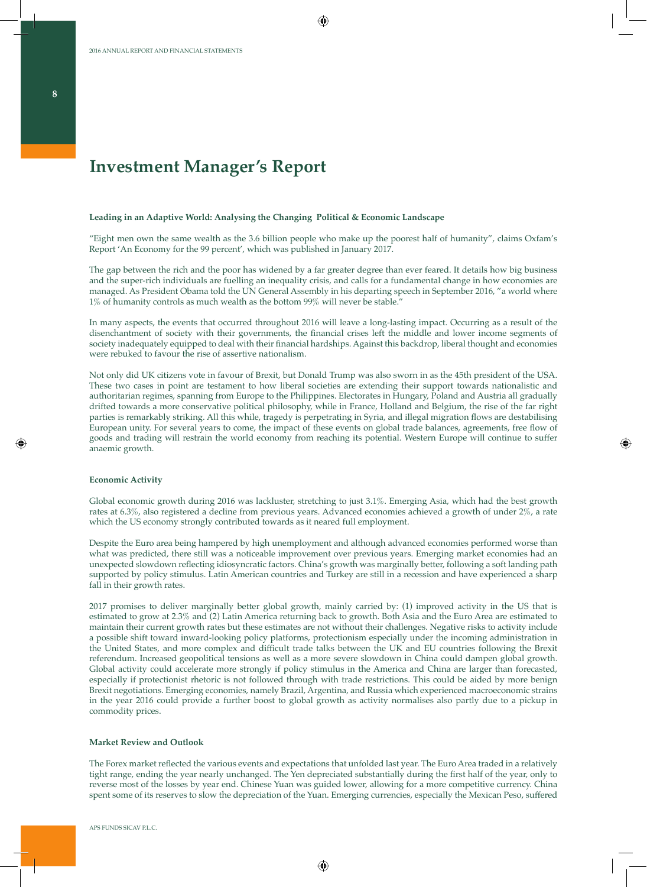# Investment Manager's Report

**Leading in an Adaptive World: Analysing the Changing Political & Economic Landscape**

"Eight men own the same wealth as the 3.6 billion people who make up the poorest half of humanity", claims Oxfam's Report 'An Economy for the 99 percent', which was published in January 2017.

The gap between the rich and the poor has widened by a far greater degree than ever feared. It details how big business and the super-rich individuals are fuelling an inequality crisis, and calls for a fundamental change in how economies are managed. As President Obama told the UN General Assembly in his departing speech in September 2016, "a world where 1% of humanity controls as much wealth as the bottom 99% will never be stable."

In many aspects, the events that occurred throughout 2016 will leave a long-lasting impact. Occurring as a result of the disenchantment of society with their governments, the financial crises left the middle and lower income segments of society inadequately equipped to deal with their financial hardships. Against this backdrop, liberal thought and economies were rebuked to favour the rise of assertive nationalism.

Not only did UK citizens vote in favour of Brexit, but Donald Trump was also sworn in as the 45th president of the USA. These two cases in point are testament to how liberal societies are extending their support towards nationalistic and authoritarian regimes, spanning from Europe to the Philippines. Electorates in Hungary, Poland and Austria all gradually drifted towards a more conservative political philosophy, while in France, Holland and Belgium, the rise of the far right parties is remarkably striking. All this while, tragedy is perpetrating in Syria, and illegal migration flows are destabilising European unity. For several years to come, the impact of these events on global trade balances, agreements, free flow of goods and trading will restrain the world economy from reaching its potential. Western Europe will continue to suffer anaemic growth.

**Economic Activity**

Global economic growth during 2016 was lackluster, stretching to just 3.1%. Emerging Asia, which had the best growth rates at 6.3%, also registered a decline from previous years. Advanced economies achieved a growth of under 2%, a rate which the US economy strongly contributed towards as it neared full employment.

Despite the Euro area being hampered by high unemployment and although advanced economies performed worse than what was predicted, there still was a noticeable improvement over previous years. Emerging market economies had an unexpected slowdown reflecting idiosyncratic factors. China's growth was marginally better, following a soft landing path supported by policy stimulus. Latin American countries and Turkey are still in a recession and have experienced a sharp fall in their growth rates.

2017 promises to deliver marginally better global growth, mainly carried by: (1) improved activity in the US that is estimated to grow at 2.3% and (2) Latin America returning back to growth. Both Asia and the Euro Area are estimated to maintain their current growth rates but these estimates are not without their challenges. Negative risks to activity include a possible shift toward inward-looking policy platforms, protectionism especially under the incoming administration in the United States, and more complex and difficult trade talks between the UK and EU countries following the Brexit referendum. Increased geopolitical tensions as well as a more severe slowdown in China could dampen global growth. Global activity could accelerate more strongly if policy stimulus in the America and China are larger than forecasted, especially if protectionist rhetoric is not followed through with trade restrictions. This could be aided by more benign Brexit negotiations. Emerging economies, namely Brazil, Argentina, and Russia which experienced macroeconomic strains in the year 2016 could provide a further boost to global growth as activity normalises also partly due to a pickup in commodity prices.

**Market Review and Outlook**

The Forex market reflected the various events and expectations that unfolded last year. The Euro Area traded in a relatively tight range, ending the year nearly unchanged. The Yen depreciated substantially during the first half of the year, only to reverse most of the losses by year end. Chinese Yuan was guided lower, allowing for a more competitive currency. China spent some of its reserves to slow the depreciation of the Yuan. Emerging currencies, especially the Mexican Peso, suffered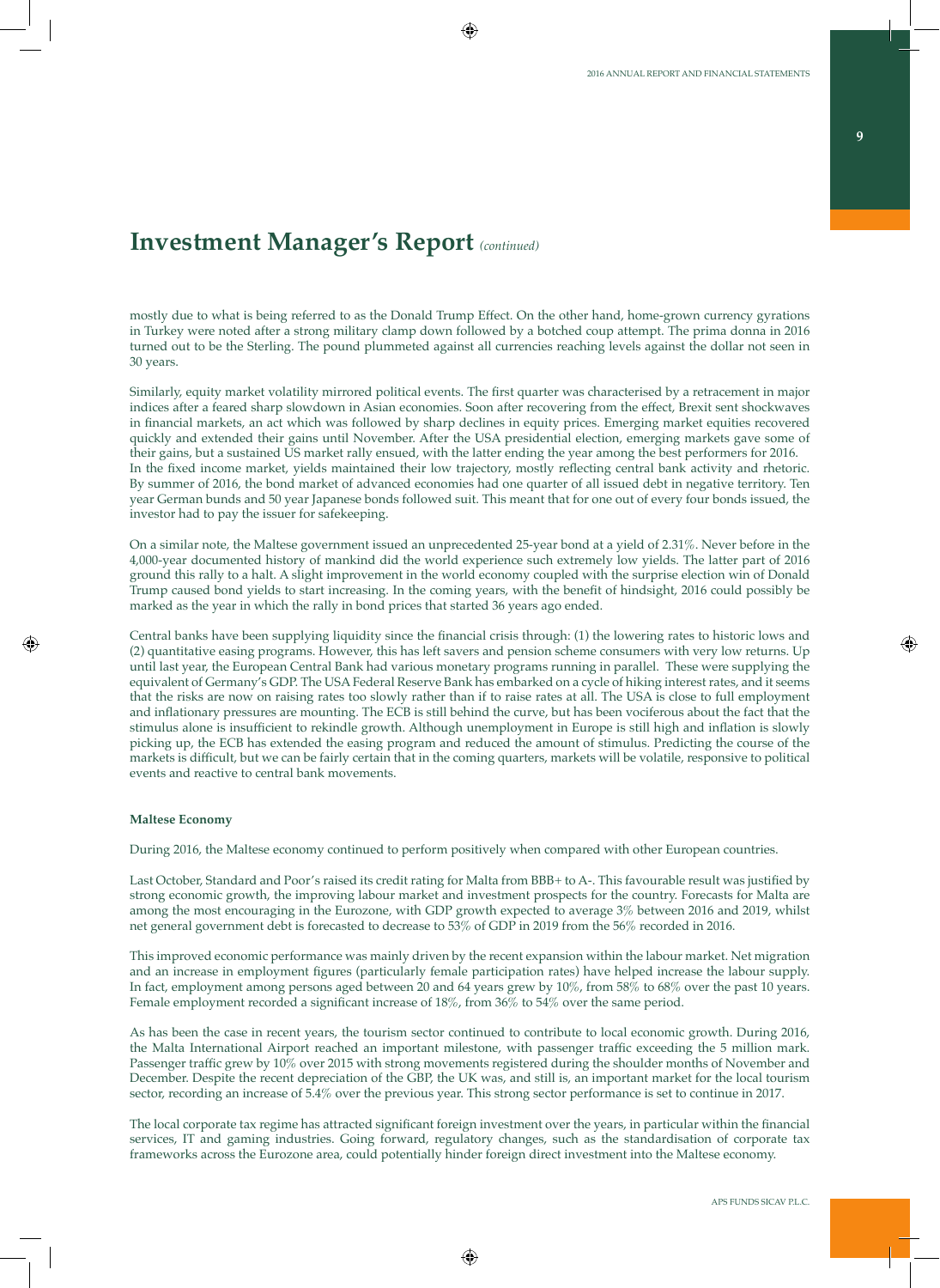# Investment Manager's Report *(continued)*

mostly due to what is being referred to as the Donald Trump Effect. On the other hand, home-grown currency gyrations in Turkey were noted after a strong military clamp down followed by a botched coup attempt. The prima donna in 2016 turned out to be the Sterling. The pound plummeted against all currencies reaching levels against the dollar not seen in 30 years.

Similarly, equity market volatility mirrored political events. The first quarter was characterised by a retracement in major indices after a feared sharp slowdown in Asian economies. Soon after recovering from the effect, Brexit sent shockwaves in financial markets, an act which was followed by sharp declines in equity prices. Emerging market equities recovered quickly and extended their gains until November. After the USA presidential election, emerging markets gave some of their gains, but a sustained US market rally ensued, with the latter ending the year among the best performers for 2016.
In the fixed income market, yields maintained their low trajectory, mostly reflecting central bank activity and rhetoric. By summer of 2016, the bond market of advanced economies had one quarter of all issued debt in negative territory. Ten year German bunds and 50 year Japanese bonds followed suit. This meant that for one out of every four bonds issued, the investor had to pay the issuer for safekeeping.

On a similar note, the Maltese government issued an unprecedented 25-year bond at a yield of 2.31%. Never before in the 4,000-year documented history of mankind did the world experience such extremely low yields. The latter part of 2016 ground this rally to a halt. A slight improvement in the world economy coupled with the surprise election win of Donald Trump caused bond yields to start increasing. In the coming years, with the benefit of hindsight, 2016 could possibly be marked as the year in which the rally in bond prices that started 36 years ago ended.

Central banks have been supplying liquidity since the financial crisis through: (1) the lowering rates to historic lows and (2) quantitative easing programs. However, this has left savers and pension scheme consumers with very low returns. Up until last year, the European Central Bank had various monetary programs running in parallel. These were supplying the equivalent of Germany's GDP. The USA Federal Reserve Bank has embarked on a cycle of hiking interest rates, and it seems that the risks are now on raising rates too slowly rather than if to raise rates at all. The USA is close to full employment and inflationary pressures are mounting. The ECB is still behind the curve, but has been vociferous about the fact that the stimulus alone is insufficient to rekindle growth. Although unemployment in Europe is still high and inflation is slowly picking up, the ECB has extended the easing program and reduced the amount of stimulus. Predicting the course of the markets is difficult, but we can be fairly certain that in the coming quarters, markets will be volatile, responsive to political events and reactive to central bank movements.

**Maltese Economy**

During 2016, the Maltese economy continued to perform positively when compared with other European countries.

Last October, Standard and Poor's raised its credit rating for Malta from BBB+ to A-. This favourable result was justified by strong economic growth, the improving labour market and investment prospects for the country. Forecasts for Malta are among the most encouraging in the Eurozone, with GDP growth expected to average 3% between 2016 and 2019, whilst net general government debt is forecasted to decrease to 53% of GDP in 2019 from the 56% recorded in 2016.

This improved economic performance was mainly driven by the recent expansion within the labour market. Net migration and an increase in employment figures (particularly female participation rates) have helped increase the labour supply. In fact, employment among persons aged between 20 and 64 years grew by 10%, from 58% to 68% over the past 10 years. Female employment recorded a significant increase of 18%, from 36% to 54% over the same period.

As has been the case in recent years, the tourism sector continued to contribute to local economic growth. During 2016, the Malta International Airport reached an important milestone, with passenger traffic exceeding the 5 million mark. Passenger traffic grew by 10% over 2015 with strong movements registered during the shoulder months of November and December. Despite the recent depreciation of the GBP, the UK was, and still is, an important market for the local tourism sector, recording an increase of 5.4% over the previous year. This strong sector performance is set to continue in 2017.

The local corporate tax regime has attracted significant foreign investment over the years, in particular within the financial services, IT and gaming industries. Going forward, regulatory changes, such as the standardisation of corporate tax frameworks across the Eurozone area, could potentially hinder foreign direct investment into the Maltese economy.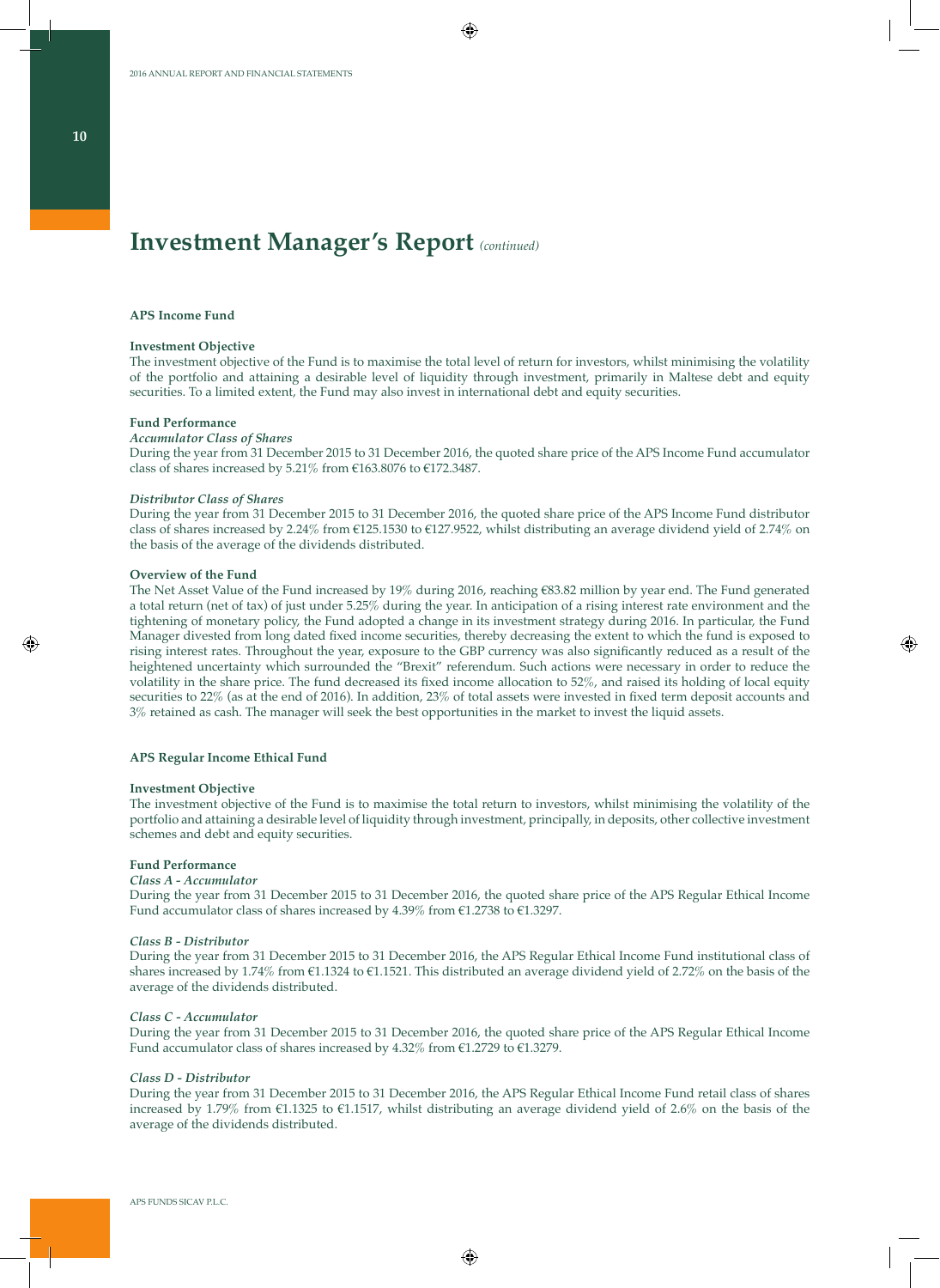# Investment Manager's Report *(continued)*

**APS Income Fund**

**Investment Objective**

The investment objective of the Fund is to maximise the total level of return for investors, whilst minimising the volatility of the portfolio and attaining a desirable level of liquidity through investment, primarily in Maltese debt and equity securities. To a limited extent, the Fund may also invest in international debt and equity securities.

**Fund Performance**

***Accumulator Class of Shares***

During the year from 31 December 2015 to 31 December 2016, the quoted share price of the APS Income Fund accumulator class of shares increased by 5.21% from €163.8076 to €172.3487.

***Distributor Class of Shares***

During the year from 31 December 2015 to 31 December 2016, the quoted share price of the APS Income Fund distributor class of shares increased by 2.24% from €125.1530 to €127.9522, whilst distributing an average dividend yield of 2.74% on the basis of the average of the dividends distributed.

**Overview of the Fund**

The Net Asset Value of the Fund increased by 19% during 2016, reaching €83.82 million by year end. The Fund generated a total return (net of tax) of just under 5.25% during the year. In anticipation of a rising interest rate environment and the tightening of monetary policy, the Fund adopted a change in its investment strategy during 2016. In particular, the Fund Manager divested from long dated fixed income securities, thereby decreasing the extent to which the fund is exposed to rising interest rates. Throughout the year, exposure to the GBP currency was also significantly reduced as a result of the heightened uncertainty which surrounded the "Brexit" referendum. Such actions were necessary in order to reduce the volatility in the share price. The fund decreased its fixed income allocation to 52%, and raised its holding of local equity securities to 22% (as at the end of 2016). In addition, 23% of total assets were invested in fixed term deposit accounts and 3% retained as cash. The manager will seek the best opportunities in the market to invest the liquid assets.

**APS Regular Income Ethical Fund**

**Investment Objective**

The investment objective of the Fund is to maximise the total return to investors, whilst minimising the volatility of the portfolio and attaining a desirable level of liquidity through investment, principally, in deposits, other collective investment schemes and debt and equity securities.

**Fund Performance**

***Class A - Accumulator***

During the year from 31 December 2015 to 31 December 2016, the quoted share price of the APS Regular Ethical Income Fund accumulator class of shares increased by 4.39% from €1.2738 to €1.3297.

***Class B - Distributor***

During the year from 31 December 2015 to 31 December 2016, the APS Regular Ethical Income Fund institutional class of shares increased by 1.74% from €1.1324 to €1.1521. This distributed an average dividend yield of 2.72% on the basis of the average of the dividends distributed.

***Class C - Accumulator***

During the year from 31 December 2015 to 31 December 2016, the quoted share price of the APS Regular Ethical Income Fund accumulator class of shares increased by 4.32% from €1.2729 to €1.3279.

***Class D - Distributor***

During the year from 31 December 2015 to 31 December 2016, the APS Regular Ethical Income Fund retail class of shares increased by 1.79% from €1.1325 to €1.1517, whilst distributing an average dividend yield of 2.6% on the basis of the average of the dividends distributed.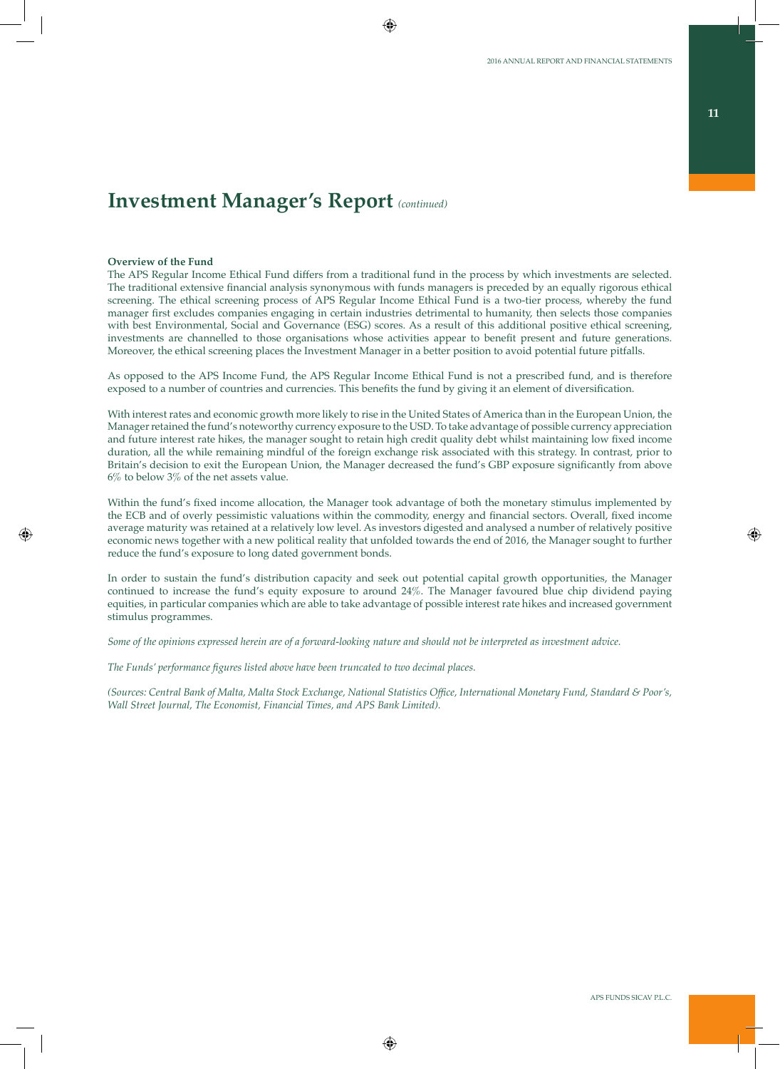# Investment Manager's Report *(continued)*

**Overview of the Fund**

The APS Regular Income Ethical Fund differs from a traditional fund in the process by which investments are selected. The traditional extensive financial analysis synonymous with funds managers is preceded by an equally rigorous ethical screening. The ethical screening process of APS Regular Income Ethical Fund is a two-tier process, whereby the fund manager first excludes companies engaging in certain industries detrimental to humanity, then selects those companies with best Environmental, Social and Governance (ESG) scores. As a result of this additional positive ethical screening, investments are channelled to those organisations whose activities appear to benefit present and future generations. Moreover, the ethical screening places the Investment Manager in a better position to avoid potential future pitfalls.

As opposed to the APS Income Fund, the APS Regular Income Ethical Fund is not a prescribed fund, and is therefore exposed to a number of countries and currencies. This benefits the fund by giving it an element of diversification.

With interest rates and economic growth more likely to rise in the United States of America than in the European Union, the Manager retained the fund's noteworthy currency exposure to the USD. To take advantage of possible currency appreciation and future interest rate hikes, the manager sought to retain high credit quality debt whilst maintaining low fixed income duration, all the while remaining mindful of the foreign exchange risk associated with this strategy. In contrast, prior to Britain's decision to exit the European Union, the Manager decreased the fund's GBP exposure significantly from above 6% to below 3% of the net assets value.

Within the fund's fixed income allocation, the Manager took advantage of both the monetary stimulus implemented by the ECB and of overly pessimistic valuations within the commodity, energy and financial sectors. Overall, fixed income average maturity was retained at a relatively low level. As investors digested and analysed a number of relatively positive economic news together with a new political reality that unfolded towards the end of 2016, the Manager sought to further reduce the fund's exposure to long dated government bonds.

In order to sustain the fund's distribution capacity and seek out potential capital growth opportunities, the Manager continued to increase the fund's equity exposure to around 24%. The Manager favoured blue chip dividend paying equities, in particular companies which are able to take advantage of possible interest rate hikes and increased government stimulus programmes.

*Some of the opinions expressed herein are of a forward-looking nature and should not be interpreted as investment advice.*

*The Funds' performance figures listed above have been truncated to two decimal places.*

*(Sources: Central Bank of Malta, Malta Stock Exchange, National Statistics Office, International Monetary Fund, Standard & Poor's, Wall Street Journal, The Economist, Financial Times, and APS Bank Limited).*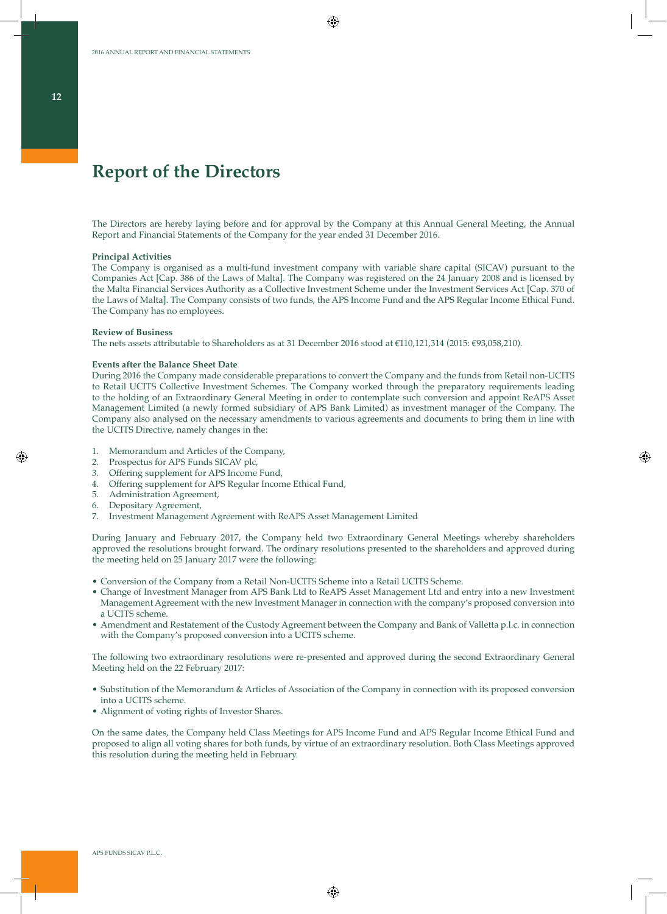# Report of the Directors

The Directors are hereby laying before and for approval by the Company at this Annual General Meeting, the Annual Report and Financial Statements of the Company for the year ended 31 December 2016.

**Principal Activities**
The Company is organised as a multi-fund investment company with variable share capital (SICAV) pursuant to the Companies Act [Cap. 386 of the Laws of Malta]. The Company was registered on the 24 January 2008 and is licensed by the Malta Financial Services Authority as a Collective Investment Scheme under the Investment Services Act [Cap. 370 of the Laws of Malta]. The Company consists of two funds, the APS Income Fund and the APS Regular Income Ethical Fund. The Company has no employees.

**Review of Business**
The nets assets attributable to Shareholders as at 31 December 2016 stood at €110,121,314 (2015: €93,058,210).

**Events after the Balance Sheet Date**
During 2016 the Company made considerable preparations to convert the Company and the funds from Retail non-UCITS to Retail UCITS Collective Investment Schemes. The Company worked through the preparatory requirements leading to the holding of an Extraordinary General Meeting in order to contemplate such conversion and appoint ReAPS Asset Management Limited (a newly formed subsidiary of APS Bank Limited) as investment manager of the Company. The Company also analysed on the necessary amendments to various agreements and documents to bring them in line with the UCITS Directive, namely changes in the:

1. Memorandum and Articles of the Company,
2. Prospectus for APS Funds SICAV plc,
3. Offering supplement for APS Income Fund,
4. Offering supplement for APS Regular Income Ethical Fund,
5. Administration Agreement,
6. Depositary Agreement,
7. Investment Management Agreement with ReAPS Asset Management Limited

During January and February 2017, the Company held two Extraordinary General Meetings whereby shareholders approved the resolutions brought forward. The ordinary resolutions presented to the shareholders and approved during the meeting held on 25 January 2017 were the following:

- Conversion of the Company from a Retail Non-UCITS Scheme into a Retail UCITS Scheme.
- Change of Investment Manager from APS Bank Ltd to ReAPS Asset Management Ltd and entry into a new Investment Management Agreement with the new Investment Manager in connection with the company's proposed conversion into a UCITS scheme.
- Amendment and Restatement of the Custody Agreement between the Company and Bank of Valletta p.l.c. in connection with the Company's proposed conversion into a UCITS scheme.

The following two extraordinary resolutions were re-presented and approved during the second Extraordinary General Meeting held on the 22 February 2017:

- Substitution of the Memorandum & Articles of Association of the Company in connection with its proposed conversion into a UCITS scheme.
- Alignment of voting rights of Investor Shares.

On the same dates, the Company held Class Meetings for APS Income Fund and APS Regular Income Ethical Fund and proposed to align all voting shares for both funds, by virtue of an extraordinary resolution. Both Class Meetings approved this resolution during the meeting held in February.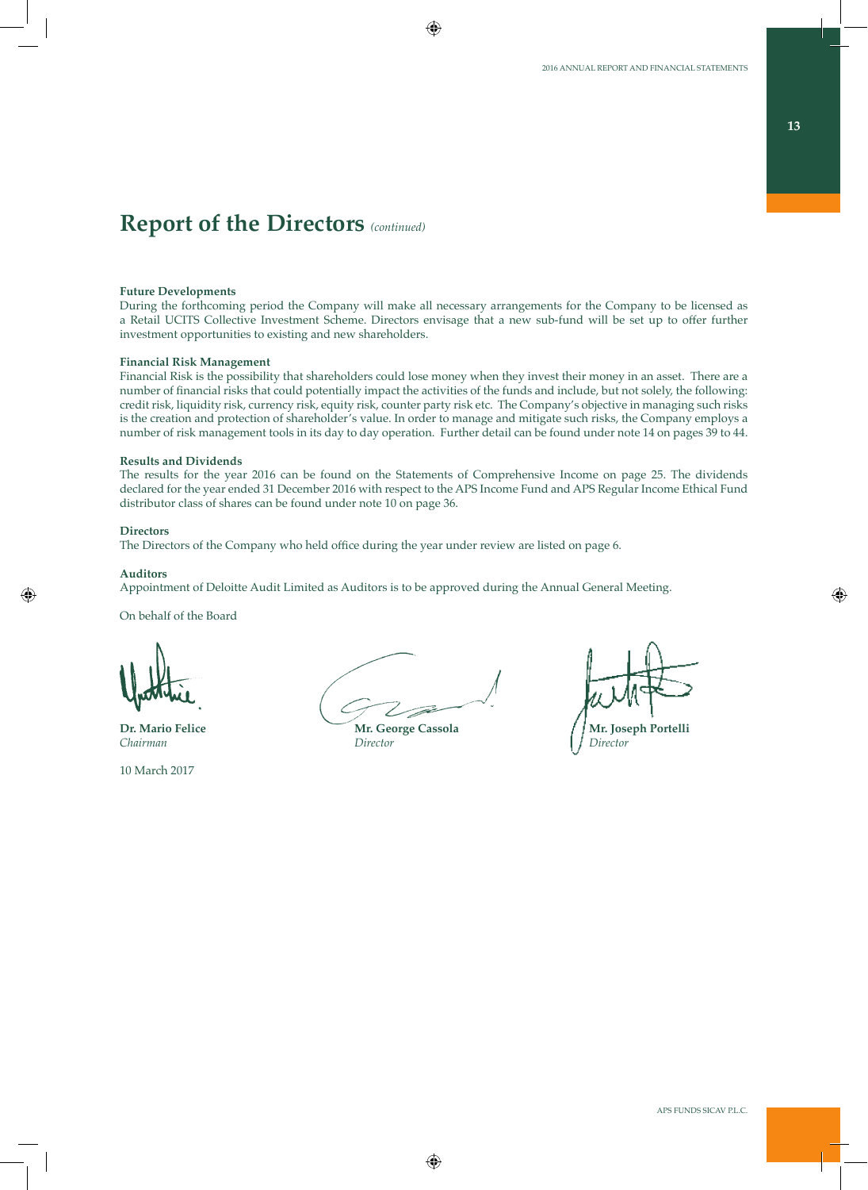# Report of the Directors *(continued)*

**Future Developments**
During the forthcoming period the Company will make all necessary arrangements for the Company to be licensed as a Retail UCITS Collective Investment Scheme. Directors envisage that a new sub-fund will be set up to offer further investment opportunities to existing and new shareholders.

**Financial Risk Management**
Financial Risk is the possibility that shareholders could lose money when they invest their money in an asset. There are a number of financial risks that could potentially impact the activities of the funds and include, but not solely, the following: credit risk, liquidity risk, currency risk, equity risk, counter party risk etc. The Company's objective in managing such risks is the creation and protection of shareholder's value. In order to manage and mitigate such risks, the Company employs a number of risk management tools in its day to day operation. Further detail can be found under note 14 on pages 39 to 44.

**Results and Dividends**
The results for the year 2016 can be found on the Statements of Comprehensive Income on page 25. The dividends declared for the year ended 31 December 2016 with respect to the APS Income Fund and APS Regular Income Ethical Fund distributor class of shares can be found under note 10 on page 36.

**Directors**
The Directors of the Company who held office during the year under review are listed on page 6.

**Auditors**
Appointment of Deloitte Audit Limited as Auditors is to be approved during the Annual General Meeting.

On behalf of the Board

| | | |
|---|---|---|
| **Dr. Mario Felice** | **Mr. George Cassola** | **Mr. Joseph Portelli** |
| *Chairman* | *Director* | *Director* |

10 March 2017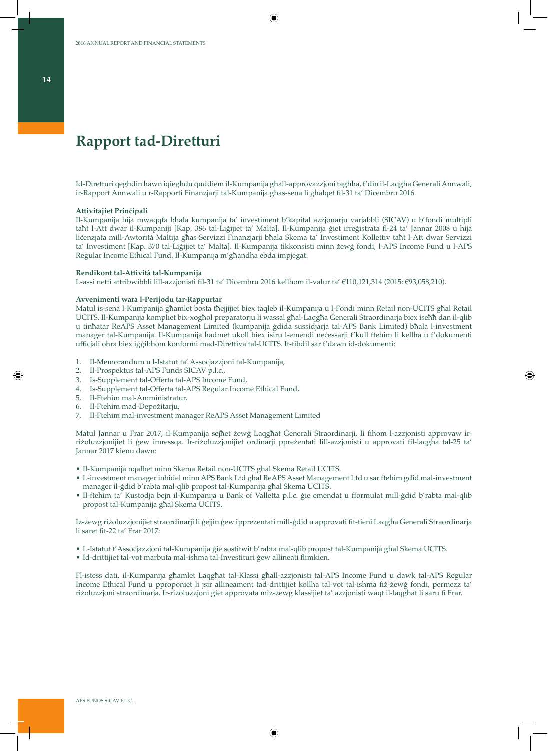# Rapport tad-Diretturi

Id-Diretturi qegħdin hawn iqiegħdu quddiem il-Kumpanija għall-approvazzjoni tagħha, f'din il-Laqgħa Ġenerali Annwali, ir-Rapport Annwali u r-Rapporti Finanzjarji tal-Kumpanija għas-sena li għalqet fil-31 ta' Diċembru 2016.

**Attivitajiet Prinċipali**

Il-Kumpanija hija mwaqqfa bħala kumpanija ta' investiment b'kapital azzjonarju varjabbli (SICAV) u b'fondi multipli taħt l-Att dwar il-Kumpaniji [Kap. 386 tal-Liġijiet ta' Malta]. Il-Kumpanija ġiet irreġistrata fl-24 ta' Jannar 2008 u hija liċenzjata mill-Awtorità Maltija għas-Servizzi Finanzjarji bħala Skema ta' Investiment Kollettiv taħt l-Att dwar Servizzi ta' Investiment [Kap. 370 tal-Liġijiet ta' Malta]. Il-Kumpanija tikkonsisti minn żewġ fondi, l-APS Income Fund u l-APS Regular Income Ethical Fund. Il-Kumpanija m'għandha ebda impjegat.

**Rendikont tal-Attività tal-Kumpanija**

L-assi netti attribwibbli lill-azzjonisti fil-31 ta' Diċembru 2016 kellhom il-valur ta' €110,121,314 (2015: €93,058,210).

**Avvenimenti wara l-Perijodu tar-Rappurtar**

Matul is-sena l-Kumpanija għamlet bosta tħejjijiet biex taqleb il-Kumpanija u l-Fondi minn Retail non-UCITS għal Retail UCITS. Il-Kumpanija kompliet bix-xogħol preparatorju li wassal għal-Laqgħa Ġenerali Straordinarja biex iseħħ dan il-qlib u tinħatar ReAPS Asset Management Limited (kumpanija ġdida sussidjarja tal-APS Bank Limited) bħala l-investment manager tal-Kumpanija. Il-Kumpanija ħadmet ukoll biex isiru l-emendi neċessarji f'kull ftehim li kellha u f'dokumenti uffiċjali oħra biex iġġibhom konformi mad-Direttiva tal-UCITS. It-tibdil sar f'dawn id-dokumenti:

1. Il-Memorandum u l-Istatut ta' Assoċjazzjoni tal-Kumpanija,
2. Il-Prospektus tal-APS Funds SICAV p.l.c.,
3. Is-Supplement tal-Offerta tal-APS Income Fund,
4. Is-Supplement tal-Offerta tal-APS Regular Income Ethical Fund,
5. Il-Ftehim mal-Amministratur,
6. Il-Ftehim mad-Depożitarju,
7. Il-Ftehim mal-investment manager ReAPS Asset Management Limited

Matul Jannar u Frar 2017, il-Kumpanija sejħet żewġ Laqgħat Ġenerali Straordinarji, li fihom l-azzjonisti approvaw ir-riżoluzzjonijiet li ġew imressqa. Ir-riżoluzzjonijiet ordinarji ppreżentati lill-azzjonisti u approvati fil-laqgħa tal-25 ta' Jannar 2017 kienu dawn:

- Il-Kumpanija nqalbet minn Skema Retail non-UCITS għal Skema Retail UCITS.
- L-investment manager inbidel minn APS Bank Ltd għal ReAPS Asset Management Ltd u sar ftehim ġdid mal-investment manager il-ġdid b'rabta mal-qlib propost tal-Kumpanija għal Skema UCITS.
- Il-ftehim ta' Kustodja bejn il-Kumpanija u Bank of Valletta p.l.c. ġie emendat u fformulat mill-ġdid b'rabta mal-qlib propost tal-Kumpanija għal Skema UCITS.

Iż-żewġ riżoluzzjonijiet straordinarji li ġejjin ġew ippreżentati mill-ġdid u approvati fit-tieni Laqgħa Ġenerali Straordinarja li saret fit-22 ta' Frar 2017:

- L-Istatut t'Assoċjazzjoni tal-Kumpanija ġie sostitwit b'rabta mal-qlib propost tal-Kumpanija għal Skema UCITS.
- Id-drittijiet tal-vot marbuta mal-ishma tal-Investituri ġew allineati flimkien.

Fl-istess dati, il-Kumpanija għamlet Laqgħat tal-Klassi għall-azzjonisti tal-APS Income Fund u dawk tal-APS Regular Income Ethical Fund u ppropponiet li jsir allineament tad-drittijiet kollha tal-vot tal-ishma fiż-żewġ fondi, permezz ta' riżoluzzjoni straordinarja. Ir-riżoluzzjoni ġiet approvata miż-żewġ klassijiet ta' azzjonisti waqt il-laqgħat li saru fi Frar.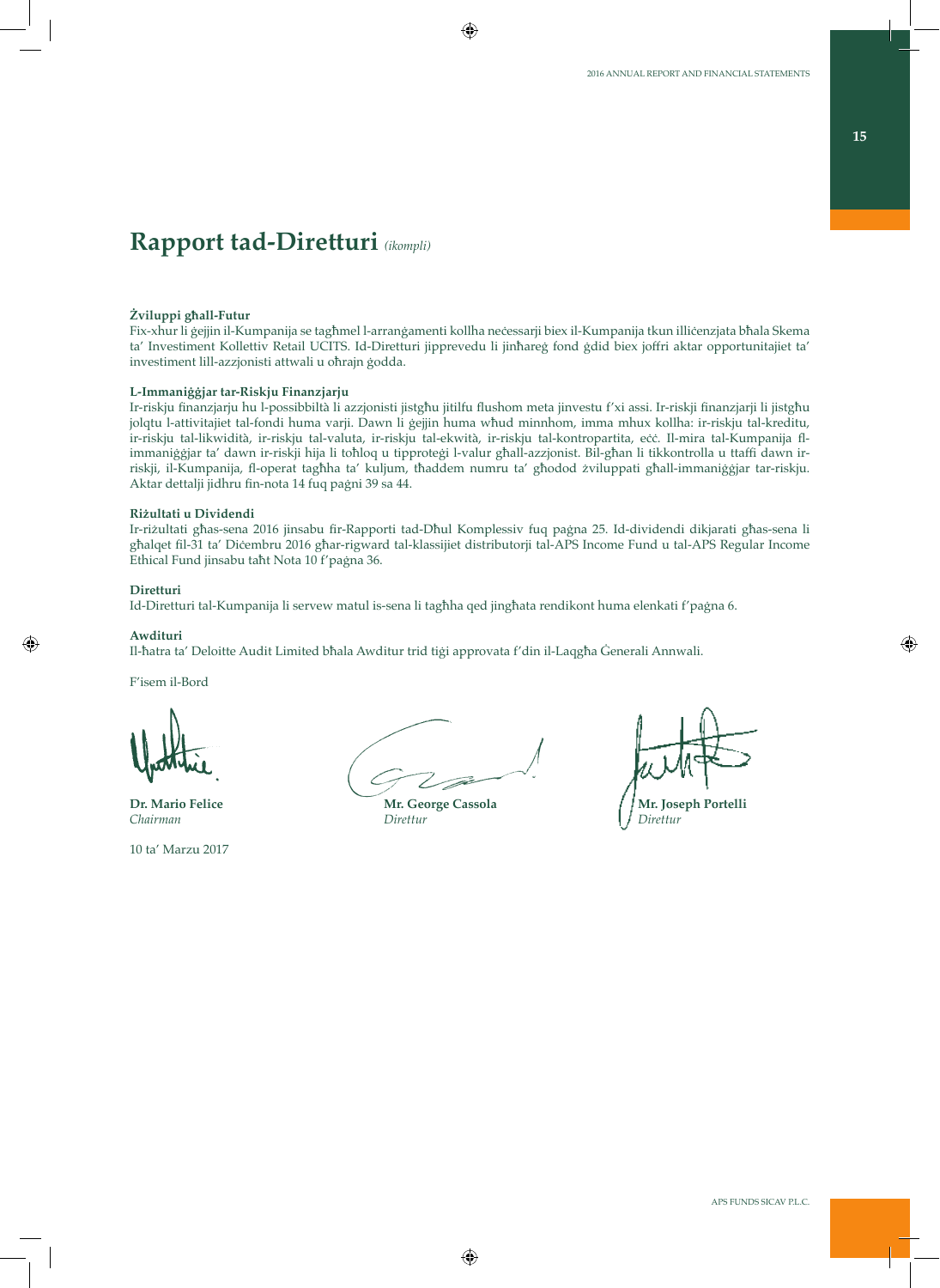# Rapport tad-Diretturi *(ikompli)*

**Żviluppi għall-Futur**

Fix-xhur li ġejjin il-Kumpanija se tagħmel l-arranġamenti kollha neċessarji biex il-Kumpanija tkun illiċenzjata bħala Skema ta' Investiment Kollettiv Retail UCITS. Id-Diretturi jipprevedu li jinħareġ fond ġdid biex joffri aktar opportunitajiet ta' investiment lill-azzjonisti attwali u oħrajn ġodda.

**L-Immaniġġjar tar-Riskju Finanzjarju**

Ir-riskju finanzjarju hu l-possibbiltà li azzjonisti jistgħu jitilfu flushom meta jinvestu f'xi assi. Ir-riskji finanzjarji li jistgħu jolqtu l-attivitajiet tal-fondi huma varji. Dawn li ġejjin huma wħud minnhom, imma mhux kollha: ir-riskju tal-kreditu, ir-riskju tal-likwidità, ir-riskju tal-valuta, ir-riskju tal-ekwità, ir-riskju tal-kontropartita, eċċ. Il-mira tal-Kumpanija fl-immaniġġjar ta' dawn ir-riskji hija li toħloq u tipproteġi l-valur għall-azzjonist. Bil-għan li tikkontrolla u ttaffi dawn ir-riskji, il-Kumpanija, fl-operat tagħha ta' kuljum, tħaddem numru ta' għodod żviluppati għall-immaniġġjar tar-riskju. Aktar dettalji jidhru fin-nota 14 fuq paġni 39 sa 44.

**Riżultati u Dividendi**

Ir-riżultati għas-sena 2016 jinsabu fir-Rapporti tad-Dħul Komplessiv fuq paġna 25. Id-dividendi dikjarati għas-sena li għalqet fil-31 ta' Diċembru 2016 għar-rigward tal-klassijiet distributorji tal-APS Income Fund u tal-APS Regular Income Ethical Fund jinsabu taħt Nota 10 f'paġna 36.

**Diretturi**

Id-Diretturi tal-Kumpanija li servew matul is-sena li tagħha qed jingħata rendikont huma elenkati f'paġna 6.

**Awdituri**

Il-ħatra ta' Deloitte Audit Limited bħala Awditur trid tiġi approvata f'din il-Laqgħa Ġenerali Annwali.

F'isem il-Bord

| | | |
|---|---|---|
| **Dr. Mario Felice**<br>*Chairman* | **Mr. George Cassola**<br>*Direttur* | **Mr. Joseph Portelli**<br>*Direttur* |

10 ta' Marzu 2017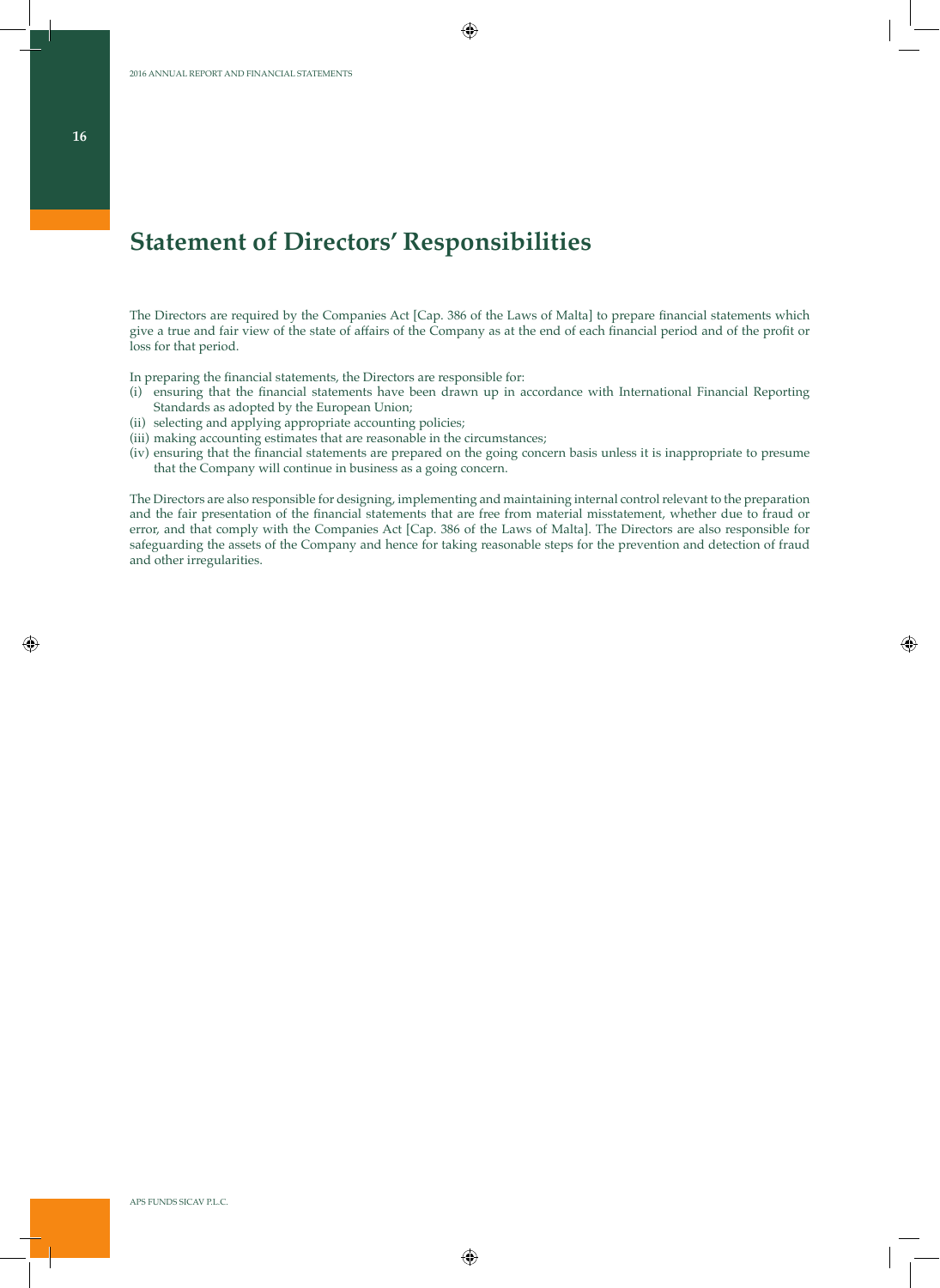# Statement of Directors' Responsibilities

The Directors are required by the Companies Act [Cap. 386 of the Laws of Malta] to prepare financial statements which give a true and fair view of the state of affairs of the Company as at the end of each financial period and of the profit or loss for that period.

In preparing the financial statements, the Directors are responsible for:

(i) ensuring that the financial statements have been drawn up in accordance with International Financial Reporting Standards as adopted by the European Union;
(ii) selecting and applying appropriate accounting policies;
(iii) making accounting estimates that are reasonable in the circumstances;
(iv) ensuring that the financial statements are prepared on the going concern basis unless it is inappropriate to presume that the Company will continue in business as a going concern.

The Directors are also responsible for designing, implementing and maintaining internal control relevant to the preparation and the fair presentation of the financial statements that are free from material misstatement, whether due to fraud or error, and that comply with the Companies Act [Cap. 386 of the Laws of Malta]. The Directors are also responsible for safeguarding the assets of the Company and hence for taking reasonable steps for the prevention and detection of fraud and other irregularities.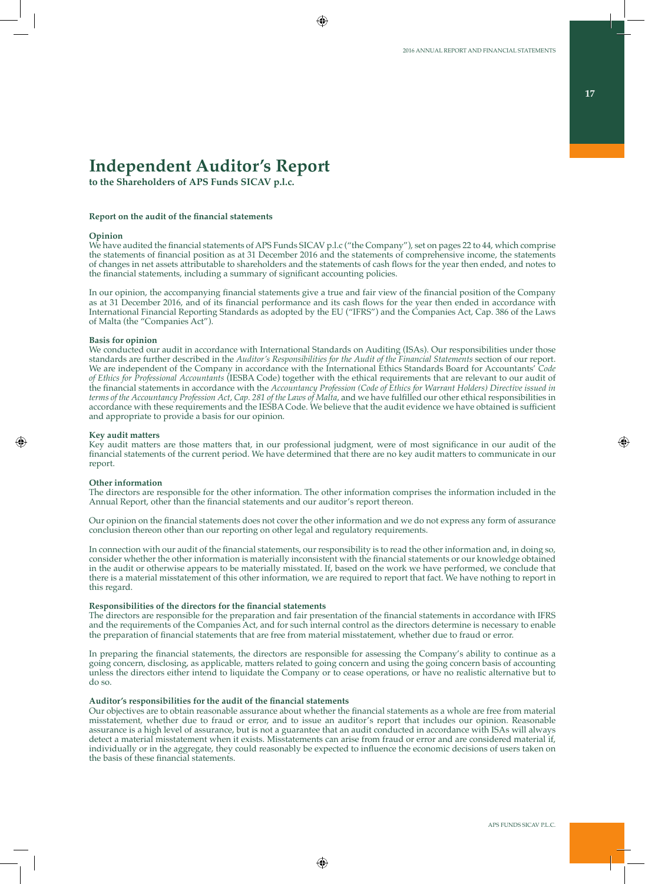# Independent Auditor's Report

**to the Shareholders of APS Funds SICAV p.l.c.**

**Report on the audit of the financial statements**

**Opinion**

We have audited the financial statements of APS Funds SICAV p.l.c ("the Company"), set on pages 22 to 44, which comprise the statements of financial position as at 31 December 2016 and the statements of comprehensive income, the statements of changes in net assets attributable to shareholders and the statements of cash flows for the year then ended, and notes to the financial statements, including a summary of significant accounting policies.

In our opinion, the accompanying financial statements give a true and fair view of the financial position of the Company as at 31 December 2016, and of its financial performance and its cash flows for the year then ended in accordance with International Financial Reporting Standards as adopted by the EU ("IFRS") and the Companies Act, Cap. 386 of the Laws of Malta (the "Companies Act").

**Basis for opinion**

We conducted our audit in accordance with International Standards on Auditing (ISAs). Our responsibilities under those standards are further described in the *Auditor's Responsibilities for the Audit of the Financial Statements* section of our report. We are independent of the Company in accordance with the International Ethics Standards Board for Accountants' *Code of Ethics for Professional Accountants* (IESBA Code) together with the ethical requirements that are relevant to our audit of the financial statements in accordance with the *Accountancy Profession (Code of Ethics for Warrant Holders) Directive issued in terms of the Accountancy Profession Act, Cap. 281 of the Laws of Malta*, and we have fulfilled our other ethical responsibilities in accordance with these requirements and the IESBA Code. We believe that the audit evidence we have obtained is sufficient and appropriate to provide a basis for our opinion.

**Key audit matters**

Key audit matters are those matters that, in our professional judgment, were of most significance in our audit of the financial statements of the current period. We have determined that there are no key audit matters to communicate in our report.

**Other information**

The directors are responsible for the other information. The other information comprises the information included in the Annual Report, other than the financial statements and our auditor's report thereon.

Our opinion on the financial statements does not cover the other information and we do not express any form of assurance conclusion thereon other than our reporting on other legal and regulatory requirements.

In connection with our audit of the financial statements, our responsibility is to read the other information and, in doing so, consider whether the other information is materially inconsistent with the financial statements or our knowledge obtained in the audit or otherwise appears to be materially misstated. If, based on the work we have performed, we conclude that there is a material misstatement of this other information, we are required to report that fact. We have nothing to report in this regard.

**Responsibilities of the directors for the financial statements**

The directors are responsible for the preparation and fair presentation of the financial statements in accordance with IFRS and the requirements of the Companies Act, and for such internal control as the directors determine is necessary to enable the preparation of financial statements that are free from material misstatement, whether due to fraud or error.

In preparing the financial statements, the directors are responsible for assessing the Company's ability to continue as a going concern, disclosing, as applicable, matters related to going concern and using the going concern basis of accounting unless the directors either intend to liquidate the Company or to cease operations, or have no realistic alternative but to do so.

**Auditor's responsibilities for the audit of the financial statements**

Our objectives are to obtain reasonable assurance about whether the financial statements as a whole are free from material misstatement, whether due to fraud or error, and to issue an auditor's report that includes our opinion. Reasonable assurance is a high level of assurance, but is not a guarantee that an audit conducted in accordance with ISAs will always detect a material misstatement when it exists. Misstatements can arise from fraud or error and are considered material if, individually or in the aggregate, they could reasonably be expected to influence the economic decisions of users taken on the basis of these financial statements.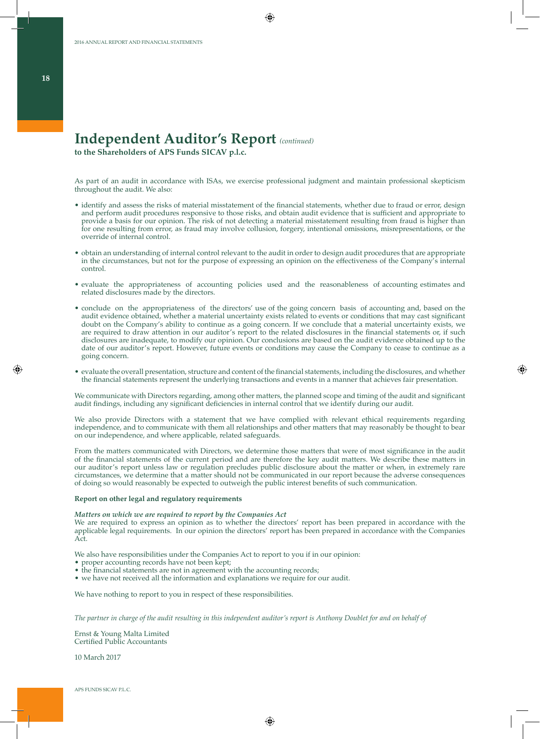# Independent Auditor's Report *(continued)*

**to the Shareholders of APS Funds SICAV p.l.c.**

As part of an audit in accordance with ISAs, we exercise professional judgment and maintain professional skepticism throughout the audit. We also:

- identify and assess the risks of material misstatement of the financial statements, whether due to fraud or error, design and perform audit procedures responsive to those risks, and obtain audit evidence that is sufficient and appropriate to provide a basis for our opinion. The risk of not detecting a material misstatement resulting from fraud is higher than for one resulting from error, as fraud may involve collusion, forgery, intentional omissions, misrepresentations, or the override of internal control.

- obtain an understanding of internal control relevant to the audit in order to design audit procedures that are appropriate in the circumstances, but not for the purpose of expressing an opinion on the effectiveness of the Company's internal control.

- evaluate the appropriateness of accounting policies used and the reasonableness of accounting estimates and related disclosures made by the directors.

- conclude on the appropriateness of the directors' use of the going concern basis of accounting and, based on the audit evidence obtained, whether a material uncertainty exists related to events or conditions that may cast significant doubt on the Company's ability to continue as a going concern. If we conclude that a material uncertainty exists, we are required to draw attention in our auditor's report to the related disclosures in the financial statements or, if such disclosures are inadequate, to modify our opinion. Our conclusions are based on the audit evidence obtained up to the date of our auditor's report. However, future events or conditions may cause the Company to cease to continue as a going concern.

- evaluate the overall presentation, structure and content of the financial statements, including the disclosures, and whether the financial statements represent the underlying transactions and events in a manner that achieves fair presentation.

We communicate with Directors regarding, among other matters, the planned scope and timing of the audit and significant audit findings, including any significant deficiencies in internal control that we identify during our audit.

We also provide Directors with a statement that we have complied with relevant ethical requirements regarding independence, and to communicate with them all relationships and other matters that may reasonably be thought to bear on our independence, and where applicable, related safeguards.

From the matters communicated with Directors, we determine those matters that were of most significance in the audit of the financial statements of the current period and are therefore the key audit matters. We describe these matters in our auditor's report unless law or regulation precludes public disclosure about the matter or when, in extremely rare circumstances, we determine that a matter should not be communicated in our report because the adverse consequences of doing so would reasonably be expected to outweigh the public interest benefits of such communication.

**Report on other legal and regulatory requirements**

***Matters on which we are required to report by the Companies Act***

We are required to express an opinion as to whether the directors' report has been prepared in accordance with the applicable legal requirements. In our opinion the directors' report has been prepared in accordance with the Companies Act.

We also have responsibilities under the Companies Act to report to you if in our opinion:

- proper accounting records have not been kept;
- the financial statements are not in agreement with the accounting records;
- we have not received all the information and explanations we require for our audit.

We have nothing to report to you in respect of these responsibilities.

*The partner in charge of the audit resulting in this independent auditor's report is Anthony Doublet for and on behalf of*

Ernst & Young Malta Limited
Certified Public Accountants

10 March 2017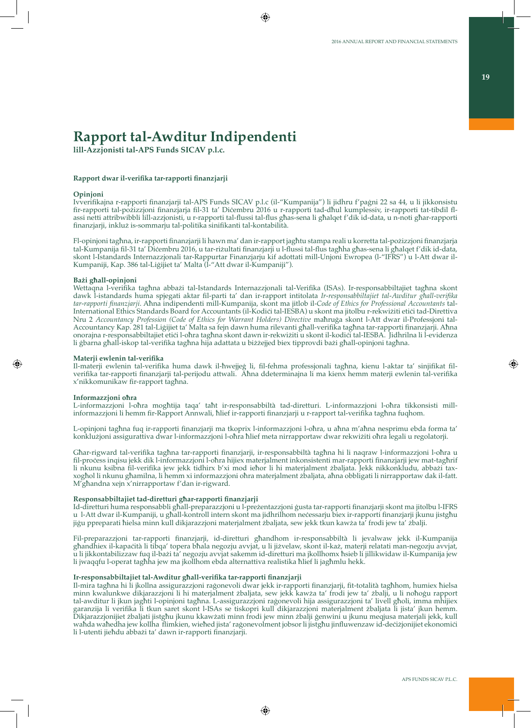# Rapport tal-Awditur Indipendenti

**lill-Azzjonisti tal-APS Funds SICAV p.l.c.**

### Rapport dwar il-verifika tar-rapporti finanzjarji

**Opinjoni**

Ivverifikajna r-rapporti finanzjarji tal-APS Funds SICAV p.l.c (il-"Kumpanija") li jidhru f'paġni 22 sa 44, u li jikkonsistu fir-rapporti tal-pożizzjoni finanzjarja fil-31 ta' Diċembru 2016 u r-rapporti tad-dħul kumplessiv, ir-rapporti tat-tibdil fl-assi netti attribwibbli lill-azzjonisti, u r-rapporti tal-flussi tal-flus għas-sena li għalqet f'dik id-data, u n-noti għar-rapporti finanzjarji, inkluż is-sommarju tal-politika sinifikanti tal-kontabilità.

Fl-opinjoni tagħna, ir-rapporti finanzjarji li hawn ma' dan ir-rapport jagħtu stampa reali u korretta tal-pożizzjoni finanzjarja tal-Kumpanija fil-31 ta' Diċembru 2016, u tar-riżultati finanzjarji u l-flussi tal-flus tagħha għas-sena li għalqet f'dik id-data, skont l-Istandards Internazzjonali tar-Rappurtar Finanzjarju kif adottati mill-Unjoni Ewropea (l-"IFRS") u l-Att dwar il-Kumpaniji, Kap. 386 tal-Liġijiet ta' Malta (l-"Att dwar il-Kumpaniji").

**Bażi għall-opinjoni**

Wettaqna l-verifika tagħna abbażi tal-Istandards Internazzjonali tal-Verifika (ISAs). Ir-responsabbiltajiet tagħna skont dawk l-istandards huma spjegati aktar fil-parti ta' dan ir-rapport intitolata *Ir-responsabbiltajiet tal-Awditur għall-verifika tar-rapporti finanzjarji*. Aħna indipendenti mill-Kumpanija, skont ma jitlob il-*Code of Ethics for Professional Accountants* tal-International Ethics Standards Board for Accountants (il-Kodiċi tal-IESBA) u skont ma jitolbu r-rekwiżiti etiċi tad-Direttiva Nru 2 *Accountancy Profession (Code of Ethics for Warrant Holders) Directive* maħruġa skont l-Att dwar il-Professjoni tal-Accountancy Kap. 281 tal-Liġijiet ta' Malta sa fejn dawn huma rilevanti għall-verifika tagħna tar-rapporti finanzjarji. Aħna onorajna r-responsabbiltajiet etiċi l-oħra tagħna skont dawn ir-rekwiżiti u skont il-kodiċi tal-IESBA. Jidhrilna li l-evidenza li ġbarna għall-iskop tal-verifika tagħna hija adattata u biżżejjed biex tipprovdi bażi għall-opinjoni tagħna.

**Materji ewlenin tal-verifika**

Il-materji ewlenin tal-verifika huma dawk il-ħwejjeġ li, fil-fehma professjonali tagħna, kienu l-aktar ta' sinjifikat fil-verifika tar-rapporti finanzjarji tal-perijodu attwali. Aħna ddeterminajna li ma kienx hemm materji ewlenin tal-verifika x'nikkomunikaw fir-rapport tagħna.

**Informazzjoni oħra**

L-informazzjoni l-oħra mogħtija taqa' taħt ir-responsabbiltà tad-diretturi. L-informazzjoni l-oħra tikkonsisti mill-informazzjoni li hemm fir-Rapport Annwali, ħlief ir-rapporti finanzjarji u r-rapport tal-verifika tagħna fuqhom.

L-opinjoni tagħna fuq ir-rapporti finanzjarji ma tkoprix l-informazzjoni l-oħra, u aħna m'aħna nesprimu ebda forma ta' konklużjoni assigurattiva dwar l-informazzjoni l-oħra ħlief meta nirrapportaw dwar rekwiżiti oħra legali u regolatorji.

Għar-rigward tal-verifika tagħna tar-rapporti finanzjarji, ir-responsabbiltà tagħna hi li naqraw l-informazzjoni l-oħra u fil-proċess inqisu jekk dik l-informazzjoni l-oħra hijiex materjalment inkonsistenti mar-rapporti finanzjarji jew mat-tagħrif li nkunu ksibna fil-verifika jew jekk tidhirx b'xi mod ieħor li hi materjalment żbaljata. Jekk nikkonkludu, abbażi tax-xogħol li nkunu għamilna, li hemm xi informazzjoni oħra materjalment żbaljata, aħna obbligati li nirrapportaw dak il-fatt. M'għandna xejn x'nirrapportaw f'dan ir-rigward.

**Responsabbiltajiet tad-diretturi għar-rapporti finanzjarji**

Id-diretturi huma responsabbli għall-preparazzjoni u l-preżentazzjoni ġusta tar-rapporti finanzjarji skont ma jitolbu l-IFRS u l-Att dwar il-Kumpaniji, u għall-kontroll intern skont ma jidhrilhom neċessarju biex ir-rapporti finanzjarji jkunu jistgħu jiġu ppreparati ħielsa minn kull dikjarazzjoni materjalment żbaljata, sew jekk tkun kawża ta' frodi jew ta' żbalji.

Fil-preparazzjoni tar-rapporti finanzjarji, id-diretturi għandhom ir-responsabbiltà li jevalwaw jekk il-Kumpanija għandhiex il-kapaċità li tibqa' topera bħala negozju avvjat, u li jiżvelaw, skont il-każ, materji relatati man-negozju avvjat, u li jikkontabilizzaw fuq il-bażi ta' negozju avvjat sakemm id-diretturi ma jkollhomx ħsieb li jillikwidaw il-Kumpanija jew li jwaqqfu l-operat tagħha jew ma jkollhom ebda alternattiva realistika ħlief li jagħmlu hekk.

**Ir-responsabbiltajiet tal-Awditur għall-verifika tar-rapporti finanzjarji**

Il-mira tagħna hi li jkollna assigurazzjoni raġonevoli dwar jekk ir-rapporti finanzjarji, fit-totalità tagħhom, humiex ħielsa minn kwalunkwe dikjarazzjoni li hi materjalment żbaljata, sew jekk tkun kawża ta' frodi jew ta' żbalji, u li noħroġu rapport tal-awditur li jkun jagħti l-opinjoni tagħna. L-assigurazzjoni raġonevoli hija assigurazzjoni ta' livell għoli, imma mhijiex garanzija li verifika li tkun saret skont l-ISAs se tiskopri kull dikjarazzjoni materjalment żbaljata li jista' jkun hemm. Dikjarazzjonijiet żbaljati jistgħu jkunu kkawżati minn frodi jew minn żbalji ġenwini u jkunu meqjusa materjali jekk, kull waħda waħedha jew kollha flimkien, wieħed jista' raġonevolment jobsor li jistgħu jinfluwenzaw id-deċiżjonijiet ekonomiċi li l-utenti jieħdu abbażi ta' dawn ir-rapporti finanzjarji.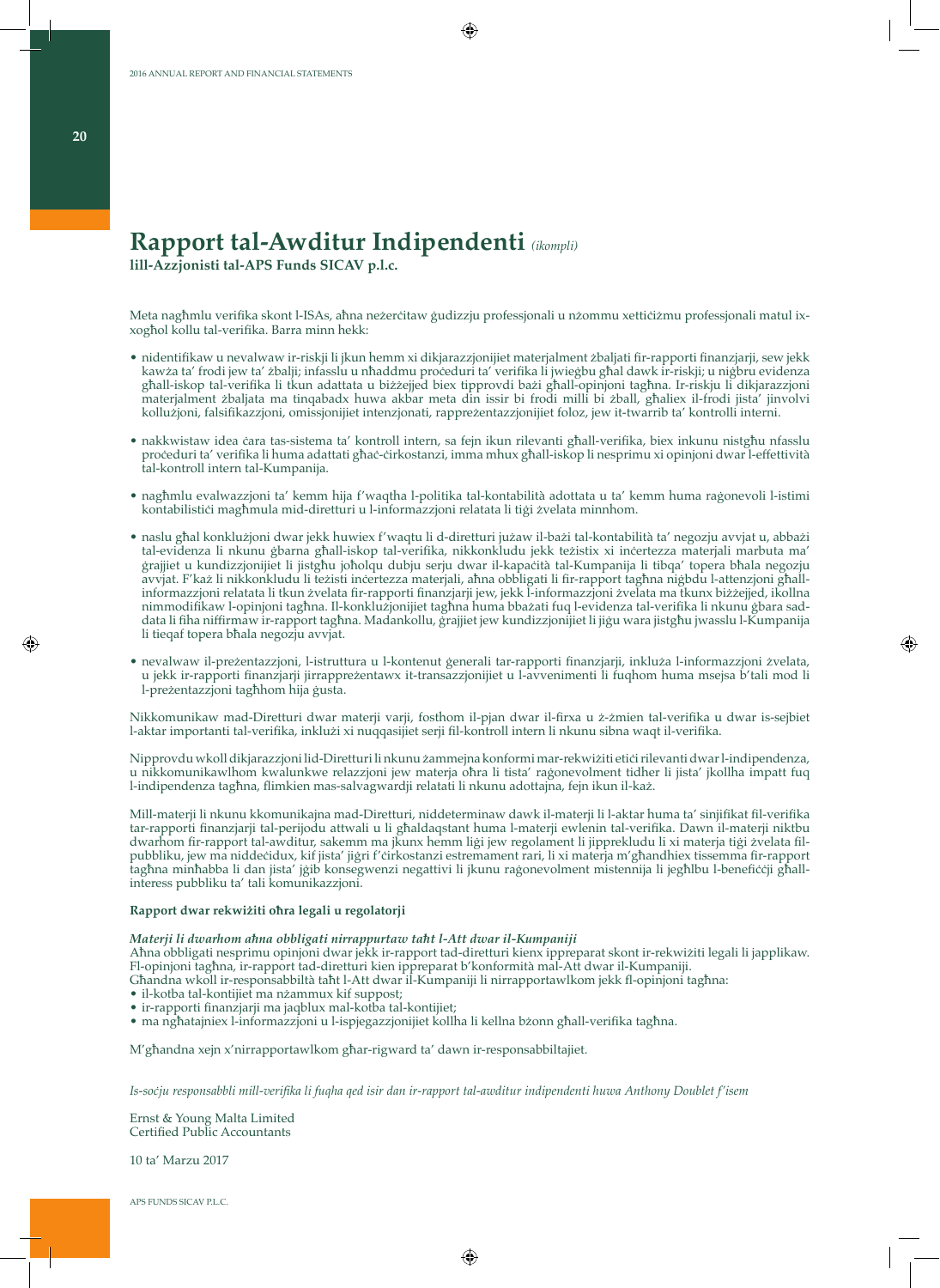# Rapport tal-Awditur Indipendenti *(ikompli)*

**lill-Azzjonisti tal-APS Funds SICAV p.l.c.**

Meta nagħmlu verifika skont l-ISAs, aħna neżerċitaw ġudizzju professjonali u nżommu xettiċiżmu professjonali matul ix-xogħol kollu tal-verifika. Barra minn hekk:

- nidentifikaw u nevalwaw ir-riskji li jkun hemm xi dikjarazzjonijiet materjalment żbaljati fir-rapporti finanzjarji, sew jekk kawża ta' frodi jew ta' żbalji; infasslu u nħaddmu proċeduri ta' verifika li jwieġbu għal dawk ir-riskji; u niġbru evidenza għall-iskop tal-verifika li tkun adattata u biżżejjed biex tipprovdi bażi għall-opinjoni tagħna. Ir-riskju li dikjarazzjoni materjalment żbaljata ma tinqabadx huwa akbar meta din issir bi frodi milli bi żball, għaliex il-frodi jista' jinvolvi kollużjoni, falsifikazzjoni, omissjonijiet intenzjonati, rappreżentazzjonijiet foloz, jew it-twarrib ta' kontrolli interni.

- nakkwistaw idea ċara tas-sistema ta' kontroll intern, sa fejn ikun rilevanti għall-verifika, biex inkunu nistgħu nfasslu proċeduri ta' verifika li huma adattati għaċ-ċirkostanzi, imma mhux għall-iskop li nesprimu xi opinjoni dwar l-effettività tal-kontroll intern tal-Kumpanija.

- nagħmlu evalwazzjoni ta' kemm hija f'waqtha l-politika tal-kontabilità adottata u ta' kemm huma raġonevoli l-istimi kontabilistiċi magħmula mid-diretturi u l-informazzjoni relatata li tiġi żvelata minnhom.

- naslu għal konklużjoni dwar jekk huwiex f'waqtu li d-diretturi jużaw il-bażi tal-kontabilità ta' negozju avvjat u, abbażi tal-evidenza li nkunu ġbarna għall-iskop tal-verifika, nikkonkludu jekk teżistix xi inċertezza materjali marbuta ma' ġrajjiet u kundizzjonijiet li jistgħu joħolqu dubju serju dwar il-kapaċità tal-Kumpanija li tibqa' topera bħala negozju avvjat. F'każ li nikkonkludu li teżisti inċertezza materjali, aħna obbligati li fir-rapport tagħna niġbdu l-attenzjoni għall-informazzjoni relatata li tkun żvelata fir-rapporti finanzjarji jew, jekk l-informazzjoni żvelata ma tkunx biżżejjed, ikollna nimmodifikaw l-opinjoni tagħna. Il-konklużjonijiet tagħna huma bbażati fuq l-evidenza tal-verifika li nkunu ġbara sad-data li fiha niffirmaw ir-rapport tagħna. Madankollu, ġrajjiet jew kundizzjonijiet li jiġu wara jistgħu jwasslu l-Kumpanija li tieqaf topera bħala negozju avvjat.

- nevalwaw il-preżentazzjoni, l-istruttura u l-kontenut ġenerali tar-rapporti finanzjarji, inkluża l-informazzjoni żvelata, u jekk ir-rapporti finanzjarji jirrappreżentawx it-transazzjonijiet u l-avvenimenti li fuqhom huma msejsa b'tali mod li l-preżentazzjoni tagħhom hija ġusta.

Nikkomunikaw mad-Diretturi dwar materji varji, fosthom il-pjan dwar il-firxa u ż-żmien tal-verifika u dwar is-sejbiet l-aktar importanti tal-verifika, inklużi xi nuqqasijiet serji fil-kontroll intern li nkunu sibna waqt il-verifika.

Nipprovdu wkoll dikjarazzjoni lid-Diretturi li nkunu żammejna konformi mar-rekwiżiti etiċi rilevanti dwar l-indipendenza, u nikkomunikawlhom kwalunkwe relazzjoni jew materja oħra li tista' raġonevolment tidher li jista' jkollha impatt fuq l-indipendenza tagħna, flimkien mas-salvagwardji relatati li nkunu adottajna, fejn ikun il-każ.

Mill-materji li nkunu kkomunikajna mad-Diretturi, niddeterminaw dawk il-materji li l-aktar huma ta' sinjifikat fil-verifika tar-rapporti finanzjarji tal-perijodu attwali u li għaldaqstant huma l-materji ewlenin tal-verifika. Dawn il-materji niktbu dwarhom fir-rapport tal-awditur, sakemm ma jkunx hemm liġi jew regolament li jipprekludu li xi materja tiġi żvelata fil-pubbliku, jew ma niddeċidux, kif jista' jiġri f'ċirkostanzi estremament rari, li xi materja m'għandhiex tissemma fir-rapport tagħna minħabba li dan jista' jġib konsegwenzi negattivi li jkunu raġonevolment mistennija li jegħlbu l-benefiċċji għall-interess pubbliku ta' tali komunikazzjoni.

**Rapport dwar rekwiżiti oħra legali u regolatorji**

***Materji li dwarhom aħna obbligati nirrappurtaw taħt l-Att dwar il-Kumpaniji***

Aħna obbligati nesprimu opinjoni dwar jekk ir-rapport tad-diretturi kienx ippreparat skont ir-rekwiżiti legali li japplikaw. Fl-opinjoni tagħna, ir-rapport tad-diretturi kien ippreparat b'konformità mal-Att dwar il-Kumpaniji.

Għandna wkoll ir-responsabbiltà taħt l-Att dwar il-Kumpaniji li nirrapportawlkom jekk fl-opinjoni tagħna:

- il-kotba tal-kontijiet ma nżammux kif suppost;
- ir-rapporti finanzjarji ma jaqblux mal-kotba tal-kontijiet;
- ma ngħatajniex l-informazzjoni u l-ispjegazzjonijiet kollha li kellna bżonn għall-verifika tagħna.

M'għandna xejn x'nirrapportawlkom għar-rigward ta' dawn ir-responsabbiltajiet.

*Is-soċju responsabbli mill-verifika li fuqha qed isir dan ir-rapport tal-awditur indipendenti huwa Anthony Doublet f'isem*

Ernst & Young Malta Limited
Certified Public Accountants

10 ta' Marzu 2017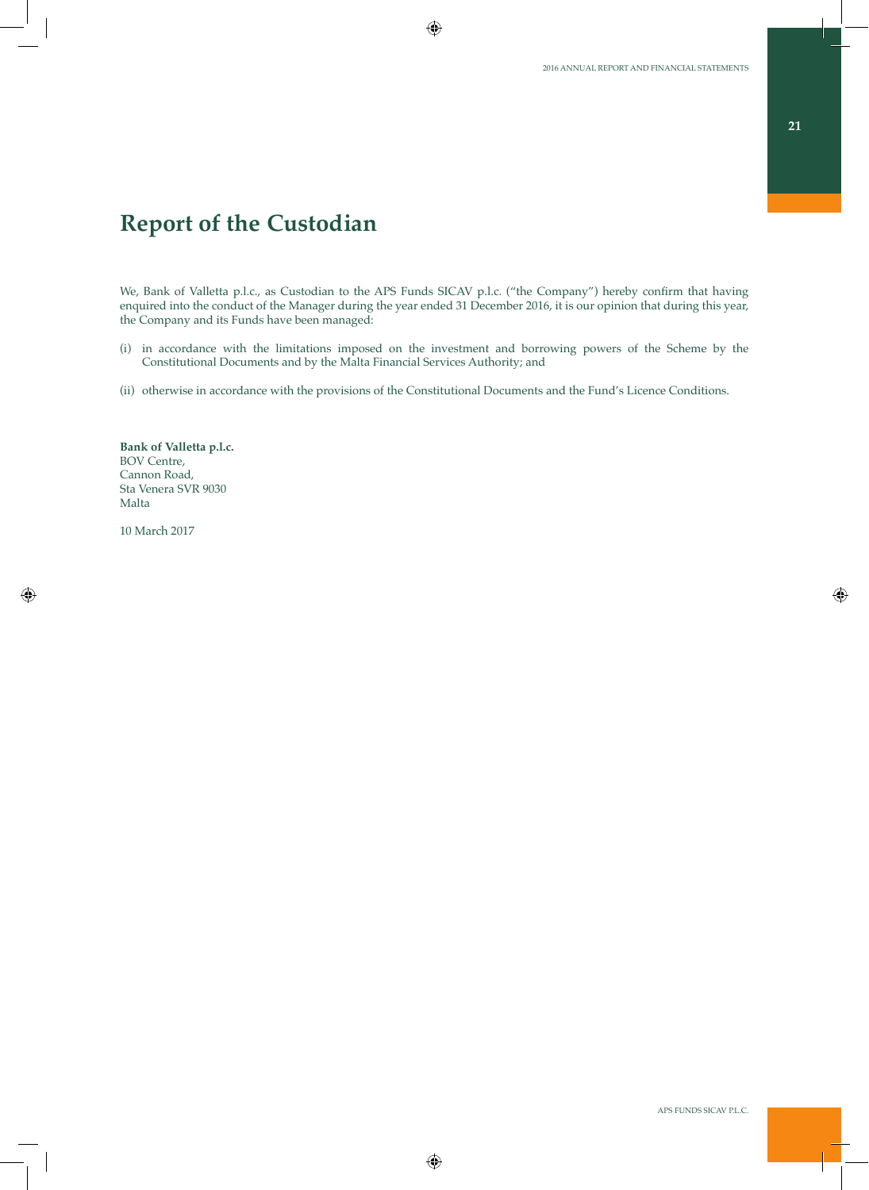# Report of the Custodian

We, Bank of Valletta p.l.c., as Custodian to the APS Funds SICAV p.l.c. ("the Company") hereby confirm that having enquired into the conduct of the Manager during the year ended 31 December 2016, it is our opinion that during this year, the Company and its Funds have been managed:

(i) in accordance with the limitations imposed on the investment and borrowing powers of the Scheme by the Constitutional Documents and by the Malta Financial Services Authority; and

(ii) otherwise in accordance with the provisions of the Constitutional Documents and the Fund's Licence Conditions.

**Bank of Valletta p.l.c.**
BOV Centre,
Cannon Road,
Sta Venera SVR 9030
Malta

10 March 2017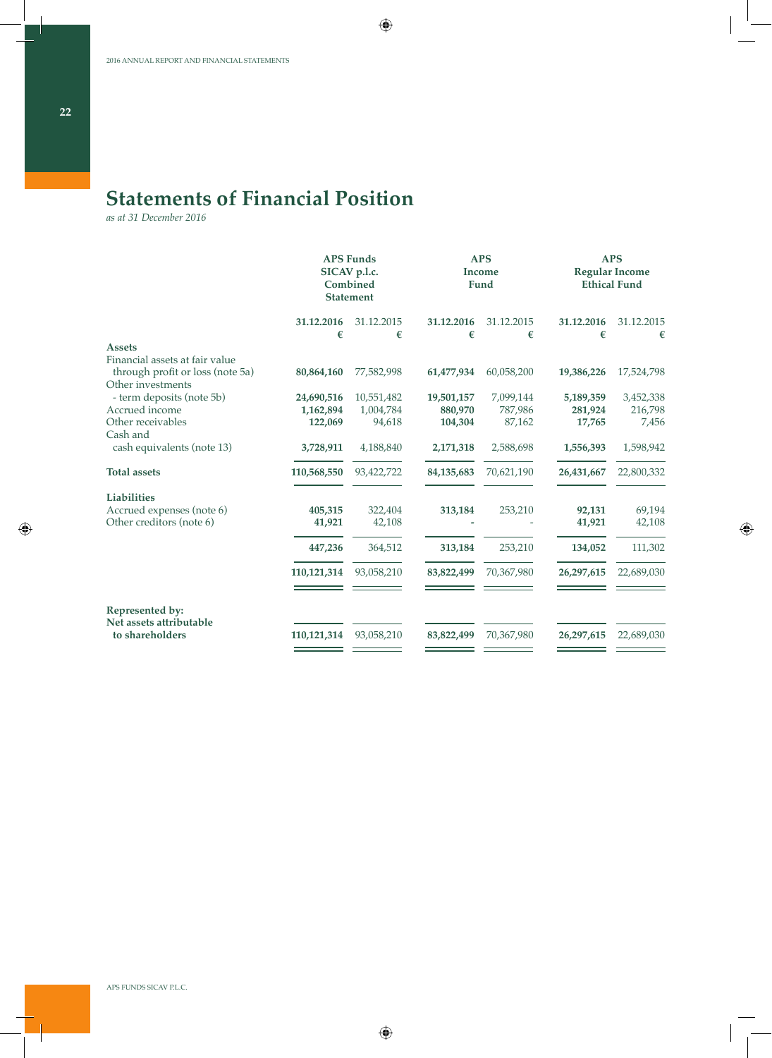# Statements of Financial Position

*as at 31 December 2016*

| | APS Funds SICAV p.l.c. Combined Statement | | APS Income Fund | | APS Regular Income Ethical Fund | |
|---|---|---|---|---|---|---|
| | **31.12.2016** | 31.12.2015 | **31.12.2016** | 31.12.2015 | **31.12.2016** | 31.12.2015 |
| | **€** | € | **€** | € | **€** | € |
| **Assets** | | | | | | |
| Financial assets at fair value through profit or loss (note 5a) | **80,864,160** | 77,582,998 | **61,477,934** | 60,058,200 | **19,386,226** | 17,524,798 |
| Other investments - term deposits (note 5b) | **24,690,516** | 10,551,482 | **19,501,157** | 7,099,144 | **5,189,359** | 3,452,338 |
| Accrued income | **1,162,894** | 1,004,784 | **880,970** | 787,986 | **281,924** | 216,798 |
| Other receivables | **122,069** | 94,618 | **104,304** | 87,162 | **17,765** | 7,456 |
| Cash and cash equivalents (note 13) | **3,728,911** | 4,188,840 | **2,171,318** | 2,588,698 | **1,556,393** | 1,598,942 |
| **Total assets** | **110,568,550** | 93,422,722 | **84,135,683** | 70,621,190 | **26,431,667** | 22,800,332 |
| **Liabilities** | | | | | | |
| Accrued expenses (note 6) | **405,315** | 322,404 | **313,184** | 253,210 | **92,131** | 69,194 |
| Other creditors (note 6) | **41,921** | 42,108 | **-** | - | **41,921** | 42,108 |
| | **447,236** | 364,512 | **313,184** | 253,210 | **134,052** | 111,302 |
| | **110,121,314** | 93,058,210 | **83,822,499** | 70,367,980 | **26,297,615** | 22,689,030 |
| **Represented by:** | | | | | | |
| **Net assets attributable to shareholders** | **110,121,314** | 93,058,210 | **83,822,499** | 70,367,980 | **26,297,615** | 22,689,030 |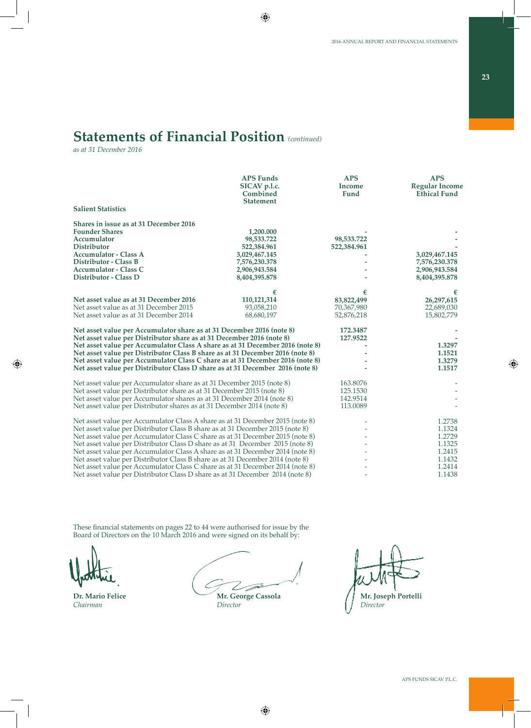# Statements of Financial Position *(continued)*

*as at 31 December 2016*

| Salient Statistics | APS Funds SICAV p.l.c. Combined Statement | APS Income Fund | APS Regular Income Ethical Fund |
|---|---|---|---|
| **Shares in issue as at 31 December 2016** | | | |
| **Founder Shares** | **1,200.000** | **-** | **-** |
| **Accumulator** | **98,533.722** | **98,533.722** | **-** |
| **Distributor** | **522,384.961** | **522,384.961** | **-** |
| **Accumulator - Class A** | **3,029,467.145** | **-** | **3,029,467.145** |
| **Distributor - Class B** | **7,576,230.378** | **-** | **7,576,230.378** |
| **Accumulator - Class C** | **2,906,943.584** | **-** | **2,906,943.584** |
| **Distributor - Class D** | **8,404,395.878** | **-** | **8,404,395.878** |
| | **€** | **€** | **€** |
| **Net asset value as at 31 December 2016** | **110,121,314** | **83,822,499** | **26,297,615** |
| Net asset value as at 31 December 2015 | 93,058,210 | 70,367,980 | 22,689,030 |
| Net asset value as at 31 December 2014 | 68,680,197 | 52,876,218 | 15,802,779 |
| **Net asset value per Accumulator share as at 31 December 2016 (note 8)** | | **172.3487** | **-** |
| **Net asset value per Distributor share as at 31 December 2016 (note 8)** | | **127.9522** | **-** |
| **Net asset value per Accumulator Class A share as at 31 December 2016 (note 8)** | | **-** | **1.3297** |
| **Net asset value per Distributor Class B share as at 31 December 2016 (note 8)** | | **-** | **1.1521** |
| **Net asset value per Accumulator Class C share as at 31 December 2016 (note 8)** | | **-** | **1.3279** |
| **Net asset value per Distributor Class D share as at 31 December 2016 (note 8)** | | **-** | **1.1517** |
| Net asset value per Accumulator share as at 31 December 2015 (note 8) | | 163.8076 | - |
| Net asset value per Distributor share as at 31 December 2015 (note 8) | | 125.1530 | - |
| Net asset value per Accumulator shares as at 31 December 2014 (note 8) | | 142.9514 | - |
| Net asset value per Distributor shares as at 31 December 2014 (note 8) | | 113.0089 | - |
| Net asset value per Accumulator Class A share as at 31 December 2015 (note 8) | | - | 1.2738 |
| Net asset value per Distributor Class B share as at 31 December 2015 (note 8) | | - | 1.1324 |
| Net asset value per Accumulator Class C share as at 31 December 2015 (note 8) | | - | 1.2729 |
| Net asset value per Distributor Class D share as at 31 December 2015 (note 8) | | - | 1.1325 |
| Net asset value per Accumulator Class A share as at 31 December 2014 (note 8) | | - | 1.2415 |
| Net asset value per Distributor Class B share as at 31 December 2014 (note 8) | | - | 1.1432 |
| Net asset value per Accumulator Class C share as at 31 December 2014 (note 8) | | - | 1.2414 |
| Net asset value per Distributor Class D share as at 31 December 2014 (note 8) | | - | 1.1438 |

These financial statements on pages 22 to 44 were authorised for issue by the Board of Directors on the 10 March 2016 and were signed on its behalf by:

**Dr. Mario Felice**
*Chairman*

**Mr. George Cassola**
*Director*

**Mr. Joseph Portelli**
*Director*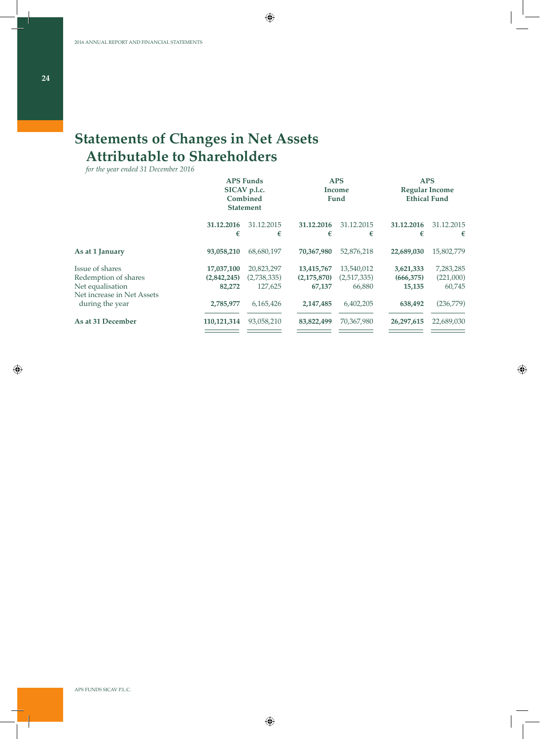# Statements of Changes in Net Assets Attributable to Shareholders

*for the year ended 31 December 2016*

| | APS Funds SICAV p.l.c. Combined Statement | | APS Income Fund | | APS Regular Income Ethical Fund | |
|---|---|---|---|---|---|---|
| | **31.12.2016** | 31.12.2015 | **31.12.2016** | 31.12.2015 | **31.12.2016** | 31.12.2015 |
| | **€** | € | **€** | € | **€** | € |
| **As at 1 January** | **93,058,210** | 68,680,197 | **70,367,980** | 52,876,218 | **22,689,030** | 15,802,779 |
| Issue of shares | **17,037,100** | 20,823,297 | **13,415,767** | 13,540,012 | **3,621,333** | 7,283,285 |
| Redemption of shares | **(2,842,245)** | (2,738,335) | **(2,175,870)** | (2,517,335) | **(666,375)** | (221,000) |
| Net equalisation | **82,272** | 127,625 | **67,137** | 66,880 | **15,135** | 60,745 |
| Net increase in Net Assets during the year | **2,785,977** | 6,165,426 | **2,147,485** | 6,402,205 | **638,492** | (236,779) |
| **As at 31 December** | **110,121,314** | 93,058,210 | **83,822,499** | 70,367,980 | **26,297,615** | 22,689,030 |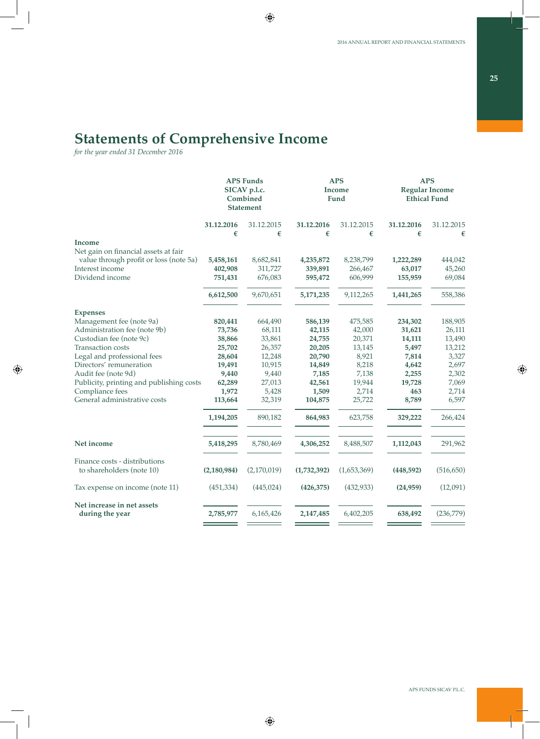# Statements of Comprehensive Income

*for the year ended 31 December 2016*

| | APS Funds SICAV p.l.c. Combined Statement | | APS Income Fund | | APS Regular Income Ethical Fund | |
|---|---|---|---|---|---|---|
| | **31.12.2016** | 31.12.2015 | **31.12.2016** | 31.12.2015 | **31.12.2016** | 31.12.2015 |
| | **€** | € | **€** | € | **€** | € |
| **Income** | | | | | | |
| Net gain on financial assets at fair value through profit or loss (note 5a) | **5,458,161** | 8,682,841 | **4,235,872** | 8,238,799 | **1,222,289** | 444,042 |
| Interest income | **402,908** | 311,727 | **339,891** | 266,467 | **63,017** | 45,260 |
| Dividend income | **751,431** | 676,083 | **595,472** | 606,999 | **155,959** | 69,084 |
| | **6,612,500** | 9,670,651 | **5,171,235** | 9,112,265 | **1,441,265** | 558,386 |
| **Expenses** | | | | | | |
| Management fee (note 9a) | **820,441** | 664,490 | **586,139** | 475,585 | **234,302** | 188,905 |
| Administration fee (note 9b) | **73,736** | 68,111 | **42,115** | 42,000 | **31,621** | 26,111 |
| Custodian fee (note 9c) | **38,866** | 33,861 | **24,755** | 20,371 | **14,111** | 13,490 |
| Transaction costs | **25,702** | 26,357 | **20,205** | 13,145 | **5,497** | 13,212 |
| Legal and professional fees | **28,604** | 12,248 | **20,790** | 8,921 | **7,814** | 3,327 |
| Directors' remuneration | **19,491** | 10,915 | **14,849** | 8,218 | **4,642** | 2,697 |
| Audit fee (note 9d) | **9,440** | 9,440 | **7,185** | 7,138 | **2,255** | 2,302 |
| Publicity, printing and publishing costs | **62,289** | 27,013 | **42,561** | 19,944 | **19,728** | 7,069 |
| Compliance fees | **1,972** | 5,428 | **1,509** | 2,714 | **463** | 2,714 |
| General administrative costs | **113,664** | 32,319 | **104,875** | 25,722 | **8,789** | 6,597 |
| | **1,194,205** | 890,182 | **864,983** | 623,758 | **329,222** | 266,424 |
| **Net income** | **5,418,295** | 8,780,469 | **4,306,252** | 8,488,507 | **1,112,043** | 291,962 |
| Finance costs - distributions to shareholders (note 10) | **(2,180,984)** | (2,170,019) | **(1,732,392)** | (1,653,369) | **(448,592)** | (516,650) |
| Tax expense on income (note 11) | (451,334) | (445,024) | **(426,375)** | (432,933) | **(24,959)** | (12,091) |
| **Net increase in net assets during the year** | **2,785,977** | 6,165,426 | **2,147,485** | 6,402,205 | **638,492** | (236,779) |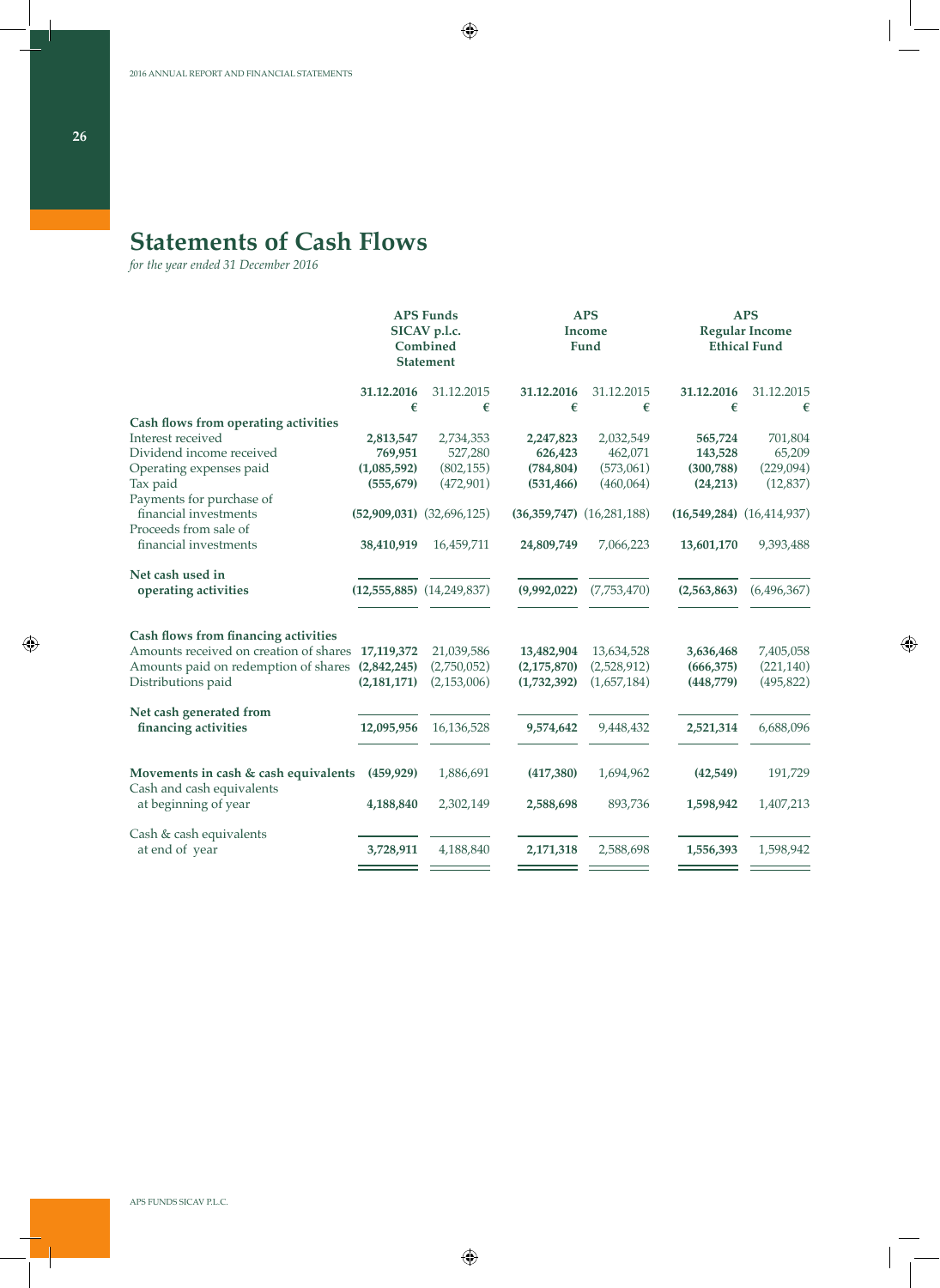# Statements of Cash Flows

*for the year ended 31 December 2016*

| | APS Funds SICAV p.l.c. Combined Statement | | APS Income Fund | | APS Regular Income Ethical Fund | |
|---|---|---|---|---|---|---|
| | **31.12.2016** | 31.12.2015 | **31.12.2016** | 31.12.2015 | **31.12.2016** | 31.12.2015 |
| | **€** | € | **€** | € | **€** | € |
| **Cash flows from operating activities** | | | | | | |
| Interest received | **2,813,547** | 2,734,353 | **2,247,823** | 2,032,549 | **565,724** | 701,804 |
| Dividend income received | **769,951** | 527,280 | **626,423** | 462,071 | **143,528** | 65,209 |
| Operating expenses paid | **(1,085,592)** | (802,155) | **(784,804)** | (573,061) | **(300,788)** | (229,094) |
| Tax paid | **(555,679)** | (472,901) | **(531,466)** | (460,064) | **(24,213)** | (12,837) |
| Payments for purchase of financial investments | **(52,909,031)** | (32,696,125) | **(36,359,747)** | (16,281,188) | **(16,549,284)** | (16,414,937) |
| Proceeds from sale of financial investments | **38,410,919** | 16,459,711 | **24,809,749** | 7,066,223 | **13,601,170** | 9,393,488 |
| **Net cash used in operating activities** | **(12,555,885)** | (14,249,837) | **(9,992,022)** | (7,753,470) | **(2,563,863)** | (6,496,367) |
| **Cash flows from financing activities** | | | | | | |
| Amounts received on creation of shares | **17,119,372** | 21,039,586 | **13,482,904** | 13,634,528 | **3,636,468** | 7,405,058 |
| Amounts paid on redemption of shares | **(2,842,245)** | (2,750,052) | **(2,175,870)** | (2,528,912) | **(666,375)** | (221,140) |
| Distributions paid | **(2,181,171)** | (2,153,006) | **(1,732,392)** | (1,657,184) | **(448,779)** | (495,822) |
| **Net cash generated from financing activities** | **12,095,956** | 16,136,528 | **9,574,642** | 9,448,432 | **2,521,314** | 6,688,096 |
| **Movements in cash & cash equivalents** | **(459,929)** | 1,886,691 | **(417,380)** | 1,694,962 | **(42,549)** | 191,729 |
| Cash and cash equivalents at beginning of year | **4,188,840** | 2,302,149 | **2,588,698** | 893,736 | **1,598,942** | 1,407,213 |
| Cash & cash equivalents at end of year | **3,728,911** | 4,188,840 | **2,171,318** | 2,588,698 | **1,556,393** | 1,598,942 |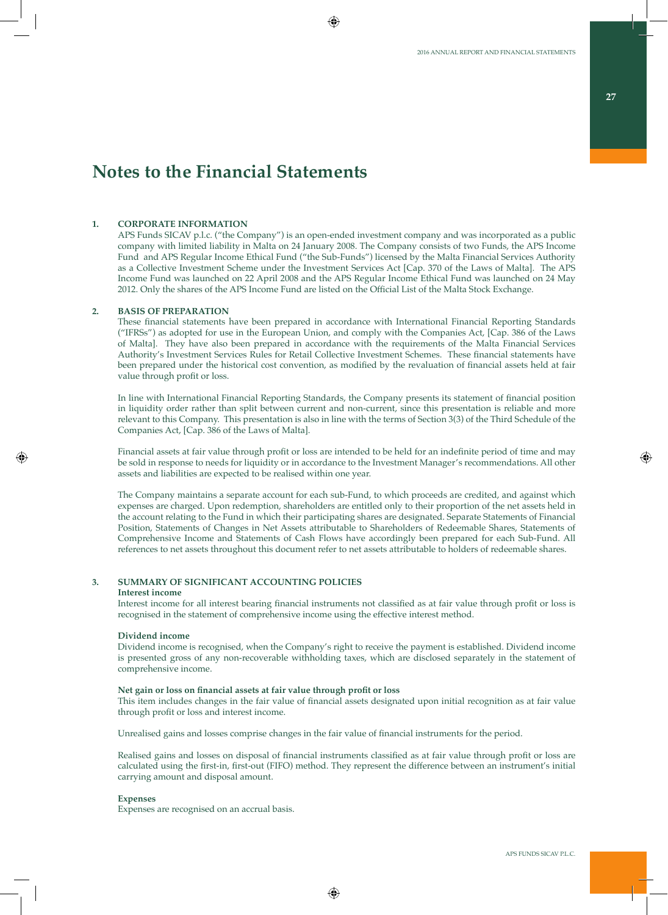# Notes to the Financial Statements

## 1. CORPORATE INFORMATION

APS Funds SICAV p.l.c. ("the Company") is an open-ended investment company and was incorporated as a public company with limited liability in Malta on 24 January 2008. The Company consists of two Funds, the APS Income Fund and APS Regular Income Ethical Fund ("the Sub-Funds") licensed by the Malta Financial Services Authority as a Collective Investment Scheme under the Investment Services Act [Cap. 370 of the Laws of Malta]. The APS Income Fund was launched on 22 April 2008 and the APS Regular Income Ethical Fund was launched on 24 May 2012. Only the shares of the APS Income Fund are listed on the Official List of the Malta Stock Exchange.

## 2. BASIS OF PREPARATION

These financial statements have been prepared in accordance with International Financial Reporting Standards ("IFRSs") as adopted for use in the European Union, and comply with the Companies Act, [Cap. 386 of the Laws of Malta]. They have also been prepared in accordance with the requirements of the Malta Financial Services Authority's Investment Services Rules for Retail Collective Investment Schemes. These financial statements have been prepared under the historical cost convention, as modified by the revaluation of financial assets held at fair value through profit or loss.

In line with International Financial Reporting Standards, the Company presents its statement of financial position in liquidity order rather than split between current and non-current, since this presentation is reliable and more relevant to this Company. This presentation is also in line with the terms of Section 3(3) of the Third Schedule of the Companies Act, [Cap. 386 of the Laws of Malta].

Financial assets at fair value through profit or loss are intended to be held for an indefinite period of time and may be sold in response to needs for liquidity or in accordance to the Investment Manager's recommendations. All other assets and liabilities are expected to be realised within one year.

The Company maintains a separate account for each sub-Fund, to which proceeds are credited, and against which expenses are charged. Upon redemption, shareholders are entitled only to their proportion of the net assets held in the account relating to the Fund in which their participating shares are designated. Separate Statements of Financial Position, Statements of Changes in Net Assets attributable to Shareholders of Redeemable Shares, Statements of Comprehensive Income and Statements of Cash Flows have accordingly been prepared for each Sub-Fund. All references to net assets throughout this document refer to net assets attributable to holders of redeemable shares.

## 3. SUMMARY OF SIGNIFICANT ACCOUNTING POLICIES

**Interest income**

Interest income for all interest bearing financial instruments not classified as at fair value through profit or loss is recognised in the statement of comprehensive income using the effective interest method.

**Dividend income**

Dividend income is recognised, when the Company's right to receive the payment is established. Dividend income is presented gross of any non-recoverable withholding taxes, which are disclosed separately in the statement of comprehensive income.

**Net gain or loss on financial assets at fair value through profit or loss**

This item includes changes in the fair value of financial assets designated upon initial recognition as at fair value through profit or loss and interest income.

Unrealised gains and losses comprise changes in the fair value of financial instruments for the period.

Realised gains and losses on disposal of financial instruments classified as at fair value through profit or loss are calculated using the first-in, first-out (FIFO) method. They represent the difference between an instrument's initial carrying amount and disposal amount.

**Expenses**

Expenses are recognised on an accrual basis.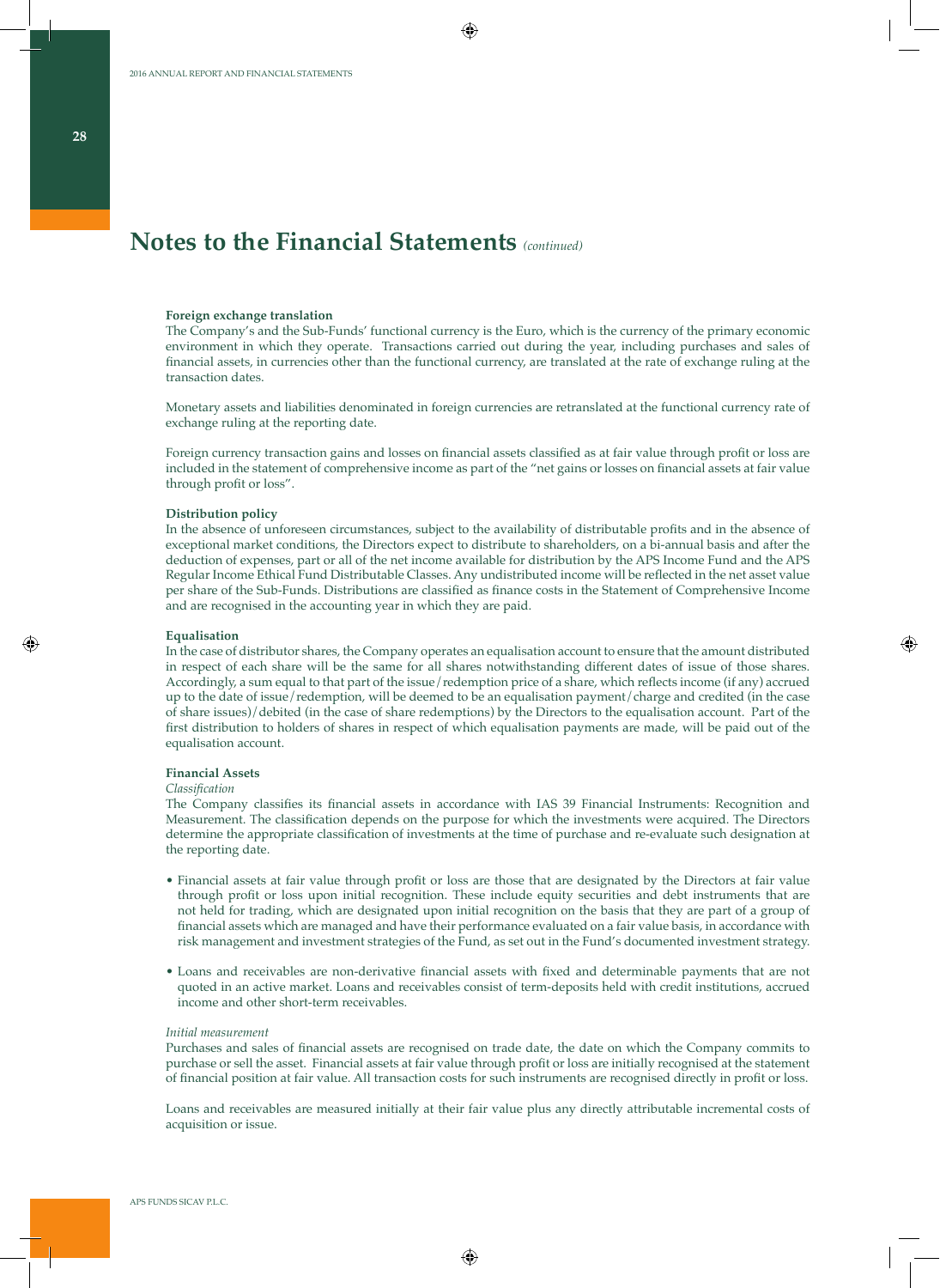# Notes to the Financial Statements *(continued)*

**Foreign exchange translation**

The Company's and the Sub-Funds' functional currency is the Euro, which is the currency of the primary economic environment in which they operate. Transactions carried out during the year, including purchases and sales of financial assets, in currencies other than the functional currency, are translated at the rate of exchange ruling at the transaction dates.

Monetary assets and liabilities denominated in foreign currencies are retranslated at the functional currency rate of exchange ruling at the reporting date.

Foreign currency transaction gains and losses on financial assets classified as at fair value through profit or loss are included in the statement of comprehensive income as part of the "net gains or losses on financial assets at fair value through profit or loss".

**Distribution policy**

In the absence of unforeseen circumstances, subject to the availability of distributable profits and in the absence of exceptional market conditions, the Directors expect to distribute to shareholders, on a bi-annual basis and after the deduction of expenses, part or all of the net income available for distribution by the APS Income Fund and the APS Regular Income Ethical Fund Distributable Classes. Any undistributed income will be reflected in the net asset value per share of the Sub-Funds. Distributions are classified as finance costs in the Statement of Comprehensive Income and are recognised in the accounting year in which they are paid.

**Equalisation**

In the case of distributor shares, the Company operates an equalisation account to ensure that the amount distributed in respect of each share will be the same for all shares notwithstanding different dates of issue of those shares. Accordingly, a sum equal to that part of the issue/redemption price of a share, which reflects income (if any) accrued up to the date of issue/redemption, will be deemed to be an equalisation payment/charge and credited (in the case of share issues)/debited (in the case of share redemptions) by the Directors to the equalisation account. Part of the first distribution to holders of shares in respect of which equalisation payments are made, will be paid out of the equalisation account.

**Financial Assets**

*Classification*

The Company classifies its financial assets in accordance with IAS 39 Financial Instruments: Recognition and Measurement. The classification depends on the purpose for which the investments were acquired. The Directors determine the appropriate classification of investments at the time of purchase and re-evaluate such designation at the reporting date.

- Financial assets at fair value through profit or loss are those that are designated by the Directors at fair value through profit or loss upon initial recognition. These include equity securities and debt instruments that are not held for trading, which are designated upon initial recognition on the basis that they are part of a group of financial assets which are managed and have their performance evaluated on a fair value basis, in accordance with risk management and investment strategies of the Fund, as set out in the Fund's documented investment strategy.

- Loans and receivables are non-derivative financial assets with fixed and determinable payments that are not quoted in an active market. Loans and receivables consist of term-deposits held with credit institutions, accrued income and other short-term receivables.

*Initial measurement*

Purchases and sales of financial assets are recognised on trade date, the date on which the Company commits to purchase or sell the asset. Financial assets at fair value through profit or loss are initially recognised at the statement of financial position at fair value. All transaction costs for such instruments are recognised directly in profit or loss.

Loans and receivables are measured initially at their fair value plus any directly attributable incremental costs of acquisition or issue.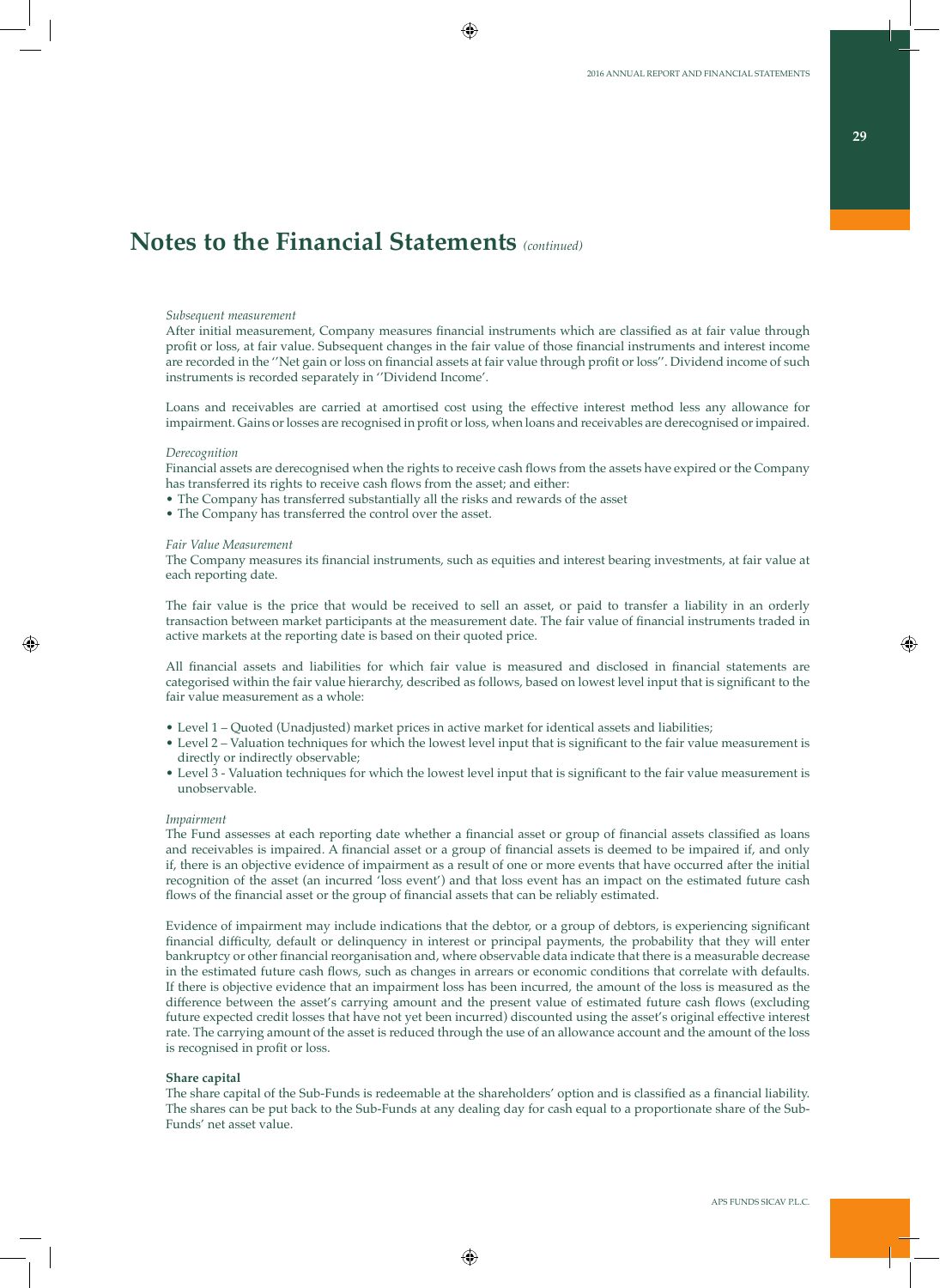# Notes to the Financial Statements *(continued)*

*Subsequent measurement*

After initial measurement, Company measures financial instruments which are classified as at fair value through profit or loss, at fair value. Subsequent changes in the fair value of those financial instruments and interest income are recorded in the ''Net gain or loss on financial assets at fair value through profit or loss''. Dividend income of such instruments is recorded separately in ''Dividend Income'.

Loans and receivables are carried at amortised cost using the effective interest method less any allowance for impairment. Gains or losses are recognised in profit or loss, when loans and receivables are derecognised or impaired.

*Derecognition*

Financial assets are derecognised when the rights to receive cash flows from the assets have expired or the Company has transferred its rights to receive cash flows from the asset; and either:

- The Company has transferred substantially all the risks and rewards of the asset
- The Company has transferred the control over the asset.

*Fair Value Measurement*

The Company measures its financial instruments, such as equities and interest bearing investments, at fair value at each reporting date.

The fair value is the price that would be received to sell an asset, or paid to transfer a liability in an orderly transaction between market participants at the measurement date. The fair value of financial instruments traded in active markets at the reporting date is based on their quoted price.

All financial assets and liabilities for which fair value is measured and disclosed in financial statements are categorised within the fair value hierarchy, described as follows, based on lowest level input that is significant to the fair value measurement as a whole:

- Level 1 – Quoted (Unadjusted) market prices in active market for identical assets and liabilities;
- Level 2 – Valuation techniques for which the lowest level input that is significant to the fair value measurement is directly or indirectly observable;
- Level 3 - Valuation techniques for which the lowest level input that is significant to the fair value measurement is unobservable.

*Impairment*

The Fund assesses at each reporting date whether a financial asset or group of financial assets classified as loans and receivables is impaired. A financial asset or a group of financial assets is deemed to be impaired if, and only if, there is an objective evidence of impairment as a result of one or more events that have occurred after the initial recognition of the asset (an incurred 'loss event') and that loss event has an impact on the estimated future cash flows of the financial asset or the group of financial assets that can be reliably estimated.

Evidence of impairment may include indications that the debtor, or a group of debtors, is experiencing significant financial difficulty, default or delinquency in interest or principal payments, the probability that they will enter bankruptcy or other financial reorganisation and, where observable data indicate that there is a measurable decrease in the estimated future cash flows, such as changes in arrears or economic conditions that correlate with defaults. If there is objective evidence that an impairment loss has been incurred, the amount of the loss is measured as the difference between the asset's carrying amount and the present value of estimated future cash flows (excluding future expected credit losses that have not yet been incurred) discounted using the asset's original effective interest rate. The carrying amount of the asset is reduced through the use of an allowance account and the amount of the loss is recognised in profit or loss.

**Share capital**

The share capital of the Sub-Funds is redeemable at the shareholders' option and is classified as a financial liability. The shares can be put back to the Sub-Funds at any dealing day for cash equal to a proportionate share of the Sub-Funds' net asset value.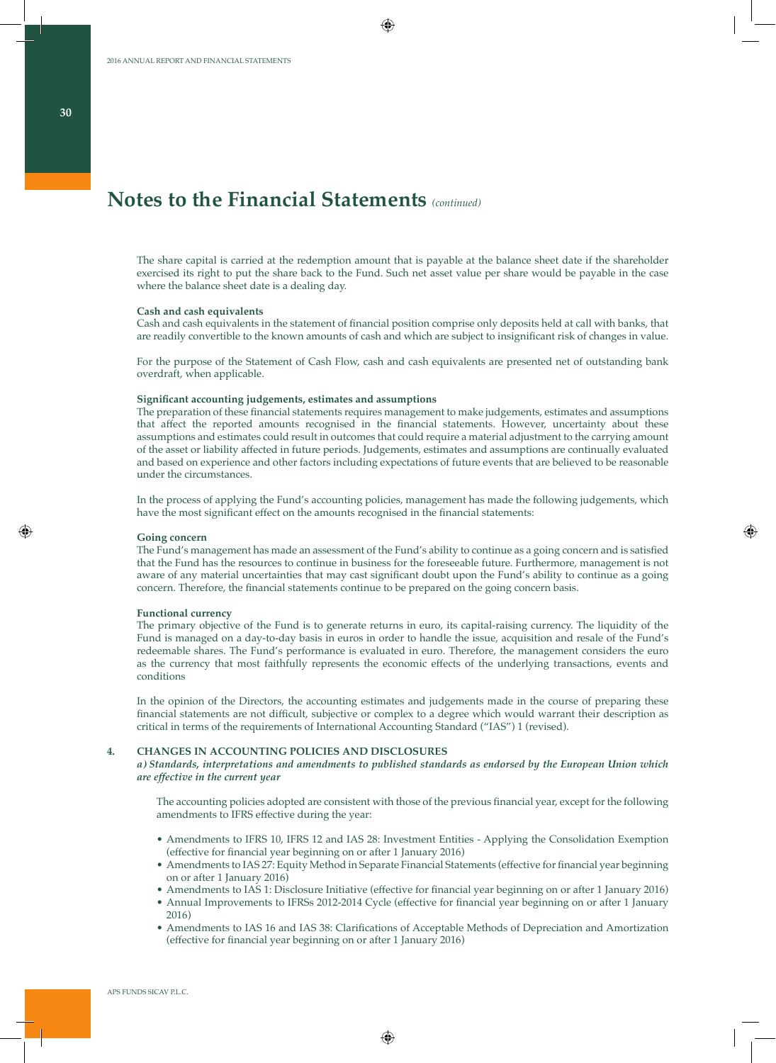# Notes to the Financial Statements *(continued)*

The share capital is carried at the redemption amount that is payable at the balance sheet date if the shareholder exercised its right to put the share back to the Fund. Such net asset value per share would be payable in the case where the balance sheet date is a dealing day.

**Cash and cash equivalents**
Cash and cash equivalents in the statement of financial position comprise only deposits held at call with banks, that are readily convertible to the known amounts of cash and which are subject to insignificant risk of changes in value.

For the purpose of the Statement of Cash Flow, cash and cash equivalents are presented net of outstanding bank overdraft, when applicable.

**Significant accounting judgements, estimates and assumptions**
The preparation of these financial statements requires management to make judgements, estimates and assumptions that affect the reported amounts recognised in the financial statements. However, uncertainty about these assumptions and estimates could result in outcomes that could require a material adjustment to the carrying amount of the asset or liability affected in future periods. Judgements, estimates and assumptions are continually evaluated and based on experience and other factors including expectations of future events that are believed to be reasonable under the circumstances.

In the process of applying the Fund's accounting policies, management has made the following judgements, which have the most significant effect on the amounts recognised in the financial statements:

**Going concern**
The Fund's management has made an assessment of the Fund's ability to continue as a going concern and is satisfied that the Fund has the resources to continue in business for the foreseeable future. Furthermore, management is not aware of any material uncertainties that may cast significant doubt upon the Fund's ability to continue as a going concern. Therefore, the financial statements continue to be prepared on the going concern basis.

**Functional currency**
The primary objective of the Fund is to generate returns in euro, its capital-raising currency. The liquidity of the Fund is managed on a day-to-day basis in euros in order to handle the issue, acquisition and resale of the Fund's redeemable shares. The Fund's performance is evaluated in euro. Therefore, the management considers the euro as the currency that most faithfully represents the economic effects of the underlying transactions, events and conditions

In the opinion of the Directors, the accounting estimates and judgements made in the course of preparing these financial statements are not difficult, subjective or complex to a degree which would warrant their description as critical in terms of the requirements of International Accounting Standard ("IAS") 1 (revised).

## 4. CHANGES IN ACCOUNTING POLICIES AND DISCLOSURES

***a) Standards, interpretations and amendments to published standards as endorsed by the European Union which are effective in the current year***

The accounting policies adopted are consistent with those of the previous financial year, except for the following amendments to IFRS effective during the year:

- Amendments to IFRS 10, IFRS 12 and IAS 28: Investment Entities - Applying the Consolidation Exemption (effective for financial year beginning on or after 1 January 2016)
- Amendments to IAS 27: Equity Method in Separate Financial Statements (effective for financial year beginning on or after 1 January 2016)
- Amendments to IAS 1: Disclosure Initiative (effective for financial year beginning on or after 1 January 2016)
- Annual Improvements to IFRSs 2012-2014 Cycle (effective for financial year beginning on or after 1 January 2016)
- Amendments to IAS 16 and IAS 38: Clarifications of Acceptable Methods of Depreciation and Amortization (effective for financial year beginning on or after 1 January 2016)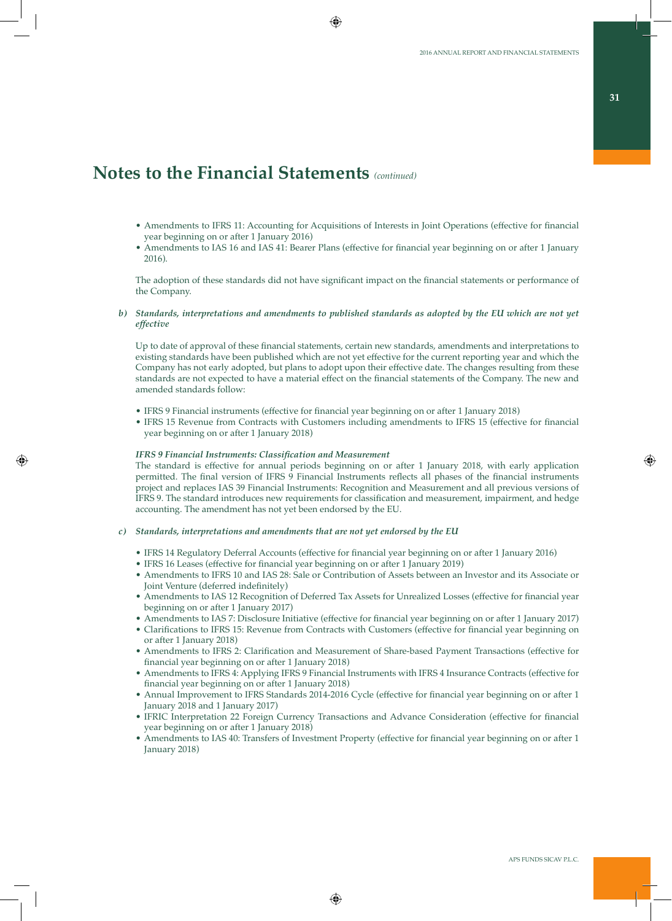# Notes to the Financial Statements *(continued)*

- Amendments to IFRS 11: Accounting for Acquisitions of Interests in Joint Operations (effective for financial year beginning on or after 1 January 2016)
- Amendments to IAS 16 and IAS 41: Bearer Plans (effective for financial year beginning on or after 1 January 2016).

The adoption of these standards did not have significant impact on the financial statements or performance of the Company.

b) ***Standards, interpretations and amendments to published standards as adopted by the EU which are not yet effective***

Up to date of approval of these financial statements, certain new standards, amendments and interpretations to existing standards have been published which are not yet effective for the current reporting year and which the Company has not early adopted, but plans to adopt upon their effective date. The changes resulting from these standards are not expected to have a material effect on the financial statements of the Company. The new and amended standards follow:

- IFRS 9 Financial instruments (effective for financial year beginning on or after 1 January 2018)
- IFRS 15 Revenue from Contracts with Customers including amendments to IFRS 15 (effective for financial year beginning on or after 1 January 2018)

***IFRS 9 Financial Instruments: Classification and Measurement***
The standard is effective for annual periods beginning on or after 1 January 2018, with early application permitted. The final version of IFRS 9 Financial Instruments reflects all phases of the financial instruments project and replaces IAS 39 Financial Instruments: Recognition and Measurement and all previous versions of IFRS 9. The standard introduces new requirements for classification and measurement, impairment, and hedge accounting. The amendment has not yet been endorsed by the EU.

c) ***Standards, interpretations and amendments that are not yet endorsed by the EU***

- IFRS 14 Regulatory Deferral Accounts (effective for financial year beginning on or after 1 January 2016)
- IFRS 16 Leases (effective for financial year beginning on or after 1 January 2019)
- Amendments to IFRS 10 and IAS 28: Sale or Contribution of Assets between an Investor and its Associate or Joint Venture (deferred indefinitely)
- Amendments to IAS 12 Recognition of Deferred Tax Assets for Unrealized Losses (effective for financial year beginning on or after 1 January 2017)
- Amendments to IAS 7: Disclosure Initiative (effective for financial year beginning on or after 1 January 2017)
- Clarifications to IFRS 15: Revenue from Contracts with Customers (effective for financial year beginning on or after 1 January 2018)
- Amendments to IFRS 2: Clarification and Measurement of Share-based Payment Transactions (effective for financial year beginning on or after 1 January 2018)
- Amendments to IFRS 4: Applying IFRS 9 Financial Instruments with IFRS 4 Insurance Contracts (effective for financial year beginning on or after 1 January 2018)
- Annual Improvement to IFRS Standards 2014-2016 Cycle (effective for financial year beginning on or after 1 January 2018 and 1 January 2017)
- IFRIC Interpretation 22 Foreign Currency Transactions and Advance Consideration (effective for financial year beginning on or after 1 January 2018)
- Amendments to IAS 40: Transfers of Investment Property (effective for financial year beginning on or after 1 January 2018)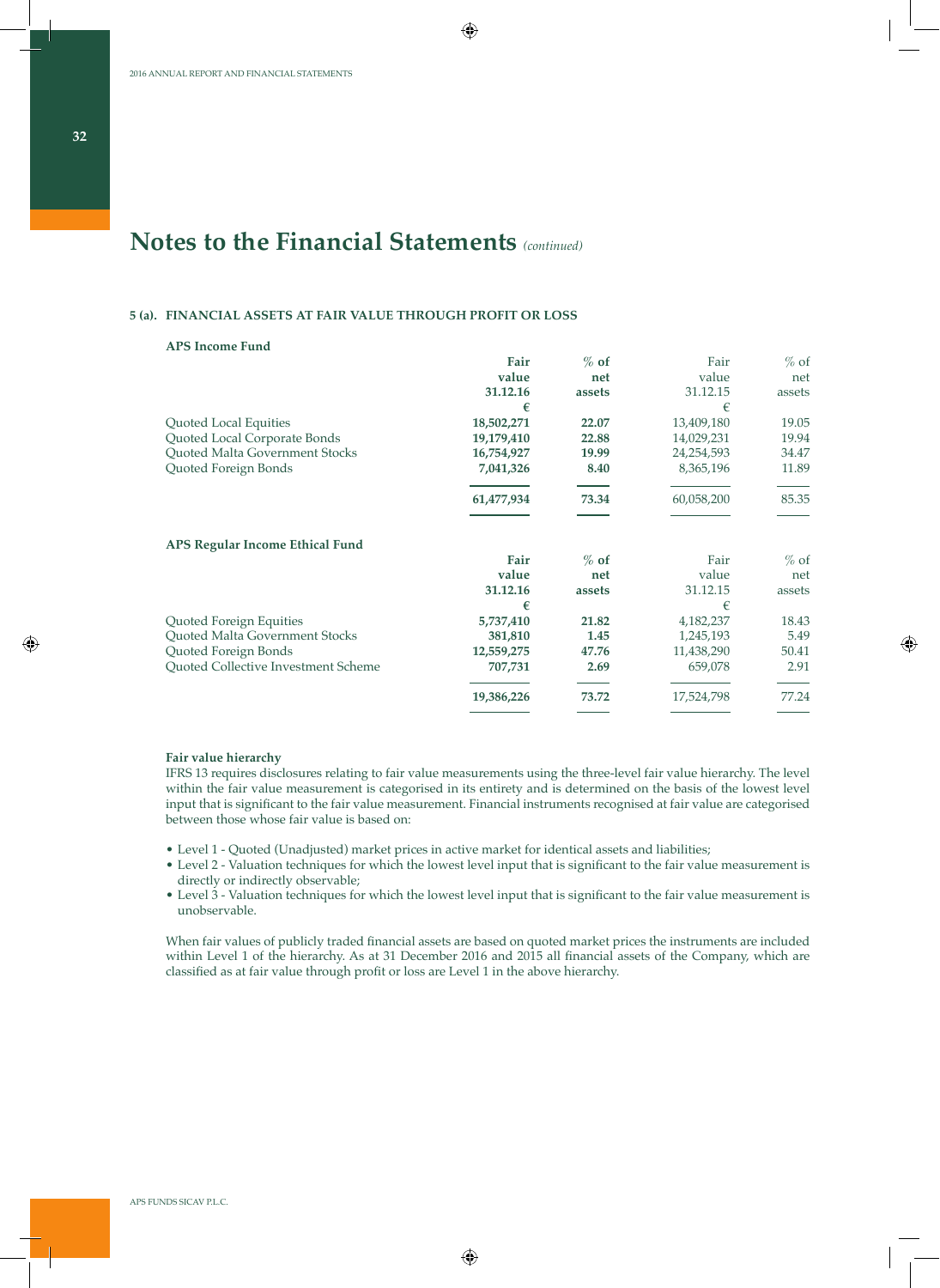# Notes to the Financial Statements *(continued)*

### 5 (a). FINANCIAL ASSETS AT FAIR VALUE THROUGH PROFIT OR LOSS

**APS Income Fund**

| | **Fair value 31.12.16 €** | **% of net assets** | Fair value 31.12.15 € | % of net assets |
|---|---|---|---|---|
| Quoted Local Equities | **18,502,271** | **22.07** | 13,409,180 | 19.05 |
| Quoted Local Corporate Bonds | **19,179,410** | **22.88** | 14,029,231 | 19.94 |
| Quoted Malta Government Stocks | **16,754,927** | **19.99** | 24,254,593 | 34.47 |
| Quoted Foreign Bonds | **7,041,326** | **8.40** | 8,365,196 | 11.89 |
| | **61,477,934** | **73.34** | 60,058,200 | 85.35 |

**APS Regular Income Ethical Fund**

| | **Fair value 31.12.16 €** | **% of net assets** | Fair value 31.12.15 € | % of net assets |
|---|---|---|---|---|
| Quoted Foreign Equities | **5,737,410** | **21.82** | 4,182,237 | 18.43 |
| Quoted Malta Government Stocks | **381,810** | **1.45** | 1,245,193 | 5.49 |
| Quoted Foreign Bonds | **12,559,275** | **47.76** | 11,438,290 | 50.41 |
| Quoted Collective Investment Scheme | **707,731** | **2.69** | 659,078 | 2.91 |
| | **19,386,226** | **73.72** | 17,524,798 | 77.24 |

**Fair value hierarchy**

IFRS 13 requires disclosures relating to fair value measurements using the three-level fair value hierarchy. The level within the fair value measurement is categorised in its entirety and is determined on the basis of the lowest level input that is significant to the fair value measurement. Financial instruments recognised at fair value are categorised between those whose fair value is based on:

- Level 1 - Quoted (Unadjusted) market prices in active market for identical assets and liabilities;
- Level 2 - Valuation techniques for which the lowest level input that is significant to the fair value measurement is directly or indirectly observable;
- Level 3 - Valuation techniques for which the lowest level input that is significant to the fair value measurement is unobservable.

When fair values of publicly traded financial assets are based on quoted market prices the instruments are included within Level 1 of the hierarchy. As at 31 December 2016 and 2015 all financial assets of the Company, which are classified as at fair value through profit or loss are Level 1 in the above hierarchy.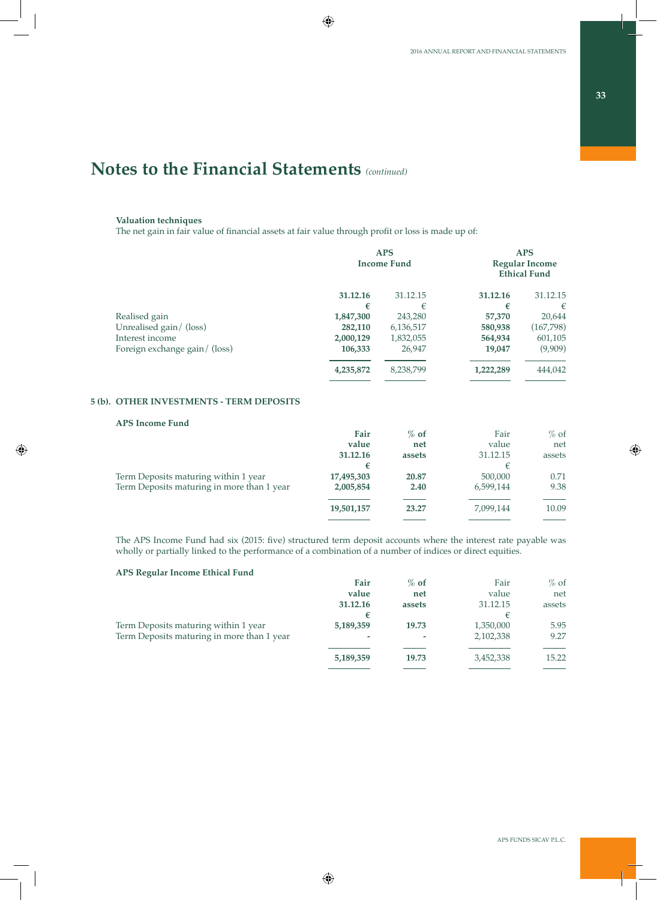# Notes to the Financial Statements *(continued)*

**Valuation techniques**

The net gain in fair value of financial assets at fair value through profit or loss is made up of:

| | APS Income Fund | | APS Regular Income Ethical Fund | |
|---|---|---|---|---|
| | **31.12.16** | 31.12.15 | **31.12.16** | 31.12.15 |
| | **€** | € | **€** | € |
| Realised gain | **1,847,300** | 243,280 | **57,370** | 20,644 |
| Unrealised gain/ (loss) | **282,110** | 6,136,517 | **580,938** | (167,798) |
| Interest income | **2,000,129** | 1,832,055 | **564,934** | 601,105 |
| Foreign exchange gain/ (loss) | **106,333** | 26,947 | **19,047** | (9,909) |
| | **4,235,872** | 8,238,799 | **1,222,289** | 444,042 |

## 5 (b). OTHER INVESTMENTS - TERM DEPOSITS

**APS Income Fund**

| | **Fair value 31.12.16 €** | **% of net assets** | Fair value 31.12.15 € | % of net assets |
|---|---|---|---|---|
| Term Deposits maturing within 1 year | **17,495,303** | **20.87** | 500,000 | 0.71 |
| Term Deposits maturing in more than 1 year | **2,005,854** | **2.40** | 6,599,144 | 9.38 |
| | **19,501,157** | **23.27** | 7,099,144 | 10.09 |

The APS Income Fund had six (2015: five) structured term deposit accounts where the interest rate payable was wholly or partially linked to the performance of a combination of a number of indices or direct equities.

**APS Regular Income Ethical Fund**

| | **Fair value 31.12.16 €** | **% of net assets** | Fair value 31.12.15 € | % of net assets |
|---|---|---|---|---|
| Term Deposits maturing within 1 year | **5,189,359** | **19.73** | 1,350,000 | 5.95 |
| Term Deposits maturing in more than 1 year | **-** | **-** | 2,102,338 | 9.27 |
| | **5,189,359** | **19.73** | 3,452,338 | 15.22 |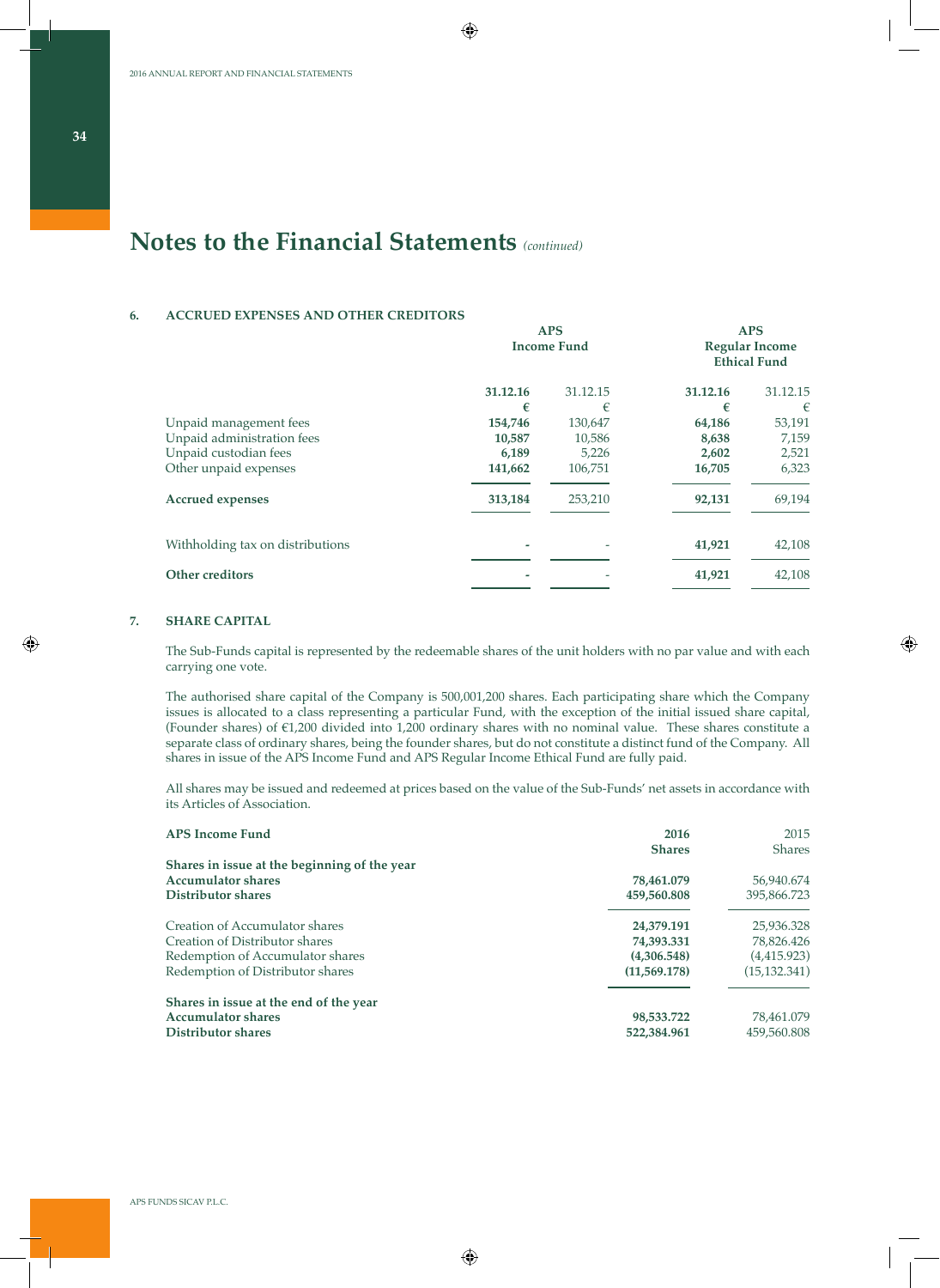# Notes to the Financial Statements *(continued)*

## 6. ACCRUED EXPENSES AND OTHER CREDITORS

| | APS Income Fund | | APS Regular Income Ethical Fund | |
|---|---|---|---|---|
| | **31.12.16** | 31.12.15 | **31.12.16** | 31.12.15 |
| | **€** | € | **€** | € |
| Unpaid management fees | **154,746** | 130,647 | **64,186** | 53,191 |
| Unpaid administration fees | **10,587** | 10,586 | **8,638** | 7,159 |
| Unpaid custodian fees | **6,189** | 5,226 | **2,602** | 2,521 |
| Other unpaid expenses | **141,662** | 106,751 | **16,705** | 6,323 |
| **Accrued expenses** | **313,184** | 253,210 | **92,131** | 69,194 |
| Withholding tax on distributions | **-** | - | **41,921** | 42,108 |
| **Other creditors** | **-** | - | **41,921** | 42,108 |

## 7. SHARE CAPITAL

The Sub-Funds capital is represented by the redeemable shares of the unit holders with no par value and with each carrying one vote.

The authorised share capital of the Company is 500,001,200 shares. Each participating share which the Company issues is allocated to a class representing a particular Fund, with the exception of the initial issued share capital, (Founder shares) of €1,200 divided into 1,200 ordinary shares with no nominal value. These shares constitute a separate class of ordinary shares, being the founder shares, but do not constitute a distinct fund of the Company. All shares in issue of the APS Income Fund and APS Regular Income Ethical Fund are fully paid.

All shares may be issued and redeemed at prices based on the value of the Sub-Funds' net assets in accordance with its Articles of Association.

| **APS Income Fund** | **2016** | 2015 |
|---|---|---|
| | **Shares** | Shares |
| **Shares in issue at the beginning of the year** | | |
| **Accumulator shares** | **78,461.079** | 56,940.674 |
| **Distributor shares** | **459,560.808** | 395,866.723 |
| Creation of Accumulator shares | **24,379.191** | 25,936.328 |
| Creation of Distributor shares | **74,393.331** | 78,826.426 |
| Redemption of Accumulator shares | **(4,306.548)** | (4,415.923) |
| Redemption of Distributor shares | **(11,569.178)** | (15,132.341) |
| **Shares in issue at the end of the year** | | |
| **Accumulator shares** | **98,533.722** | 78,461.079 |
| **Distributor shares** | **522,384.961** | 459,560.808 |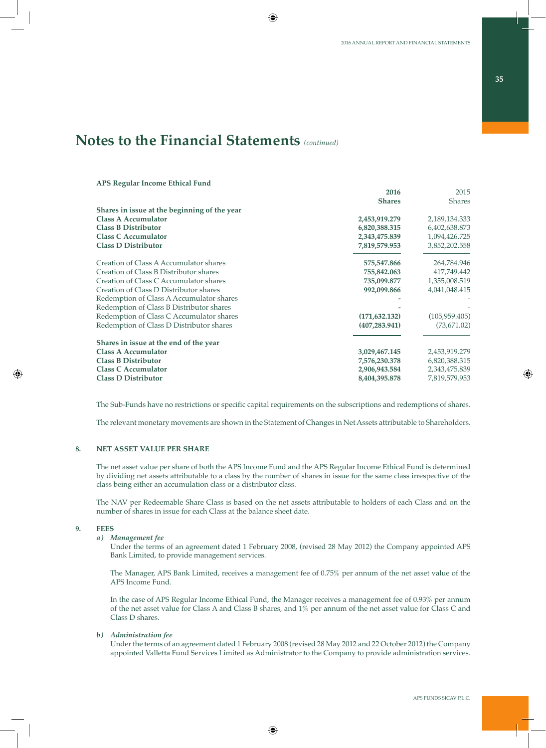# Notes to the Financial Statements *(continued)*

**APS Regular Income Ethical Fund**

| | 2016 | 2015 |
|---|---|---|
| | **Shares** | Shares |
| **Shares in issue at the beginning of the year** | | |
| **Class A Accumulator** | **2,453,919.279** | 2,189,134.333 |
| **Class B Distributor** | **6,820,388.315** | 6,402,638.873 |
| **Class C Accumulator** | **2,343,475.839** | 1,094,426.725 |
| **Class D Distributor** | **7,819,579.953** | 3,852,202.558 |
| Creation of Class A Accumulator shares | **575,547.866** | 264,784.946 |
| Creation of Class B Distributor shares | **755,842.063** | 417,749.442 |
| Creation of Class C Accumulator shares | **735,099.877** | 1,355,008.519 |
| Creation of Class D Distributor shares | **992,099.866** | 4,041,048.415 |
| Redemption of Class A Accumulator shares | **-** | - |
| Redemption of Class B Distributor shares | **-** | - |
| Redemption of Class C Accumulator shares | **(171,632.132)** | (105,959.405) |
| Redemption of Class D Distributor shares | **(407,283.941)** | (73,671.02) |
| **Shares in issue at the end of the year** | | |
| **Class A Accumulator** | **3,029,467.145** | 2,453,919.279 |
| **Class B Distributor** | **7,576,230.378** | 6,820,388.315 |
| **Class C Accumulator** | **2,906,943.584** | 2,343,475.839 |
| **Class D Distributor** | **8,404,395.878** | 7,819,579.953 |

The Sub-Funds have no restrictions or specific capital requirements on the subscriptions and redemptions of shares.

The relevant monetary movements are shown in the Statement of Changes in Net Assets attributable to Shareholders.

## 8. NET ASSET VALUE PER SHARE

The net asset value per share of both the APS Income Fund and the APS Regular Income Ethical Fund is determined by dividing net assets attributable to a class by the number of shares in issue for the same class irrespective of the class being either an accumulation class or a distributor class.

The NAV per Redeemable Share Class is based on the net assets attributable to holders of each Class and on the number of shares in issue for each Class at the balance sheet date.

## 9. FEES

### *a) Management fee*

Under the terms of an agreement dated 1 February 2008, (revised 28 May 2012) the Company appointed APS Bank Limited, to provide management services.

The Manager, APS Bank Limited, receives a management fee of 0.75% per annum of the net asset value of the APS Income Fund.

In the case of APS Regular Income Ethical Fund, the Manager receives a management fee of 0.93% per annum of the net asset value for Class A and Class B shares, and 1% per annum of the net asset value for Class C and Class D shares.

### *b) Administration fee*

Under the terms of an agreement dated 1 February 2008 (revised 28 May 2012 and 22 October 2012) the Company appointed Valletta Fund Services Limited as Administrator to the Company to provide administration services.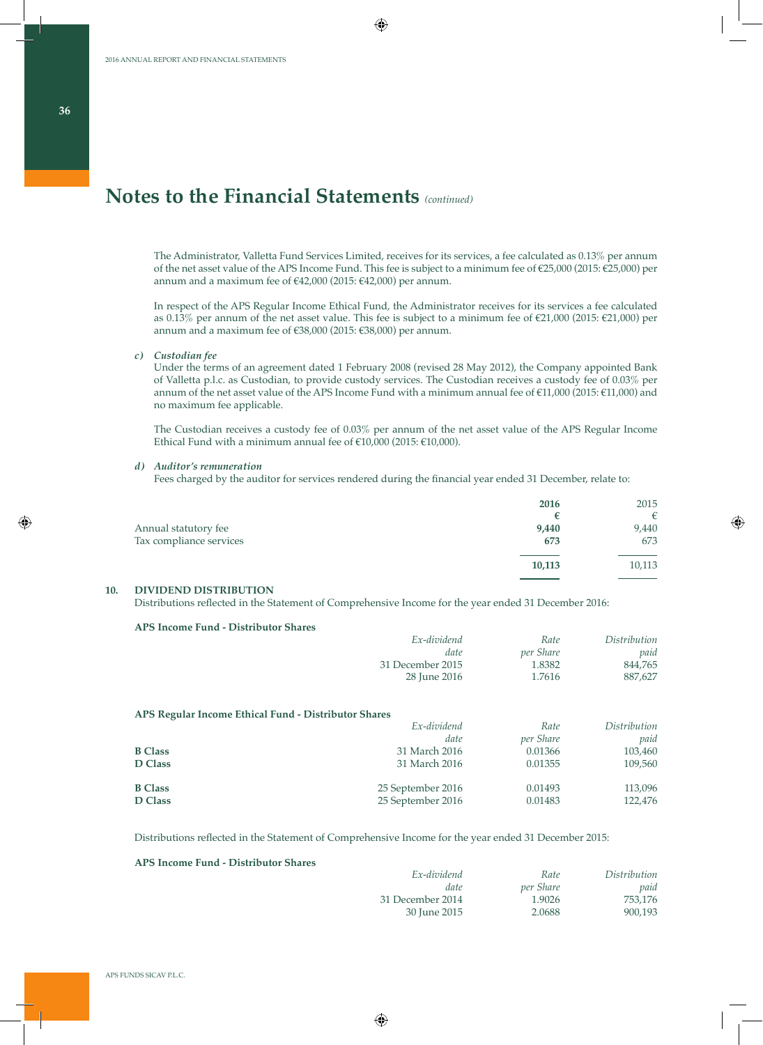# Notes to the Financial Statements *(continued)*

The Administrator, Valletta Fund Services Limited, receives for its services, a fee calculated as 0.13% per annum of the net asset value of the APS Income Fund. This fee is subject to a minimum fee of €25,000 (2015: €25,000) per annum and a maximum fee of €42,000 (2015: €42,000) per annum.

In respect of the APS Regular Income Ethical Fund, the Administrator receives for its services a fee calculated as 0.13% per annum of the net asset value. This fee is subject to a minimum fee of €21,000 (2015: €21,000) per annum and a maximum fee of €38,000 (2015: €38,000) per annum.

*c) Custodian fee*

Under the terms of an agreement dated 1 February 2008 (revised 28 May 2012), the Company appointed Bank of Valletta p.l.c. as Custodian, to provide custody services. The Custodian receives a custody fee of 0.03% per annum of the net asset value of the APS Income Fund with a minimum annual fee of €11,000 (2015: €11,000) and no maximum fee applicable.

The Custodian receives a custody fee of 0.03% per annum of the net asset value of the APS Regular Income Ethical Fund with a minimum annual fee of €10,000 (2015: €10,000).

*d) Auditor's remuneration*

Fees charged by the auditor for services rendered during the financial year ended 31 December, relate to:

| | **2016** | 2015 |
|---|---|---|
| | **€** | € |
| Annual statutory fee | **9,440** | 9,440 |
| Tax compliance services | **673** | 673 |
| | **10,113** | 10,113 |

## 10. DIVIDEND DISTRIBUTION

Distributions reflected in the Statement of Comprehensive Income for the year ended 31 December 2016:

**APS Income Fund - Distributor Shares**

| *Ex-dividend date* | *Rate per Share* | *Distribution paid* |
|---|---|---|
| 31 December 2015 | 1.8382 | 844,765 |
| 28 June 2016 | 1.7616 | 887,627 |

**APS Regular Income Ethical Fund - Distributor Shares**

| | *Ex-dividend date* | *Rate per Share* | *Distribution paid* |
|---|---|---|---|
| **B Class** | 31 March 2016 | 0.01366 | 103,460 |
| **D Class** | 31 March 2016 | 0.01355 | 109,560 |
| **B Class** | 25 September 2016 | 0.01493 | 113,096 |
| **D Class** | 25 September 2016 | 0.01483 | 122,476 |

Distributions reflected in the Statement of Comprehensive Income for the year ended 31 December 2015:

**APS Income Fund - Distributor Shares**

| *Ex-dividend date* | *Rate per Share* | *Distribution paid* |
|---|---|---|
| 31 December 2014 | 1.9026 | 753,176 |
| 30 June 2015 | 2.0688 | 900,193 |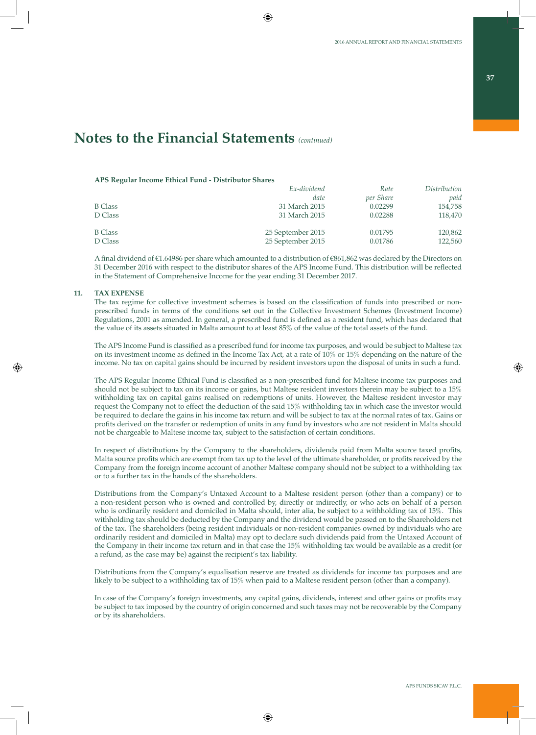# Notes to the Financial Statements *(continued)*

**APS Regular Income Ethical Fund - Distributor Shares**

| | *Ex-dividend date* | *Rate per Share* | *Distribution paid* |
|---|---|---|---|
| B Class | 31 March 2015 | 0.02299 | 154,758 |
| D Class | 31 March 2015 | 0.02288 | 118,470 |
| | | | |
| B Class | 25 September 2015 | 0.01795 | 120,862 |
| D Class | 25 September 2015 | 0.01786 | 122,560 |

A final dividend of €1.64986 per share which amounted to a distribution of €861,862 was declared by the Directors on 31 December 2016 with respect to the distributor shares of the APS Income Fund. This distribution will be reflected in the Statement of Comprehensive Income for the year ending 31 December 2017.

**11. TAX EXPENSE**

The tax regime for collective investment schemes is based on the classification of funds into prescribed or non-prescribed funds in terms of the conditions set out in the Collective Investment Schemes (Investment Income) Regulations, 2001 as amended. In general, a prescribed fund is defined as a resident fund, which has declared that the value of its assets situated in Malta amount to at least 85% of the value of the total assets of the fund.

The APS Income Fund is classified as a prescribed fund for income tax purposes, and would be subject to Maltese tax on its investment income as defined in the Income Tax Act, at a rate of 10% or 15% depending on the nature of the income. No tax on capital gains should be incurred by resident investors upon the disposal of units in such a fund.

The APS Regular Income Ethical Fund is classified as a non-prescribed fund for Maltese income tax purposes and should not be subject to tax on its income or gains, but Maltese resident investors therein may be subject to a 15% withholding tax on capital gains realised on redemptions of units. However, the Maltese resident investor may request the Company not to effect the deduction of the said 15% withholding tax in which case the investor would be required to declare the gains in his income tax return and will be subject to tax at the normal rates of tax. Gains or profits derived on the transfer or redemption of units in any fund by investors who are not resident in Malta should not be chargeable to Maltese income tax, subject to the satisfaction of certain conditions.

In respect of distributions by the Company to the shareholders, dividends paid from Malta source taxed profits, Malta source profits which are exempt from tax up to the level of the ultimate shareholder, or profits received by the Company from the foreign income account of another Maltese company should not be subject to a withholding tax or to a further tax in the hands of the shareholders.

Distributions from the Company's Untaxed Account to a Maltese resident person (other than a company) or to a non-resident person who is owned and controlled by, directly or indirectly, or who acts on behalf of a person who is ordinarily resident and domiciled in Malta should, inter alia, be subject to a withholding tax of 15%. This withholding tax should be deducted by the Company and the dividend would be passed on to the Shareholders net of the tax. The shareholders (being resident individuals or non-resident companies owned by individuals who are ordinarily resident and domiciled in Malta) may opt to declare such dividends paid from the Untaxed Account of the Company in their income tax return and in that case the 15% withholding tax would be available as a credit (or a refund, as the case may be) against the recipient's tax liability.

Distributions from the Company's equalisation reserve are treated as dividends for income tax purposes and are likely to be subject to a withholding tax of 15% when paid to a Maltese resident person (other than a company).

In case of the Company's foreign investments, any capital gains, dividends, interest and other gains or profits may be subject to tax imposed by the country of origin concerned and such taxes may not be recoverable by the Company or by its shareholders.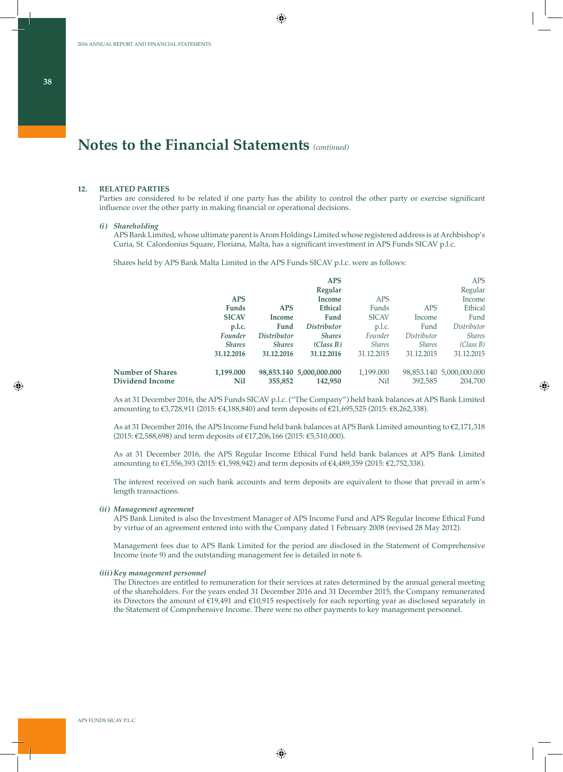# Notes to the Financial Statements *(continued)*

## 12. RELATED PARTIES

Parties are considered to be related if one party has the ability to control the other party or exercise significant influence over the other party in making financial or operational decisions.

### *(i) Shareholding*

APS Bank Limited, whose ultimate parent is Arom Holdings Limited whose registered address is at Archbishop's Curia, St. Calcedonius Square, Floriana, Malta, has a significant investment in APS Funds SICAV p.l.c.

Shares held by APS Bank Malta Limited in the APS Funds SICAV p.l.c. were as follows:

| | **APS Funds SICAV p.l.c.** ***Founder Shares*** **31.12.2016** | **APS Income Fund** ***Distributor Shares*** **31.12.2016** | **APS Regular Income Ethical Fund** ***Distributor Shares (Class B)*** **31.12.2016** | APS Funds SICAV p.l.c. *Founder Shares* 31.12.2015 | APS Income Fund *Distributor Shares* 31.12.2015 | APS Regular Income Ethical Fund *Distributor Shares (Class B)* 31.12.2015 |
|---|---|---|---|---|---|---|
| **Number of Shares** | **1,199.000** | **98,853.140** | **5,000,000.000** | 1,199.000 | 98,853.140 | 5,000,000.000 |
| **Dividend Income** | **Nil** | **355,852** | **142,950** | Nil | 392,585 | 204,700 |

As at 31 December 2016, the APS Funds SICAV p.l.c. ("The Company") held bank balances at APS Bank Limited amounting to €3,728,911 (2015: €4,188,840) and term deposits of €21,695,525 (2015: €8,262,338).

As at 31 December 2016, the APS Income Fund held bank balances at APS Bank Limited amounting to €2,171,318 (2015: €2,588,698) and term deposits of €17,206,166 (2015: €5,510,000).

As at 31 December 2016, the APS Regular Income Ethical Fund held bank balances at APS Bank Limited amounting to €1,556,393 (2015: €1,598,942) and term deposits of €4,489,359 (2015: €2,752,338).

The interest received on such bank accounts and term deposits are equivalent to those that prevail in arm's length transactions.

### *(ii) Management agreement*

APS Bank Limited is also the Investment Manager of APS Income Fund and APS Regular Income Ethical Fund by virtue of an agreement entered into with the Company dated 1 February 2008 (revised 28 May 2012).

Management fees due to APS Bank Limited for the period are disclosed in the Statement of Comprehensive Income (note 9) and the outstanding management fee is detailed in note 6.

### *(iii) Key management personnel*

The Directors are entitled to remuneration for their services at rates determined by the annual general meeting of the shareholders. For the years ended 31 December 2016 and 31 December 2015, the Company remunerated its Directors the amount of €19,491 and €10,915 respectively for each reporting year as disclosed separately in the Statement of Comprehensive Income. There were no other payments to key management personnel.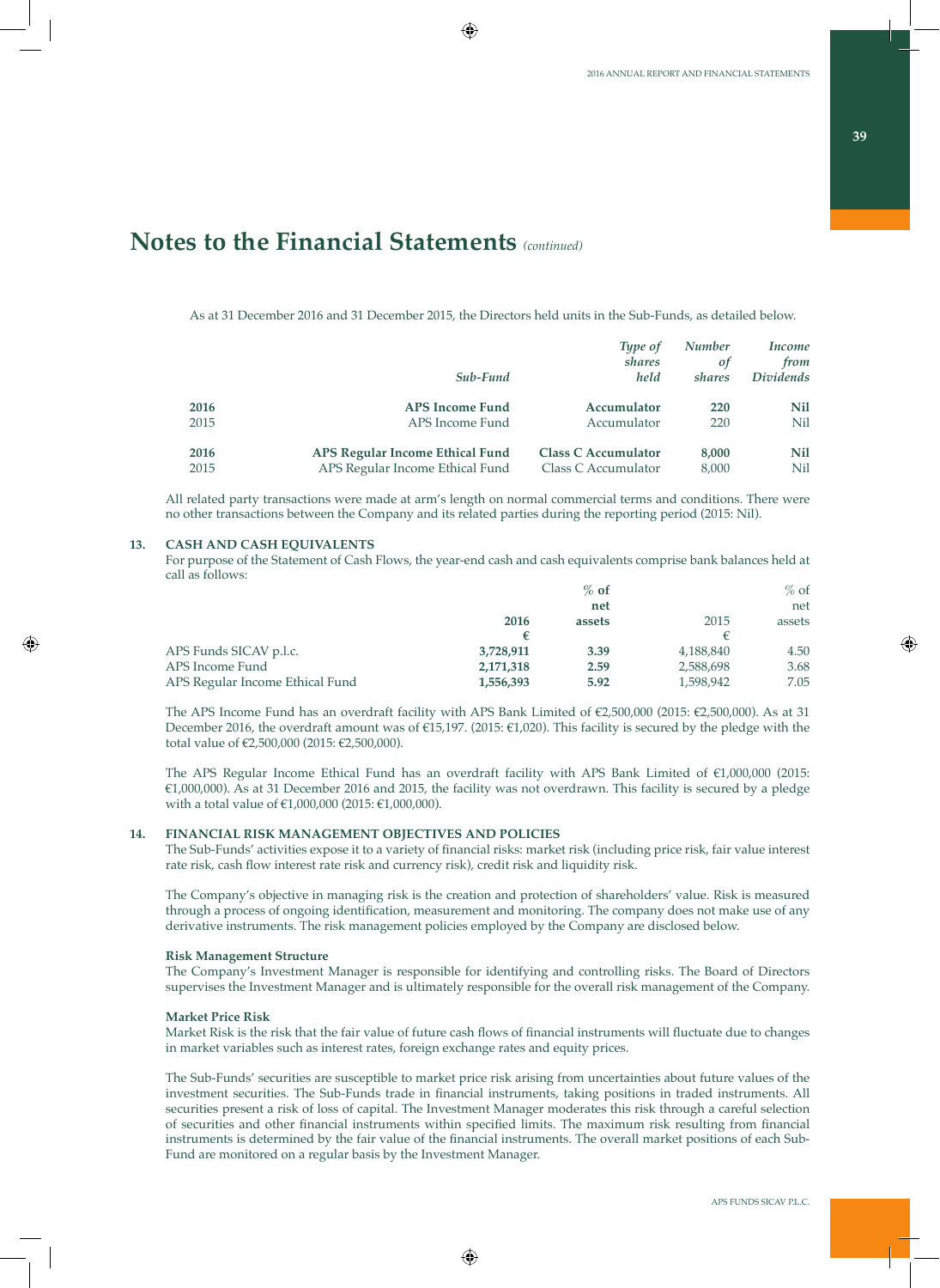# Notes to the Financial Statements *(continued)*

As at 31 December 2016 and 31 December 2015, the Directors held units in the Sub-Funds, as detailed below.

| | *Sub-Fund* | *Type of shares held* | *Number of shares* | *Income from Dividends* |
|---|---|---|---|---|
| **2016** | **APS Income Fund** | **Accumulator** | **220** | **Nil** |
| 2015 | APS Income Fund | Accumulator | 220 | Nil |
| **2016** | **APS Regular Income Ethical Fund** | **Class C Accumulator** | **8,000** | **Nil** |
| 2015 | APS Regular Income Ethical Fund | Class C Accumulator | 8,000 | Nil |

All related party transactions were made at arm's length on normal commercial terms and conditions. There were no other transactions between the Company and its related parties during the reporting period (2015: Nil).

## 13. CASH AND CASH EQUIVALENTS

For purpose of the Statement of Cash Flows, the year-end cash and cash equivalents comprise bank balances held at call as follows:

| | **2016** | **% of net assets** | 2015 | % of net assets |
|---|---|---|---|---|
| | **€** | | € | |
| APS Funds SICAV p.l.c. | **3,728,911** | **3.39** | 4,188,840 | 4.50 |
| APS Income Fund | **2,171,318** | **2.59** | 2,588,698 | 3.68 |
| APS Regular Income Ethical Fund | **1,556,393** | **5.92** | 1,598,942 | 7.05 |

The APS Income Fund has an overdraft facility with APS Bank Limited of €2,500,000 (2015: €2,500,000). As at 31 December 2016, the overdraft amount was of €15,197. (2015: €1,020). This facility is secured by the pledge with the total value of €2,500,000 (2015: €2,500,000).

The APS Regular Income Ethical Fund has an overdraft facility with APS Bank Limited of €1,000,000 (2015: €1,000,000). As at 31 December 2016 and 2015, the facility was not overdrawn. This facility is secured by a pledge with a total value of €1,000,000 (2015: €1,000,000).

## 14. FINANCIAL RISK MANAGEMENT OBJECTIVES AND POLICIES

The Sub-Funds' activities expose it to a variety of financial risks: market risk (including price risk, fair value interest rate risk, cash flow interest rate risk and currency risk), credit risk and liquidity risk.

The Company's objective in managing risk is the creation and protection of shareholders' value. Risk is measured through a process of ongoing identification, measurement and monitoring. The company does not make use of any derivative instruments. The risk management policies employed by the Company are disclosed below.

**Risk Management Structure**

The Company's Investment Manager is responsible for identifying and controlling risks. The Board of Directors supervises the Investment Manager and is ultimately responsible for the overall risk management of the Company.

**Market Price Risk**

Market Risk is the risk that the fair value of future cash flows of financial instruments will fluctuate due to changes in market variables such as interest rates, foreign exchange rates and equity prices.

The Sub-Funds' securities are susceptible to market price risk arising from uncertainties about future values of the investment securities. The Sub-Funds trade in financial instruments, taking positions in traded instruments. All securities present a risk of loss of capital. The Investment Manager moderates this risk through a careful selection of securities and other financial instruments within specified limits. The maximum risk resulting from financial instruments is determined by the fair value of the financial instruments. The overall market positions of each Sub-Fund are monitored on a regular basis by the Investment Manager.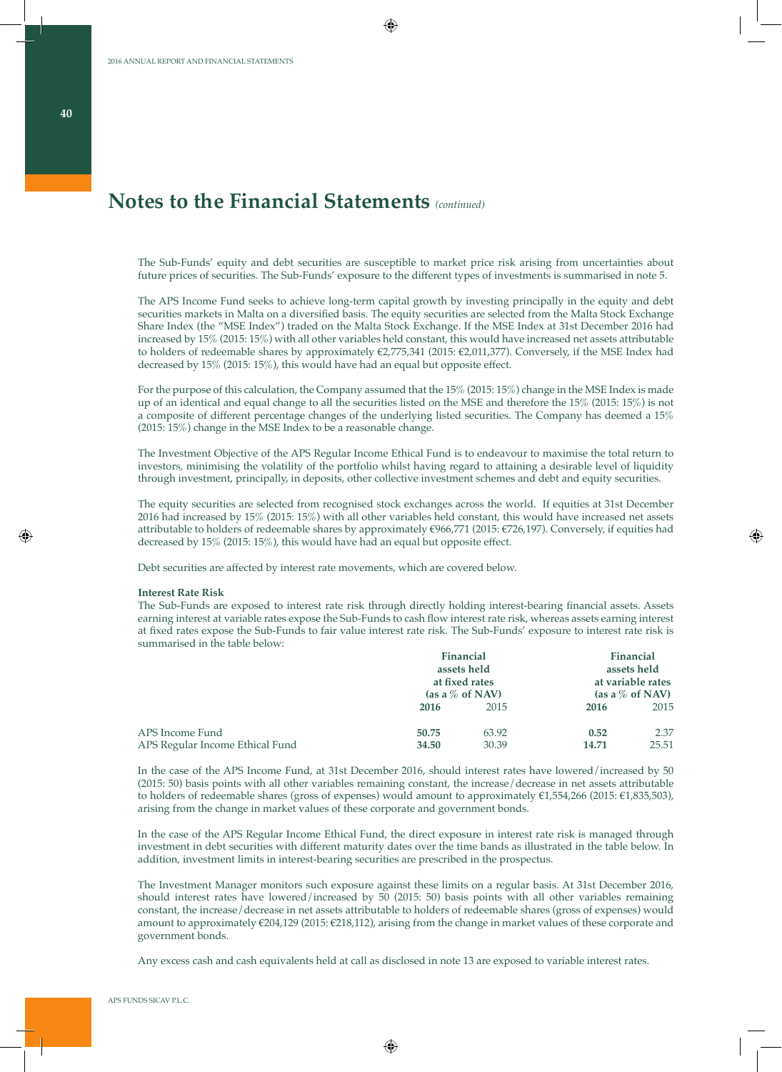# Notes to the Financial Statements *(continued)*

The Sub-Funds' equity and debt securities are susceptible to market price risk arising from uncertainties about future prices of securities. The Sub-Funds' exposure to the different types of investments is summarised in note 5.

The APS Income Fund seeks to achieve long-term capital growth by investing principally in the equity and debt securities markets in Malta on a diversified basis. The equity securities are selected from the Malta Stock Exchange Share Index (the "MSE Index") traded on the Malta Stock Exchange. If the MSE Index at 31st December 2016 had increased by 15% (2015: 15%) with all other variables held constant, this would have increased net assets attributable to holders of redeemable shares by approximately €2,775,341 (2015: €2,011,377). Conversely, if the MSE Index had decreased by 15% (2015: 15%), this would have had an equal but opposite effect.

For the purpose of this calculation, the Company assumed that the 15% (2015: 15%) change in the MSE Index is made up of an identical and equal change to all the securities listed on the MSE and therefore the 15% (2015: 15%) is not a composite of different percentage changes of the underlying listed securities. The Company has deemed a 15% (2015: 15%) change in the MSE Index to be a reasonable change.

The Investment Objective of the APS Regular Income Ethical Fund is to endeavour to maximise the total return to investors, minimising the volatility of the portfolio whilst having regard to attaining a desirable level of liquidity through investment, principally, in deposits, other collective investment schemes and debt and equity securities.

The equity securities are selected from recognised stock exchanges across the world. If equities at 31st December 2016 had increased by 15% (2015: 15%) with all other variables held constant, this would have increased net assets attributable to holders of redeemable shares by approximately €966,771 (2015: €726,197). Conversely, if equities had decreased by 15% (2015: 15%), this would have had an equal but opposite effect.

Debt securities are affected by interest rate movements, which are covered below.

**Interest Rate Risk**

The Sub-Funds are exposed to interest rate risk through directly holding interest-bearing financial assets. Assets earning interest at variable rates expose the Sub-Funds to cash flow interest rate risk, whereas assets earning interest at fixed rates expose the Sub-Funds to fair value interest rate risk. The Sub-Funds' exposure to interest rate risk is summarised in the table below:

| | Financial assets held at fixed rates (as a % of NAV) | | Financial assets held at variable rates (as a % of NAV) | |
|---|---|---|---|---|
| | **2016** | 2015 | **2016** | 2015 |
| APS Income Fund | **50.75** | 63.92 | **0.52** | 2.37 |
| APS Regular Income Ethical Fund | **34.50** | 30.39 | **14.71** | 25.51 |

In the case of the APS Income Fund, at 31st December 2016, should interest rates have lowered/increased by 50 (2015: 50) basis points with all other variables remaining constant, the increase/decrease in net assets attributable to holders of redeemable shares (gross of expenses) would amount to approximately €1,554,266 (2015: €1,835,503), arising from the change in market values of these corporate and government bonds.

In the case of the APS Regular Income Ethical Fund, the direct exposure in interest rate risk is managed through investment in debt securities with different maturity dates over the time bands as illustrated in the table below. In addition, investment limits in interest-bearing securities are prescribed in the prospectus.

The Investment Manager monitors such exposure against these limits on a regular basis. At 31st December 2016, should interest rates have lowered/increased by 50 (2015: 50) basis points with all other variables remaining constant, the increase/decrease in net assets attributable to holders of redeemable shares (gross of expenses) would amount to approximately €204,129 (2015: €218,112), arising from the change in market values of these corporate and government bonds.

Any excess cash and cash equivalents held at call as disclosed in note 13 are exposed to variable interest rates.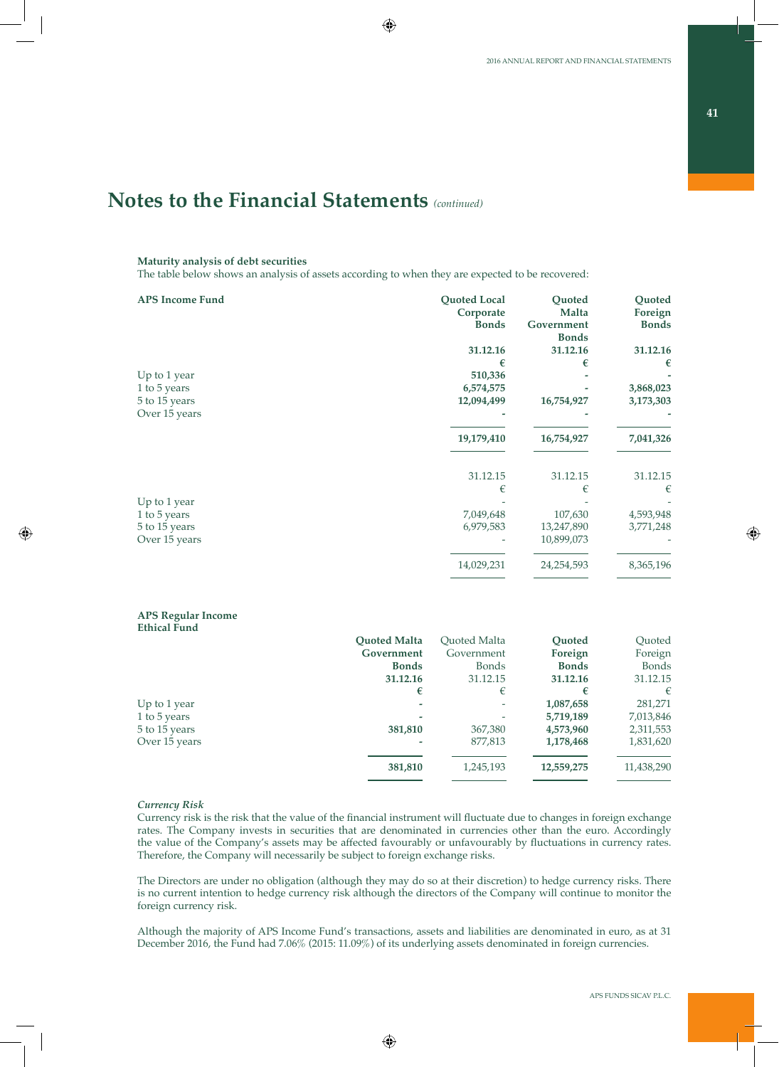## Notes to the Financial Statements *(continued)*

**Maturity analysis of debt securities**

The table below shows an analysis of assets according to when they are expected to be recovered:

| **APS Income Fund** | **Quoted Local Corporate Bonds** | **Quoted Malta Government Bonds** | **Quoted Foreign Bonds** |
|---|---|---|---|
| | **31.12.16** | **31.12.16** | **31.12.16** |
| | **€** | **€** | **€** |
| Up to 1 year | **510,336** | **-** | **-** |
| 1 to 5 years | **6,574,575** | **-** | **3,868,023** |
| 5 to 15 years | **12,094,499** | **16,754,927** | **3,173,303** |
| Over 15 years | **-** | **-** | **-** |
| | **19,179,410** | **16,754,927** | **7,041,326** |
| | 31.12.15 | 31.12.15 | 31.12.15 |
| | € | € | € |
| Up to 1 year | - | - | - |
| 1 to 5 years | 7,049,648 | 107,630 | 4,593,948 |
| 5 to 15 years | 6,979,583 | 13,247,890 | 3,771,248 |
| Over 15 years | - | 10,899,073 | - |
| | 14,029,231 | 24,254,593 | 8,365,196 |

| **APS Regular Income Ethical Fund** | **Quoted Malta Government Bonds** | Quoted Malta Government Bonds | **Quoted Foreign Bonds** | Quoted Foreign Bonds |
|---|---|---|---|---|
| | **31.12.16** | 31.12.15 | **31.12.16** | 31.12.15 |
| | **€** | € | **€** | € |
| Up to 1 year | **-** | - | **1,087,658** | 281,271 |
| 1 to 5 years | **-** | - | **5,719,189** | 7,013,846 |
| 5 to 15 years | **381,810** | 367,380 | **4,573,960** | 2,311,553 |
| Over 15 years | **-** | 877,813 | **1,178,468** | 1,831,620 |
| | **381,810** | 1,245,193 | **12,559,275** | 11,438,290 |

***Currency Risk***

Currency risk is the risk that the value of the financial instrument will fluctuate due to changes in foreign exchange rates. The Company invests in securities that are denominated in currencies other than the euro. Accordingly the value of the Company's assets may be affected favourably or unfavourably by fluctuations in currency rates. Therefore, the Company will necessarily be subject to foreign exchange risks.

The Directors are under no obligation (although they may do so at their discretion) to hedge currency risks. There is no current intention to hedge currency risk although the directors of the Company will continue to monitor the foreign currency risk.

Although the majority of APS Income Fund's transactions, assets and liabilities are denominated in euro, as at 31 December 2016, the Fund had 7.06% (2015: 11.09%) of its underlying assets denominated in foreign currencies.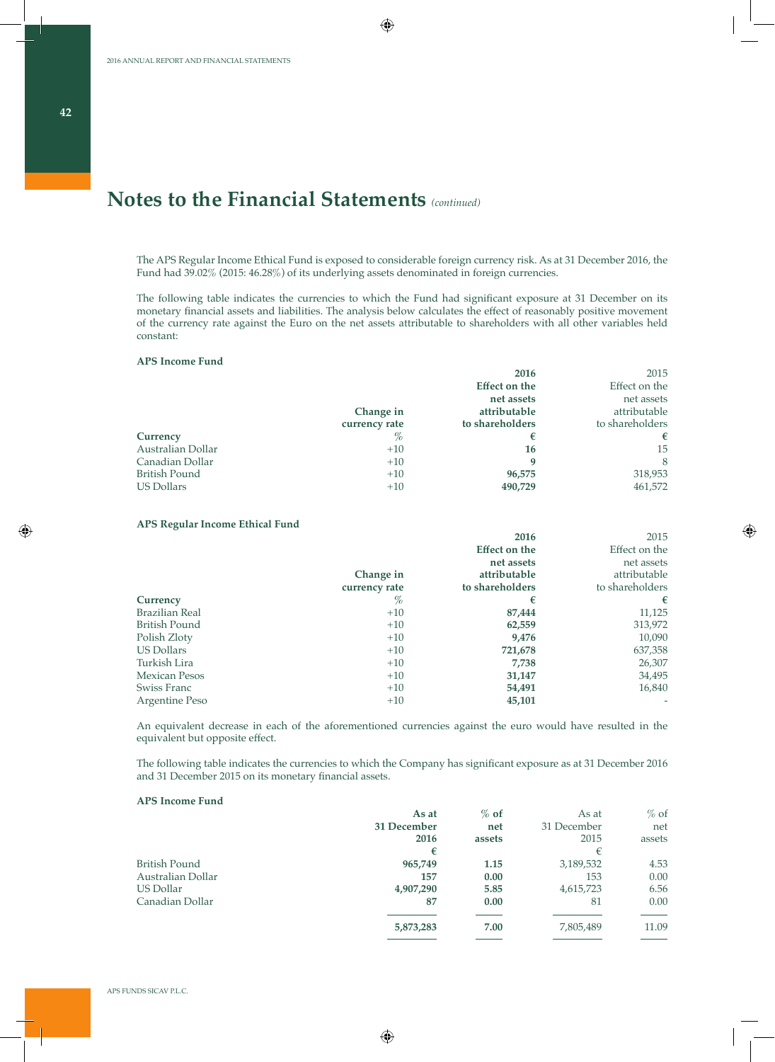# Notes to the Financial Statements *(continued)*

The APS Regular Income Ethical Fund is exposed to considerable foreign currency risk. As at 31 December 2016, the Fund had 39.02% (2015: 46.28%) of its underlying assets denominated in foreign currencies.

The following table indicates the currencies to which the Fund had significant exposure at 31 December on its monetary financial assets and liabilities. The analysis below calculates the effect of reasonably positive movement of the currency rate against the Euro on the net assets attributable to shareholders with all other variables held constant:

**APS Income Fund**

| Currency | Change in currency rate % | 2016 Effect on the net assets attributable to shareholders € | 2015 Effect on the net assets attributable to shareholders € |
|---|---|---|---|
| Australian Dollar | +10 | **16** | 15 |
| Canadian Dollar | +10 | **9** | 8 |
| British Pound | +10 | **96,575** | 318,953 |
| US Dollars | +10 | **490,729** | 461,572 |

**APS Regular Income Ethical Fund**

| Currency | Change in currency rate % | 2016 Effect on the net assets attributable to shareholders € | 2015 Effect on the net assets attributable to shareholders € |
|---|---|---|---|
| Brazilian Real | +10 | **87,444** | 11,125 |
| British Pound | +10 | **62,559** | 313,972 |
| Polish Zloty | +10 | **9,476** | 10,090 |
| US Dollars | +10 | **721,678** | 637,358 |
| Turkish Lira | +10 | **7,738** | 26,307 |
| Mexican Pesos | +10 | **31,147** | 34,495 |
| Swiss Franc | +10 | **54,491** | 16,840 |
| Argentine Peso | +10 | **45,101** | - |

An equivalent decrease in each of the aforementioned currencies against the euro would have resulted in the equivalent but opposite effect.

The following table indicates the currencies to which the Company has significant exposure as at 31 December 2016 and 31 December 2015 on its monetary financial assets.

**APS Income Fund**

| | As at 31 December 2016 € | % of net assets | As at 31 December 2015 € | % of net assets |
|---|---|---|---|---|
| British Pound | **965,749** | **1.15** | 3,189,532 | 4.53 |
| Australian Dollar | **157** | **0.00** | 153 | 0.00 |
| US Dollar | **4,907,290** | **5.85** | 4,615,723 | 6.56 |
| Canadian Dollar | **87** | **0.00** | 81 | 0.00 |
| | **5,873,283** | **7.00** | 7,805,489 | 11.09 |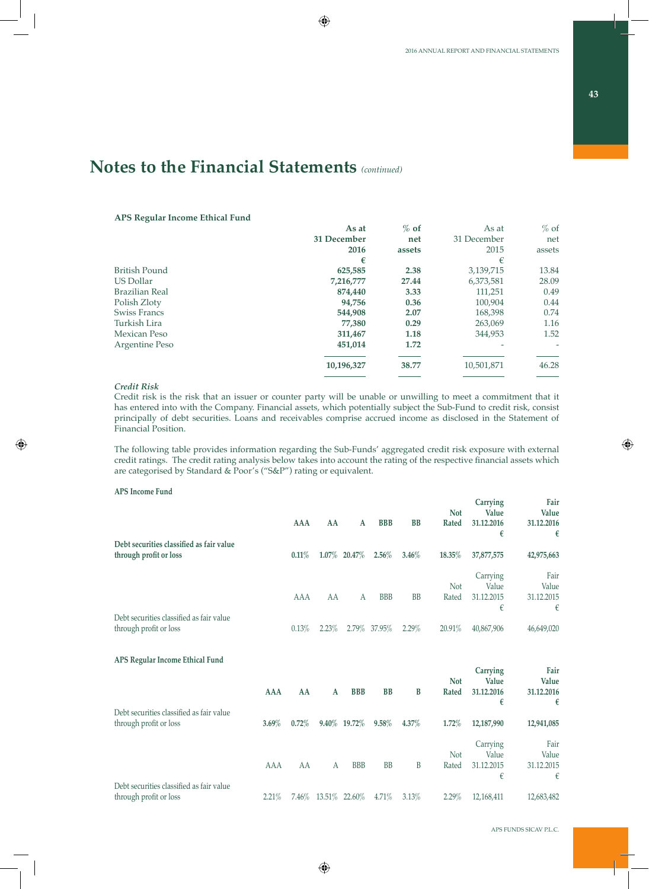# Notes to the Financial Statements *(continued)*

**APS Regular Income Ethical Fund**

| | **As at 31 December 2016 €** | **% of net assets** | As at 31 December 2015 € | % of net assets |
|---|---|---|---|---|
| British Pound | **625,585** | **2.38** | 3,139,715 | 13.84 |
| US Dollar | **7,216,777** | **27.44** | 6,373,581 | 28.09 |
| Brazilian Real | **874,440** | **3.33** | 111,251 | 0.49 |
| Polish Zloty | **94,756** | **0.36** | 100,904 | 0.44 |
| Swiss Francs | **544,908** | **2.07** | 168,398 | 0.74 |
| Turkish Lira | **77,380** | **0.29** | 263,069 | 1.16 |
| Mexican Peso | **311,467** | **1.18** | 344,953 | 1.52 |
| Argentine Peso | **451,014** | **1.72** | - | - |
| | **10,196,327** | **38.77** | 10,501,871 | 46.28 |

***Credit Risk***

Credit risk is the risk that an issuer or counter party will be unable or unwilling to meet a commitment that it has entered into with the Company. Financial assets, which potentially subject the Sub-Fund to credit risk, consist principally of debt securities. Loans and receivables comprise accrued income as disclosed in the Statement of Financial Position.

The following table provides information regarding the Sub-Funds' aggregated credit risk exposure with external credit ratings. The credit rating analysis below takes into account the rating of the respective financial assets which are categorised by Standard & Poor's ("S&P") rating or equivalent.

**APS Income Fund**

| | **AAA** | **AA** | **A** | **BBB** | **BB** | **Not Rated** | **Carrying Value 31.12.2016 €** | **Fair Value 31.12.2016 €** |
|---|---|---|---|---|---|---|---|---|
| **Debt securities classified as fair value through profit or loss** | **0.11%** | **1.07%** | **20.47%** | **2.56%** | **3.46%** | **18.35%** | **37,877,575** | **42,975,663** |

| | AAA | AA | A | BBB | BB | Not Rated | Carrying Value 31.12.2015 € | Fair Value 31.12.2015 € |
|---|---|---|---|---|---|---|---|---|
| Debt securities classified as fair value through profit or loss | 0.13% | 2.23% | 2.79% | 37.95% | 2.29% | 20.91% | 40,867,906 | 46,649,020 |

**APS Regular Income Ethical Fund**

| | **AAA** | **AA** | **A** | **BBB** | **BB** | **B** | **Not Rated** | **Carrying Value 31.12.2016 €** | **Fair Value 31.12.2016 €** |
|---|---|---|---|---|---|---|---|---|---|
| Debt securities classified as fair value through profit or loss | **3.69%** | **0.72%** | **9.40%** | **19.72%** | **9.58%** | **4.37%** | **1.72%** | **12,187,990** | **12,941,085** |

| | AAA | AA | A | BBB | BB | B | Not Rated | Carrying Value 31.12.2015 € | Fair Value 31.12.2015 € |
|---|---|---|---|---|---|---|---|---|---|
| Debt securities classified as fair value through profit or loss | 2.21% | 7.46% | 13.51% | 22.60% | 4.71% | 3.13% | 2.29% | 12,168,411 | 12,683,482 |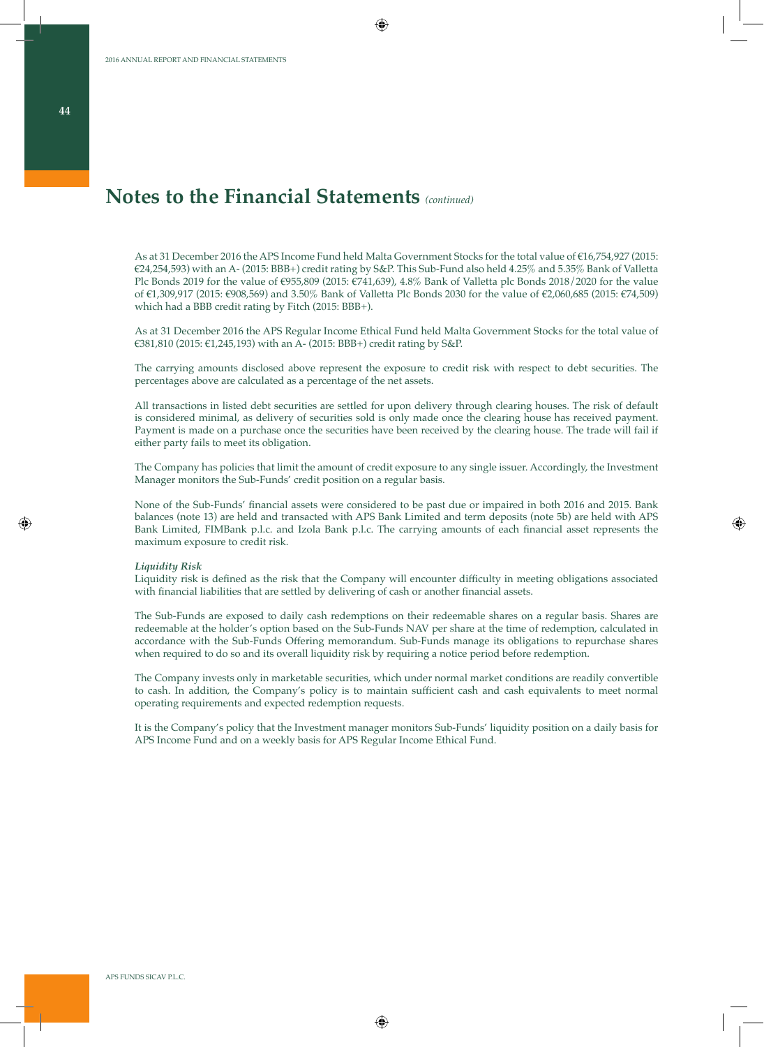# Notes to the Financial Statements *(continued)*

As at 31 December 2016 the APS Income Fund held Malta Government Stocks for the total value of €16,754,927 (2015: €24,254,593) with an A- (2015: BBB+) credit rating by S&P. This Sub-Fund also held 4.25% and 5.35% Bank of Valletta Plc Bonds 2019 for the value of €955,809 (2015: €741,639), 4.8% Bank of Valletta plc Bonds 2018/2020 for the value of €1,309,917 (2015: €908,569) and 3.50% Bank of Valletta Plc Bonds 2030 for the value of €2,060,685 (2015: €74,509) which had a BBB credit rating by Fitch (2015: BBB+).

As at 31 December 2016 the APS Regular Income Ethical Fund held Malta Government Stocks for the total value of €381,810 (2015: €1,245,193) with an A- (2015: BBB+) credit rating by S&P.

The carrying amounts disclosed above represent the exposure to credit risk with respect to debt securities. The percentages above are calculated as a percentage of the net assets.

All transactions in listed debt securities are settled for upon delivery through clearing houses. The risk of default is considered minimal, as delivery of securities sold is only made once the clearing house has received payment. Payment is made on a purchase once the securities have been received by the clearing house. The trade will fail if either party fails to meet its obligation.

The Company has policies that limit the amount of credit exposure to any single issuer. Accordingly, the Investment Manager monitors the Sub-Funds' credit position on a regular basis.

None of the Sub-Funds' financial assets were considered to be past due or impaired in both 2016 and 2015. Bank balances (note 13) are held and transacted with APS Bank Limited and term deposits (note 5b) are held with APS Bank Limited, FIMBank p.l.c. and Izola Bank p.l.c. The carrying amounts of each financial asset represents the maximum exposure to credit risk.

***Liquidity Risk***

Liquidity risk is defined as the risk that the Company will encounter difficulty in meeting obligations associated with financial liabilities that are settled by delivering of cash or another financial assets.

The Sub-Funds are exposed to daily cash redemptions on their redeemable shares on a regular basis. Shares are redeemable at the holder's option based on the Sub-Funds NAV per share at the time of redemption, calculated in accordance with the Sub-Funds Offering memorandum. Sub-Funds manage its obligations to repurchase shares when required to do so and its overall liquidity risk by requiring a notice period before redemption.

The Company invests only in marketable securities, which under normal market conditions are readily convertible to cash. In addition, the Company's policy is to maintain sufficient cash and cash equivalents to meet normal operating requirements and expected redemption requests.

It is the Company's policy that the Investment manager monitors Sub-Funds' liquidity position on a daily basis for APS Income Fund and on a weekly basis for APS Regular Income Ethical Fund.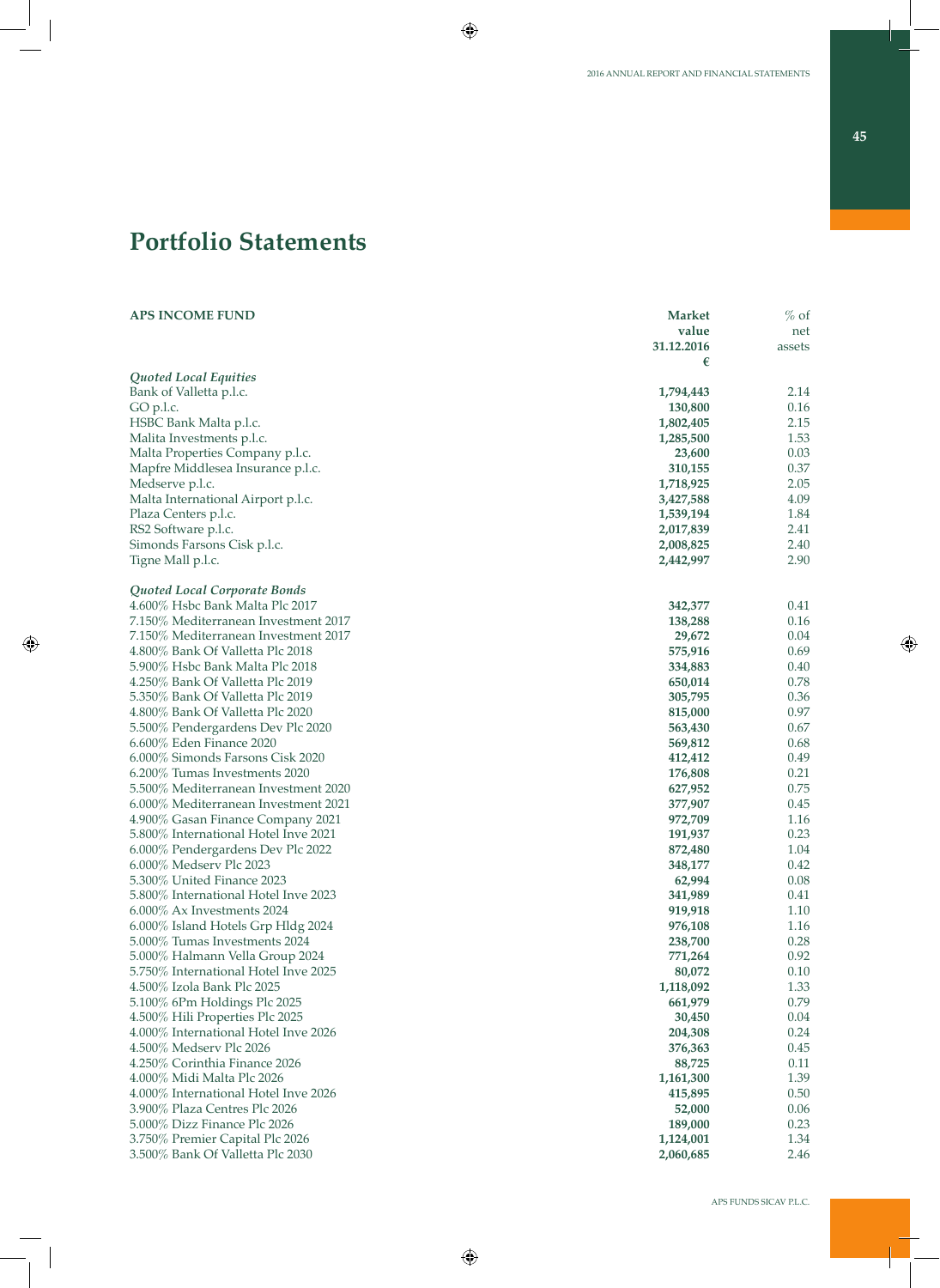# Portfolio Statements

| APS INCOME FUND | Market value 31.12.2016 € | % of net assets |
|---|---|---|
| *Quoted Local Equities* | | |
| Bank of Valletta p.l.c. | **1,794,443** | 2.14 |
| GO p.l.c. | **130,800** | 0.16 |
| HSBC Bank Malta p.l.c. | **1,802,405** | 2.15 |
| Malita Investments p.l.c. | **1,285,500** | 1.53 |
| Malta Properties Company p.l.c. | **23,600** | 0.03 |
| Mapfre Middlesea Insurance p.l.c. | **310,155** | 0.37 |
| Medserve p.l.c. | **1,718,925** | 2.05 |
| Malta International Airport p.l.c. | **3,427,588** | 4.09 |
| Plaza Centers p.l.c. | **1,539,194** | 1.84 |
| RS2 Software p.l.c. | **2,017,839** | 2.41 |
| Simonds Farsons Cisk p.l.c. | **2,008,825** | 2.40 |
| Tigne Mall p.l.c. | **2,442,997** | 2.90 |
| | | |
| *Quoted Local Corporate Bonds* | | |
| 4.600% Hsbc Bank Malta Plc 2017 | **342,377** | 0.41 |
| 7.150% Mediterranean Investment 2017 | **138,288** | 0.16 |
| 7.150% Mediterranean Investment 2017 | **29,672** | 0.04 |
| 4.800% Bank Of Valletta Plc 2018 | **575,916** | 0.69 |
| 5.900% Hsbc Bank Malta Plc 2018 | **334,883** | 0.40 |
| 4.250% Bank Of Valletta Plc 2019 | **650,014** | 0.78 |
| 5.350% Bank Of Valletta Plc 2019 | **305,795** | 0.36 |
| 4.800% Bank Of Valletta Plc 2020 | **815,000** | 0.97 |
| 5.500% Pendergardens Dev Plc 2020 | **563,430** | 0.67 |
| 6.600% Eden Finance 2020 | **569,812** | 0.68 |
| 6.000% Simonds Farsons Cisk 2020 | **412,412** | 0.49 |
| 6.200% Tumas Investments 2020 | **176,808** | 0.21 |
| 5.500% Mediterranean Investment 2020 | **627,952** | 0.75 |
| 6.000% Mediterranean Investment 2021 | **377,907** | 0.45 |
| 4.900% Gasan Finance Company 2021 | **972,709** | 1.16 |
| 5.800% International Hotel Inve 2021 | **191,937** | 0.23 |
| 6.000% Pendergardens Dev Plc 2022 | **872,480** | 1.04 |
| 6.000% Medserv Plc 2023 | **348,177** | 0.42 |
| 5.300% United Finance 2023 | **62,994** | 0.08 |
| 5.800% International Hotel Inve 2023 | **341,989** | 0.41 |
| 6.000% Ax Investments 2024 | **919,918** | 1.10 |
| 6.000% Island Hotels Grp Hldg 2024 | **976,108** | 1.16 |
| 5.000% Tumas Investments 2024 | **238,700** | 0.28 |
| 5.000% Halmann Vella Group 2024 | **771,264** | 0.92 |
| 5.750% International Hotel Inve 2025 | **80,072** | 0.10 |
| 4.500% Izola Bank Plc 2025 | **1,118,092** | 1.33 |
| 5.100% 6Pm Holdings Plc 2025 | **661,979** | 0.79 |
| 4.500% Hili Properties Plc 2025 | **30,450** | 0.04 |
| 4.000% International Hotel Inve 2026 | **204,308** | 0.24 |
| 4.500% Medserv Plc 2026 | **376,363** | 0.45 |
| 4.250% Corinthia Finance 2026 | **88,725** | 0.11 |
| 4.000% Midi Malta Plc 2026 | **1,161,300** | 1.39 |
| 4.000% International Hotel Inve 2026 | **415,895** | 0.50 |
| 3.900% Plaza Centres Plc 2026 | **52,000** | 0.06 |
| 5.000% Dizz Finance Plc 2026 | **189,000** | 0.23 |
| 3.750% Premier Capital Plc 2026 | **1,124,001** | 1.34 |
| 3.500% Bank Of Valletta Plc 2030 | **2,060,685** | 2.46 |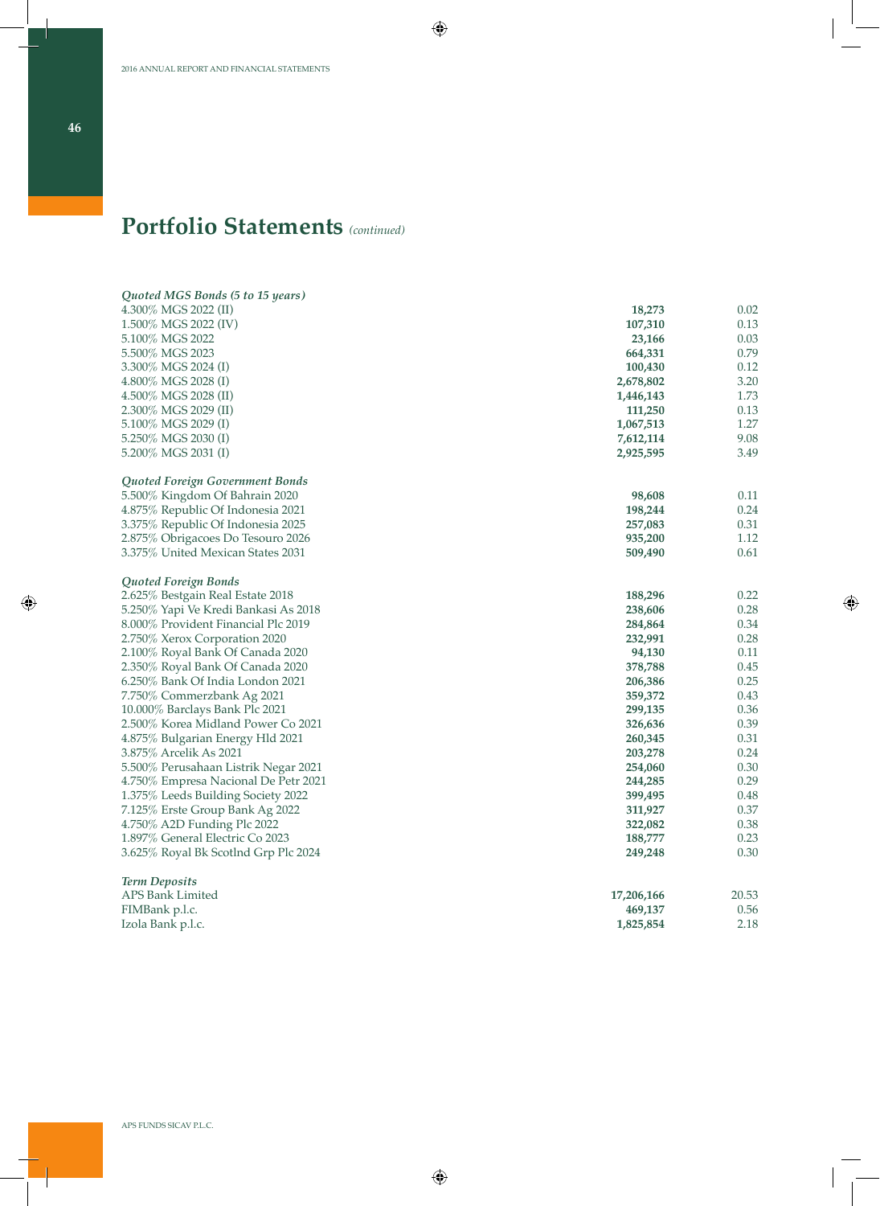## Portfolio Statements *(continued)*

| | | |
|---|---|---|
| ***Quoted MGS Bonds (5 to 15 years)*** | | |
| 4.300% MGS 2022 (II) | **18,273** | 0.02 |
| 1.500% MGS 2022 (IV) | **107,310** | 0.13 |
| 5.100% MGS 2022 | **23,166** | 0.03 |
| 5.500% MGS 2023 | **664,331** | 0.79 |
| 3.300% MGS 2024 (I) | **100,430** | 0.12 |
| 4.800% MGS 2028 (I) | **2,678,802** | 3.20 |
| 4.500% MGS 2028 (II) | **1,446,143** | 1.73 |
| 2.300% MGS 2029 (II) | **111,250** | 0.13 |
| 5.100% MGS 2029 (I) | **1,067,513** | 1.27 |
| 5.250% MGS 2030 (I) | **7,612,114** | 9.08 |
| 5.200% MGS 2031 (I) | **2,925,595** | 3.49 |
| | | |
| ***Quoted Foreign Government Bonds*** | | |
| 5.500% Kingdom Of Bahrain 2020 | **98,608** | 0.11 |
| 4.875% Republic Of Indonesia 2021 | **198,244** | 0.24 |
| 3.375% Republic Of Indonesia 2025 | **257,083** | 0.31 |
| 2.875% Obrigacoes Do Tesouro 2026 | **935,200** | 1.12 |
| 3.375% United Mexican States 2031 | **509,490** | 0.61 |
| | | |
| ***Quoted Foreign Bonds*** | | |
| 2.625% Bestgain Real Estate 2018 | **188,296** | 0.22 |
| 5.250% Yapi Ve Kredi Bankasi As 2018 | **238,606** | 0.28 |
| 8.000% Provident Financial Plc 2019 | **284,864** | 0.34 |
| 2.750% Xerox Corporation 2020 | **232,991** | 0.28 |
| 2.100% Royal Bank Of Canada 2020 | **94,130** | 0.11 |
| 2.350% Royal Bank Of Canada 2020 | **378,788** | 0.45 |
| 6.250% Bank Of India London 2021 | **206,386** | 0.25 |
| 7.750% Commerzbank Ag 2021 | **359,372** | 0.43 |
| 10.000% Barclays Bank Plc 2021 | **299,135** | 0.36 |
| 2.500% Korea Midland Power Co 2021 | **326,636** | 0.39 |
| 4.875% Bulgarian Energy Hld 2021 | **260,345** | 0.31 |
| 3.875% Arcelik As 2021 | **203,278** | 0.24 |
| 5.500% Perusahaan Listrik Negar 2021 | **254,060** | 0.30 |
| 4.750% Empresa Nacional De Petr 2021 | **244,285** | 0.29 |
| 1.375% Leeds Building Society 2022 | **399,495** | 0.48 |
| 7.125% Erste Group Bank Ag 2022 | **311,927** | 0.37 |
| 4.750% A2D Funding Plc 2022 | **322,082** | 0.38 |
| 1.897% General Electric Co 2023 | **188,777** | 0.23 |
| 3.625% Royal Bk Scotlnd Grp Plc 2024 | **249,248** | 0.30 |
| | | |
| ***Term Deposits*** | | |
| APS Bank Limited | **17,206,166** | 20.53 |
| FIMBank p.l.c. | **469,137** | 0.56 |
| Izola Bank p.l.c. | **1,825,854** | 2.18 |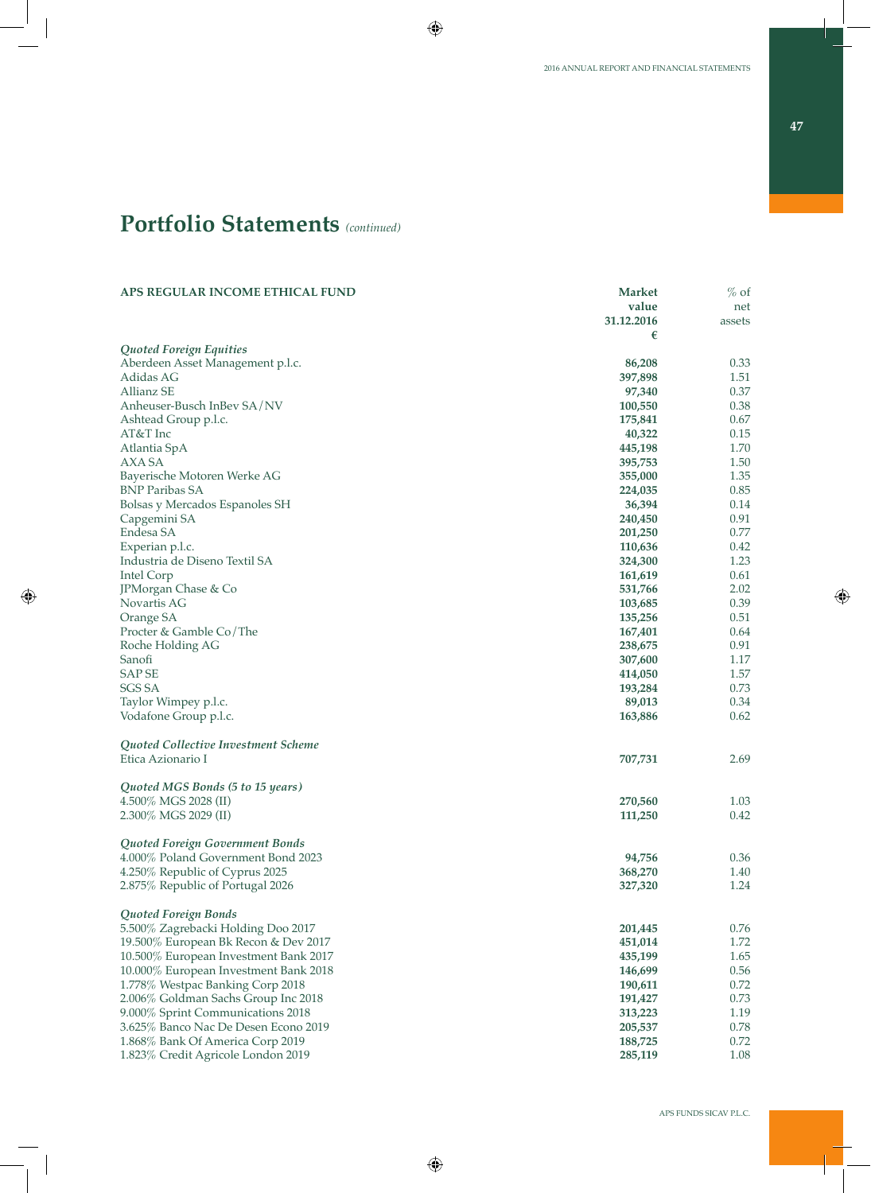## Portfolio Statements *(continued)*

| APS REGULAR INCOME ETHICAL FUND | Market value 31.12.2016 € | % of net assets |
|---|---|---|
| ***Quoted Foreign Equities*** | | |
| Aberdeen Asset Management p.l.c. | **86,208** | 0.33 |
| Adidas AG | **397,898** | 1.51 |
| Allianz SE | **97,340** | 0.37 |
| Anheuser-Busch InBev SA/NV | **100,550** | 0.38 |
| Ashtead Group p.l.c. | **175,841** | 0.67 |
| AT&T Inc | **40,322** | 0.15 |
| Atlantia SpA | **445,198** | 1.70 |
| AXA SA | **395,753** | 1.50 |
| Bayerische Motoren Werke AG | **355,000** | 1.35 |
| BNP Paribas SA | **224,035** | 0.85 |
| Bolsas y Mercados Espanoles SH | **36,394** | 0.14 |
| Capgemini SA | **240,450** | 0.91 |
| Endesa SA | **201,250** | 0.77 |
| Experian p.l.c. | **110,636** | 0.42 |
| Industria de Diseno Textil SA | **324,300** | 1.23 |
| Intel Corp | **161,619** | 0.61 |
| JPMorgan Chase & Co | **531,766** | 2.02 |
| Novartis AG | **103,685** | 0.39 |
| Orange SA | **135,256** | 0.51 |
| Procter & Gamble Co/The | **167,401** | 0.64 |
| Roche Holding AG | **238,675** | 0.91 |
| Sanofi | **307,600** | 1.17 |
| SAP SE | **414,050** | 1.57 |
| SGS SA | **193,284** | 0.73 |
| Taylor Wimpey p.l.c. | **89,013** | 0.34 |
| Vodafone Group p.l.c. | **163,886** | 0.62 |
| | | |
| ***Quoted Collective Investment Scheme*** | | |
| Etica Azionario I | **707,731** | 2.69 |
| | | |
| ***Quoted MGS Bonds (5 to 15 years)*** | | |
| 4.500% MGS 2028 (II) | **270,560** | 1.03 |
| 2.300% MGS 2029 (II) | **111,250** | 0.42 |
| | | |
| ***Quoted Foreign Government Bonds*** | | |
| 4.000% Poland Government Bond 2023 | **94,756** | 0.36 |
| 4.250% Republic of Cyprus 2025 | **368,270** | 1.40 |
| 2.875% Republic of Portugal 2026 | **327,320** | 1.24 |
| | | |
| ***Quoted Foreign Bonds*** | | |
| 5.500% Zagrebacki Holding Doo 2017 | **201,445** | 0.76 |
| 19.500% European Bk Recon & Dev 2017 | **451,014** | 1.72 |
| 10.500% European Investment Bank 2017 | **435,199** | 1.65 |
| 10.000% European Investment Bank 2018 | **146,699** | 0.56 |
| 1.778% Westpac Banking Corp 2018 | **190,611** | 0.72 |
| 2.006% Goldman Sachs Group Inc 2018 | **191,427** | 0.73 |
| 9.000% Sprint Communications 2018 | **313,223** | 1.19 |
| 3.625% Banco Nac De Desen Econo 2019 | **205,537** | 0.78 |
| 1.868% Bank Of America Corp 2019 | **188,725** | 0.72 |
| 1.823% Credit Agricole London 2019 | **285,119** | 1.08 |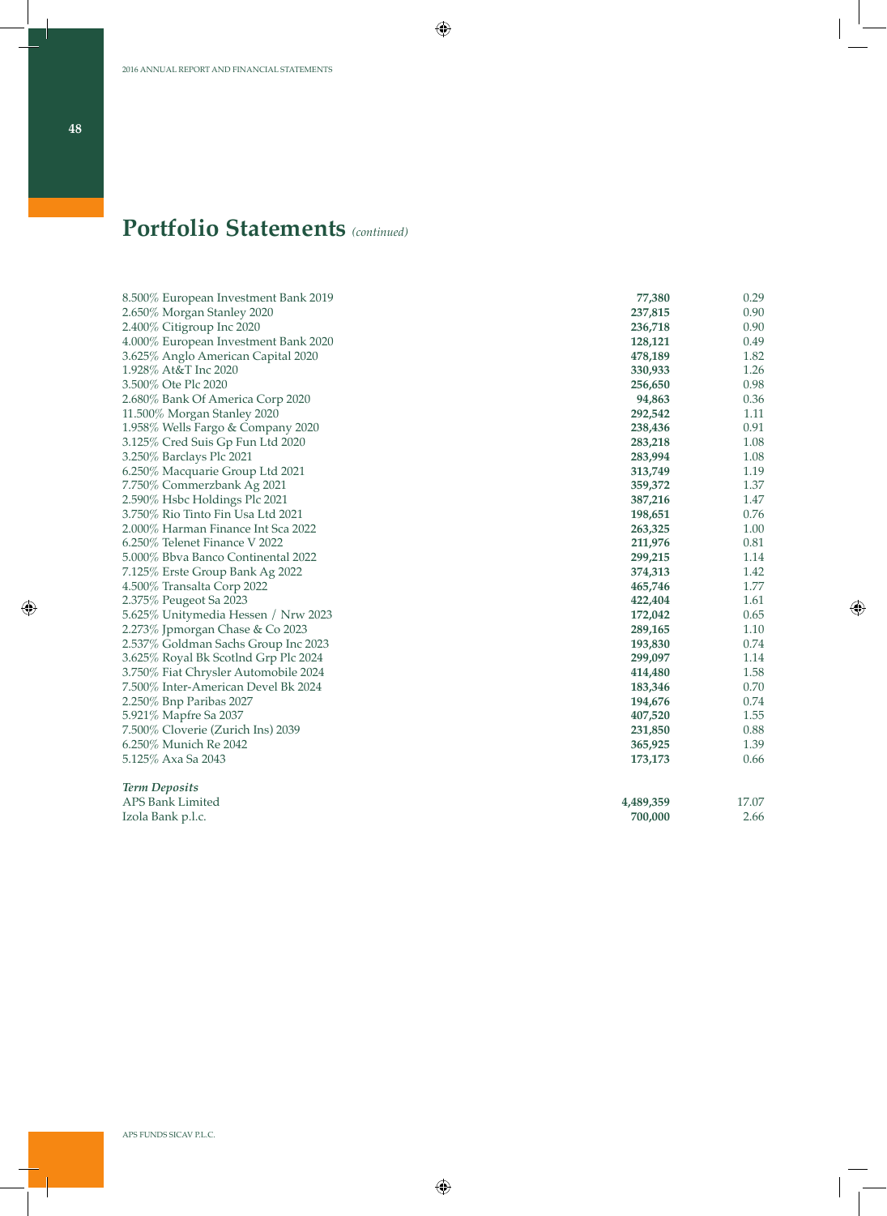## Portfolio Statements *(continued)*

| | | |
|---|---:|---:|
| 8.500% European Investment Bank 2019 | **77,380** | 0.29 |
| 2.650% Morgan Stanley 2020 | **237,815** | 0.90 |
| 2.400% Citigroup Inc 2020 | **236,718** | 0.90 |
| 4.000% European Investment Bank 2020 | **128,121** | 0.49 |
| 3.625% Anglo American Capital 2020 | **478,189** | 1.82 |
| 1.928% At&T Inc 2020 | **330,933** | 1.26 |
| 3.500% Ote Plc 2020 | **256,650** | 0.98 |
| 2.680% Bank Of America Corp 2020 | **94,863** | 0.36 |
| 11.500% Morgan Stanley 2020 | **292,542** | 1.11 |
| 1.958% Wells Fargo & Company 2020 | **238,436** | 0.91 |
| 3.125% Cred Suis Gp Fun Ltd 2020 | **283,218** | 1.08 |
| 3.250% Barclays Plc 2021 | **283,994** | 1.08 |
| 6.250% Macquarie Group Ltd 2021 | **313,749** | 1.19 |
| 7.750% Commerzbank Ag 2021 | **359,372** | 1.37 |
| 2.590% Hsbc Holdings Plc 2021 | **387,216** | 1.47 |
| 3.750% Rio Tinto Fin Usa Ltd 2021 | **198,651** | 0.76 |
| 2.000% Harman Finance Int Sca 2022 | **263,325** | 1.00 |
| 6.250% Telenet Finance V 2022 | **211,976** | 0.81 |
| 5.000% Bbva Banco Continental 2022 | **299,215** | 1.14 |
| 7.125% Erste Group Bank Ag 2022 | **374,313** | 1.42 |
| 4.500% Transalta Corp 2022 | **465,746** | 1.77 |
| 2.375% Peugeot Sa 2023 | **422,404** | 1.61 |
| 5.625% Unitymedia Hessen / Nrw 2023 | **172,042** | 0.65 |
| 2.273% Jpmorgan Chase & Co 2023 | **289,165** | 1.10 |
| 2.537% Goldman Sachs Group Inc 2023 | **193,830** | 0.74 |
| 3.625% Royal Bk Scotlnd Grp Plc 2024 | **299,097** | 1.14 |
| 3.750% Fiat Chrysler Automobile 2024 | **414,480** | 1.58 |
| 7.500% Inter-American Devel Bk 2024 | **183,346** | 0.70 |
| 2.250% Bnp Paribas 2027 | **194,676** | 0.74 |
| 5.921% Mapfre Sa 2037 | **407,520** | 1.55 |
| 7.500% Cloverie (Zurich Ins) 2039 | **231,850** | 0.88 |
| 6.250% Munich Re 2042 | **365,925** | 1.39 |
| 5.125% Axa Sa 2043 | **173,173** | 0.66 |
| | | |
| ***Term Deposits*** | | |
| APS Bank Limited | **4,489,359** | 17.07 |
| Izola Bank p.l.c. | **700,000** | 2.66 |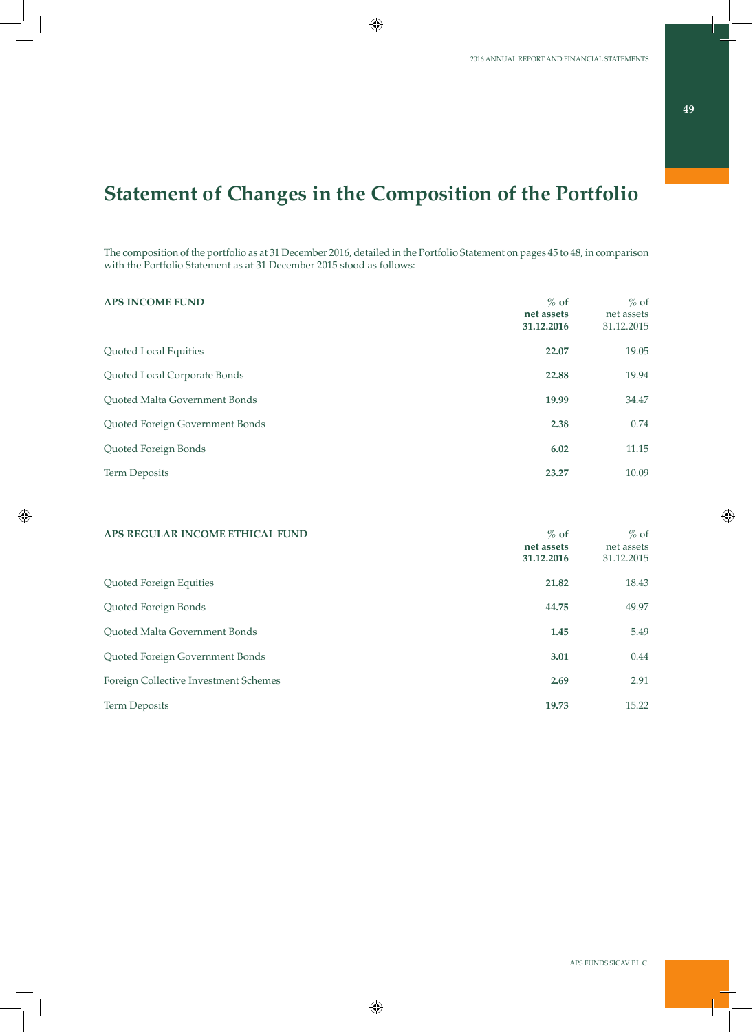# Statement of Changes in the Composition of the Portfolio

The composition of the portfolio as at 31 December 2016, detailed in the Portfolio Statement on pages 45 to 48, in comparison with the Portfolio Statement as at 31 December 2015 stood as follows:

| **APS INCOME FUND** | **% of net assets 31.12.2016** | % of net assets 31.12.2015 |
|---|---|---|
| Quoted Local Equities | **22.07** | 19.05 |
| Quoted Local Corporate Bonds | **22.88** | 19.94 |
| Quoted Malta Government Bonds | **19.99** | 34.47 |
| Quoted Foreign Government Bonds | **2.38** | 0.74 |
| Quoted Foreign Bonds | **6.02** | 11.15 |
| Term Deposits | **23.27** | 10.09 |

| **APS REGULAR INCOME ETHICAL FUND** | **% of net assets 31.12.2016** | % of net assets 31.12.2015 |
|---|---|---|
| Quoted Foreign Equities | **21.82** | 18.43 |
| Quoted Foreign Bonds | **44.75** | 49.97 |
| Quoted Malta Government Bonds | **1.45** | 5.49 |
| Quoted Foreign Government Bonds | **3.01** | 0.44 |
| Foreign Collective Investment Schemes | **2.69** | 2.91 |
| Term Deposits | **19.73** | 15.22 |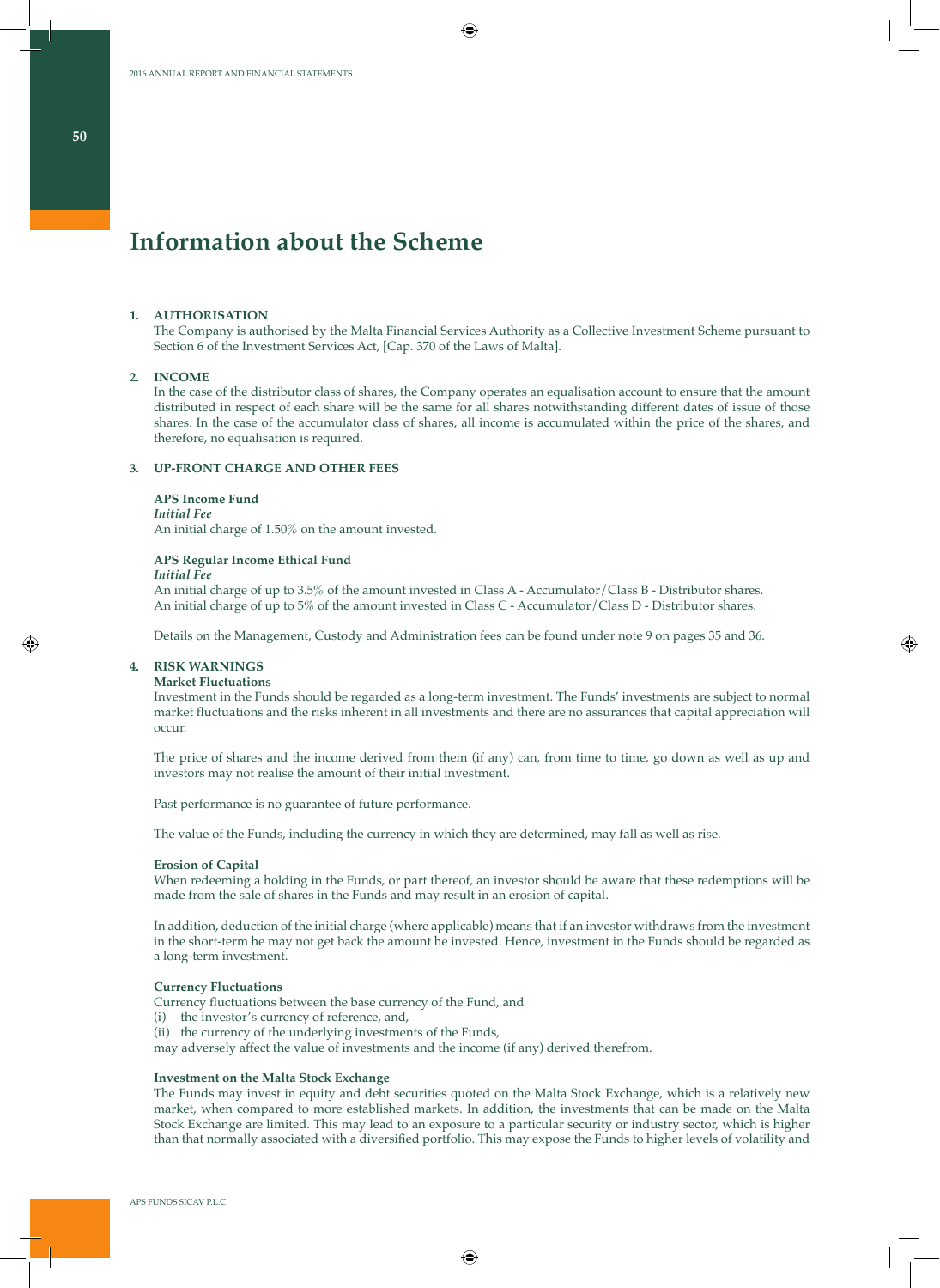# Information about the Scheme

**1. AUTHORISATION**

The Company is authorised by the Malta Financial Services Authority as a Collective Investment Scheme pursuant to Section 6 of the Investment Services Act, [Cap. 370 of the Laws of Malta].

**2. INCOME**

In the case of the distributor class of shares, the Company operates an equalisation account to ensure that the amount distributed in respect of each share will be the same for all shares notwithstanding different dates of issue of those shares. In the case of the accumulator class of shares, all income is accumulated within the price of the shares, and therefore, no equalisation is required.

**3. UP-FRONT CHARGE AND OTHER FEES**

**APS Income Fund**
***Initial Fee***
An initial charge of 1.50% on the amount invested.

**APS Regular Income Ethical Fund**
***Initial Fee***
An initial charge of up to 3.5% of the amount invested in Class A - Accumulator/Class B - Distributor shares.
An initial charge of up to 5% of the amount invested in Class C - Accumulator/Class D - Distributor shares.

Details on the Management, Custody and Administration fees can be found under note 9 on pages 35 and 36.

**4. RISK WARNINGS**

**Market Fluctuations**
Investment in the Funds should be regarded as a long-term investment. The Funds' investments are subject to normal market fluctuations and the risks inherent in all investments and there are no assurances that capital appreciation will occur.

The price of shares and the income derived from them (if any) can, from time to time, go down as well as up and investors may not realise the amount of their initial investment.

Past performance is no guarantee of future performance.

The value of the Funds, including the currency in which they are determined, may fall as well as rise.

**Erosion of Capital**
When redeeming a holding in the Funds, or part thereof, an investor should be aware that these redemptions will be made from the sale of shares in the Funds and may result in an erosion of capital.

In addition, deduction of the initial charge (where applicable) means that if an investor withdraws from the investment in the short-term he may not get back the amount he invested. Hence, investment in the Funds should be regarded as a long-term investment.

**Currency Fluctuations**
Currency fluctuations between the base currency of the Fund, and
(i) the investor's currency of reference, and,
(ii) the currency of the underlying investments of the Funds,
may adversely affect the value of investments and the income (if any) derived therefrom.

**Investment on the Malta Stock Exchange**
The Funds may invest in equity and debt securities quoted on the Malta Stock Exchange, which is a relatively new market, when compared to more established markets. In addition, the investments that can be made on the Malta Stock Exchange are limited. This may lead to an exposure to a particular security or industry sector, which is higher than that normally associated with a diversified portfolio. This may expose the Funds to higher levels of volatility and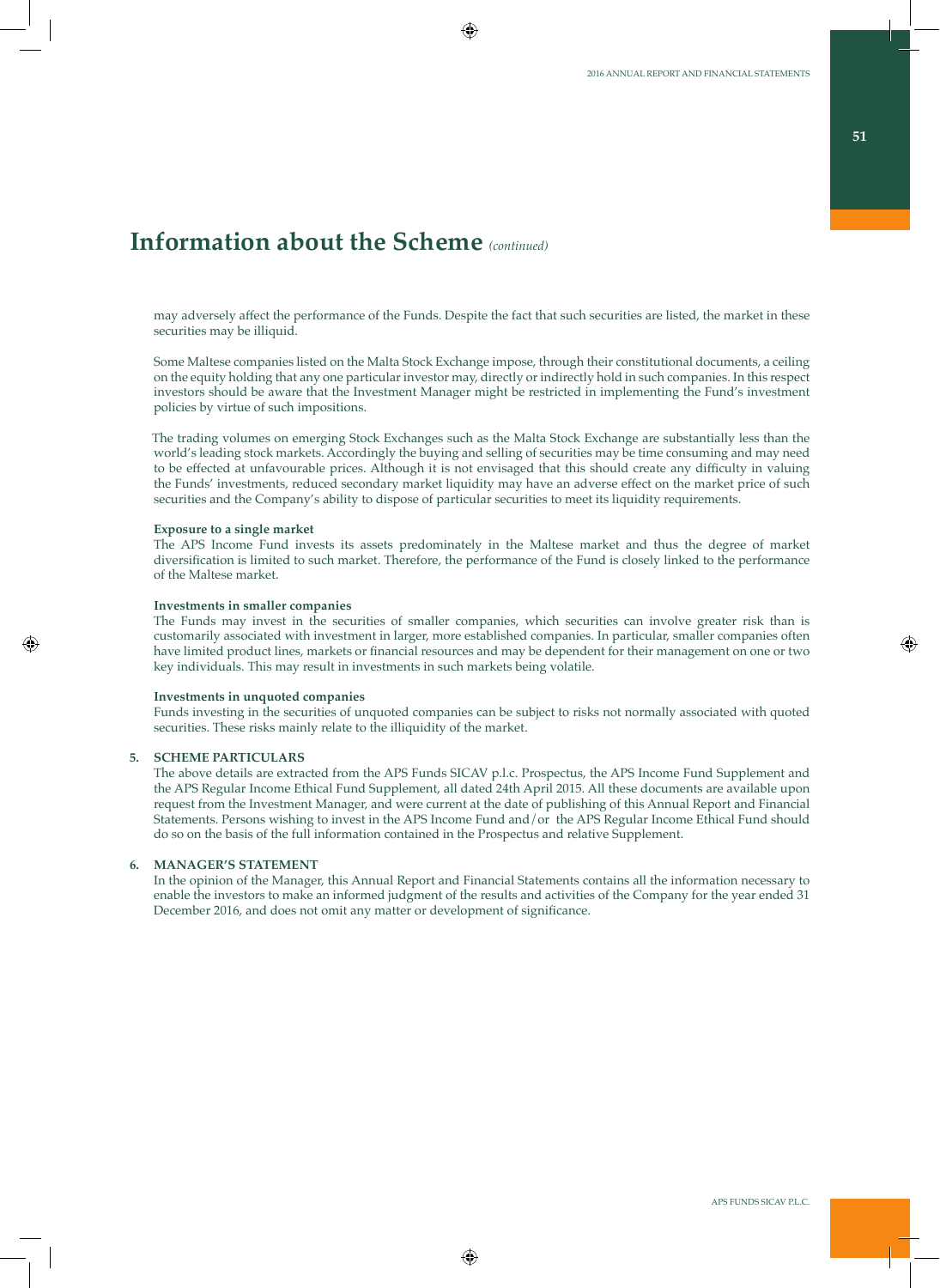# Information about the Scheme *(continued)*

may adversely affect the performance of the Funds. Despite the fact that such securities are listed, the market in these securities may be illiquid.

Some Maltese companies listed on the Malta Stock Exchange impose, through their constitutional documents, a ceiling on the equity holding that any one particular investor may, directly or indirectly hold in such companies. In this respect investors should be aware that the Investment Manager might be restricted in implementing the Fund's investment policies by virtue of such impositions.

The trading volumes on emerging Stock Exchanges such as the Malta Stock Exchange are substantially less than the world's leading stock markets. Accordingly the buying and selling of securities may be time consuming and may need to be effected at unfavourable prices. Although it is not envisaged that this should create any difficulty in valuing the Funds' investments, reduced secondary market liquidity may have an adverse effect on the market price of such securities and the Company's ability to dispose of particular securities to meet its liquidity requirements.

**Exposure to a single market**

The APS Income Fund invests its assets predominately in the Maltese market and thus the degree of market diversification is limited to such market. Therefore, the performance of the Fund is closely linked to the performance of the Maltese market.

**Investments in smaller companies**

The Funds may invest in the securities of smaller companies, which securities can involve greater risk than is customarily associated with investment in larger, more established companies. In particular, smaller companies often have limited product lines, markets or financial resources and may be dependent for their management on one or two key individuals. This may result in investments in such markets being volatile.

**Investments in unquoted companies**

Funds investing in the securities of unquoted companies can be subject to risks not normally associated with quoted securities. These risks mainly relate to the illiquidity of the market.

**5. SCHEME PARTICULARS**

The above details are extracted from the APS Funds SICAV p.l.c. Prospectus, the APS Income Fund Supplement and the APS Regular Income Ethical Fund Supplement, all dated 24th April 2015. All these documents are available upon request from the Investment Manager, and were current at the date of publishing of this Annual Report and Financial Statements. Persons wishing to invest in the APS Income Fund and/or the APS Regular Income Ethical Fund should do so on the basis of the full information contained in the Prospectus and relative Supplement.

**6. MANAGER'S STATEMENT**

In the opinion of the Manager, this Annual Report and Financial Statements contains all the information necessary to enable the investors to make an informed judgment of the results and activities of the Company for the year ended 31 December 2016, and does not omit any matter or development of significance.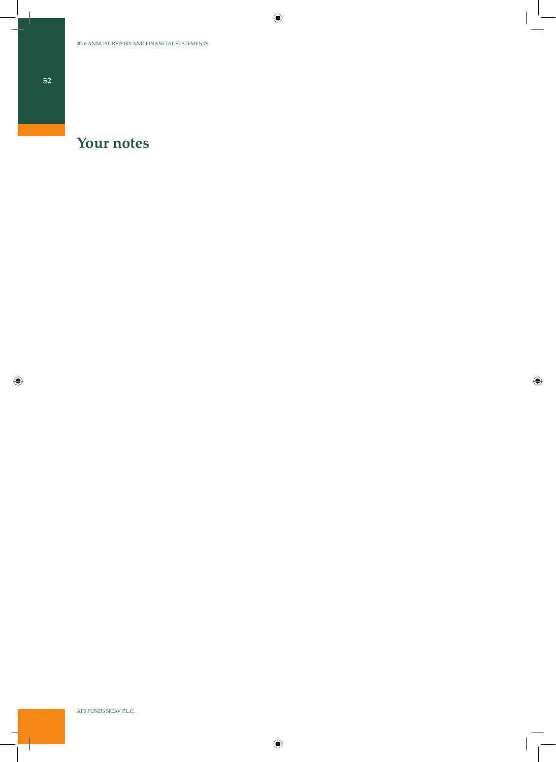# Your notes